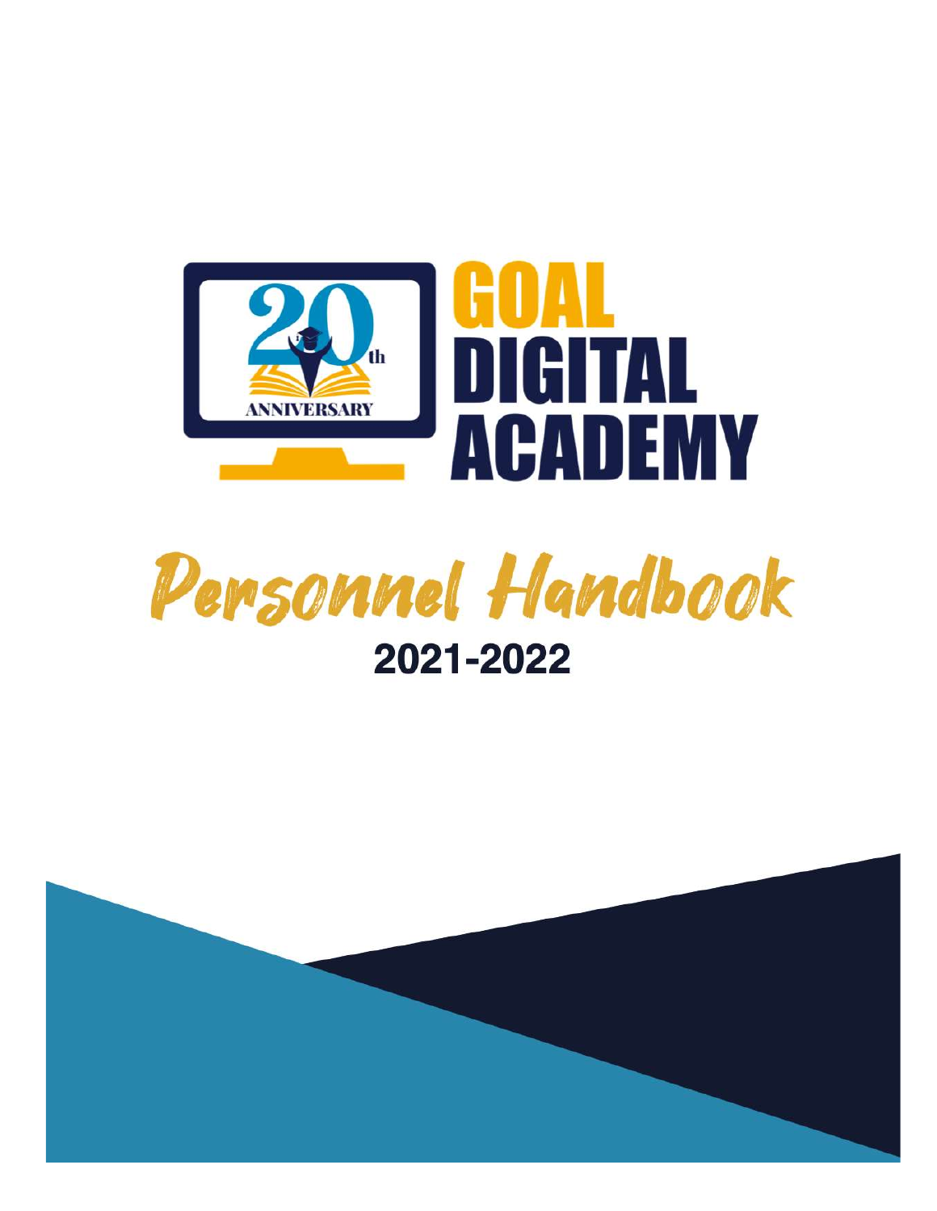20th ANNIVERSARY

# GOAL DIGITAL ACADEMY

## Personnel Handbook

**2021-2022**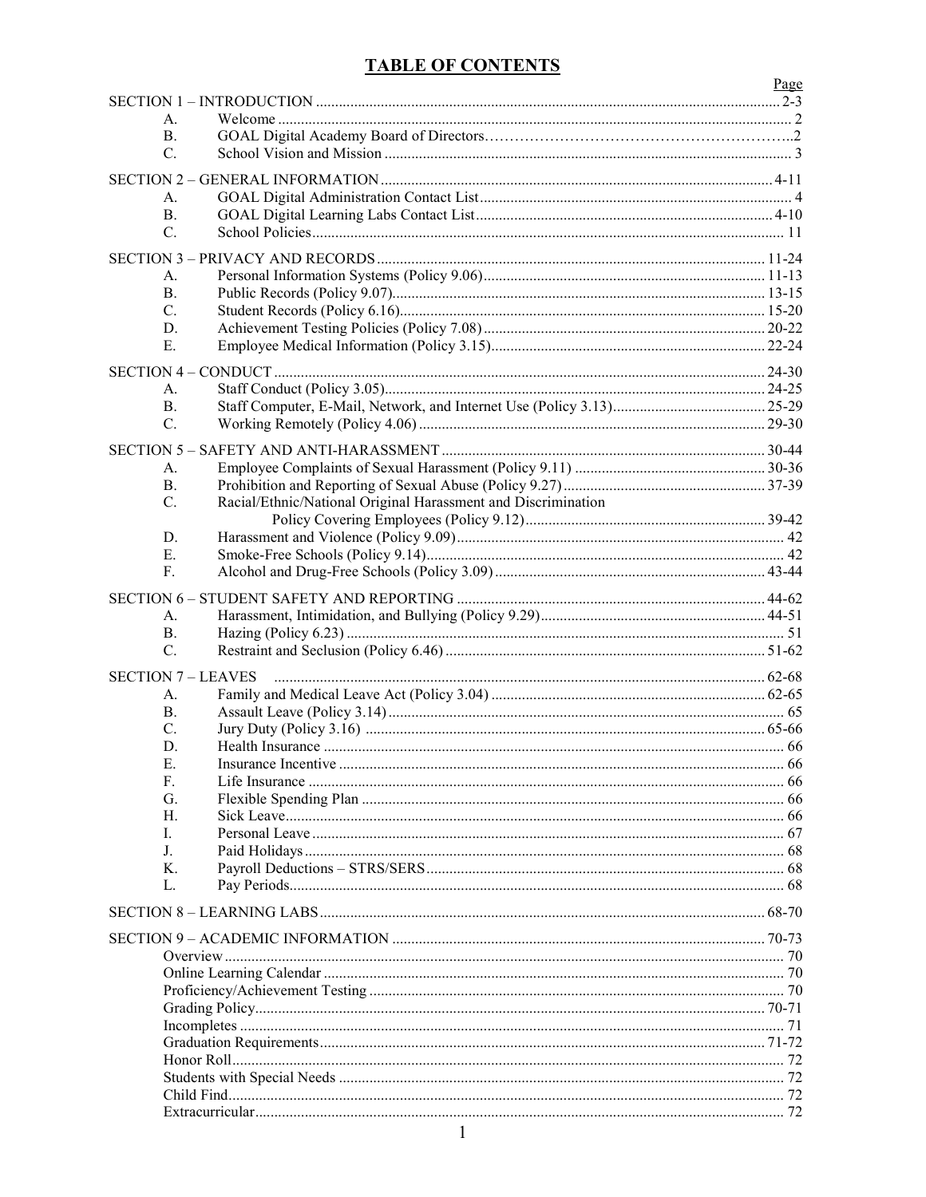# TABLE OF CONTENTS

| | | Page |
|---|---|---|
| SECTION 1 – INTRODUCTION | | 2-3 |
| A. | Welcome | 2 |
| B. | GOAL Digital Academy Board of Directors | 2 |
| C. | School Vision and Mission | 3 |
| SECTION 2 – GENERAL INFORMATION | | 4-11 |
| A. | GOAL Digital Administration Contact List | 4 |
| B. | GOAL Digital Learning Labs Contact List | 4-10 |
| C. | School Policies | 11 |
| SECTION 3 – PRIVACY AND RECORDS | | 11-24 |
| A. | Personal Information Systems (Policy 9.06) | 11-13 |
| B. | Public Records (Policy 9.07) | 13-15 |
| C. | Student Records (Policy 6.16) | 15-20 |
| D. | Achievement Testing Policies (Policy 7.08) | 20-22 |
| E. | Employee Medical Information (Policy 3.15) | 22-24 |
| SECTION 4 – CONDUCT | | 24-30 |
| A. | Staff Conduct (Policy 3.05) | 24-25 |
| B. | Staff Computer, E-Mail, Network, and Internet Use (Policy 3.13) | 25-29 |
| C. | Working Remotely (Policy 4.06) | 29-30 |
| SECTION 5 – SAFETY AND ANTI-HARASSMENT | | 30-44 |
| A. | Employee Complaints of Sexual Harassment (Policy 9.11) | 30-36 |
| B. | Prohibition and Reporting of Sexual Abuse (Policy 9.27) | 37-39 |
| C. | Racial/Ethnic/National Original Harassment and Discrimination Policy Covering Employees (Policy 9.12) | 39-42 |
| D. | Harassment and Violence (Policy 9.09) | 42 |
| E. | Smoke-Free Schools (Policy 9.14) | 42 |
| F. | Alcohol and Drug-Free Schools (Policy 3.09) | 43-44 |
| SECTION 6 – STUDENT SAFETY AND REPORTING | | 44-62 |
| A. | Harassment, Intimidation, and Bullying (Policy 9.29) | 44-51 |
| B. | Hazing (Policy 6.23) | 51 |
| C. | Restraint and Seclusion (Policy 6.46) | 51-62 |
| SECTION 7 – LEAVES | | 62-68 |
| A. | Family and Medical Leave Act (Policy 3.04) | 62-65 |
| B. | Assault Leave (Policy 3.14) | 65 |
| C. | Jury Duty (Policy 3.16) | 65-66 |
| D. | Health Insurance | 66 |
| E. | Insurance Incentive | 66 |
| F. | Life Insurance | 66 |
| G. | Flexible Spending Plan | 66 |
| H. | Sick Leave | 66 |
| I. | Personal Leave | 67 |
| J. | Paid Holidays | 68 |
| K. | Payroll Deductions – STRS/SERS | 68 |
| L. | Pay Periods | 68 |
| SECTION 8 – LEARNING LABS | | 68-70 |
| SECTION 9 – ACADEMIC INFORMATION | | 70-73 |
| | Overview | 70 |
| | Online Learning Calendar | 70 |
| | Proficiency/Achievement Testing | 70 |
| | Grading Policy | 70-71 |
| | Incompletes | 71 |
| | Graduation Requirements | 71-72 |
| | Honor Roll | 72 |
| | Students with Special Needs | 72 |
| | Child Find | 72 |
| | Extracurricular | 72 |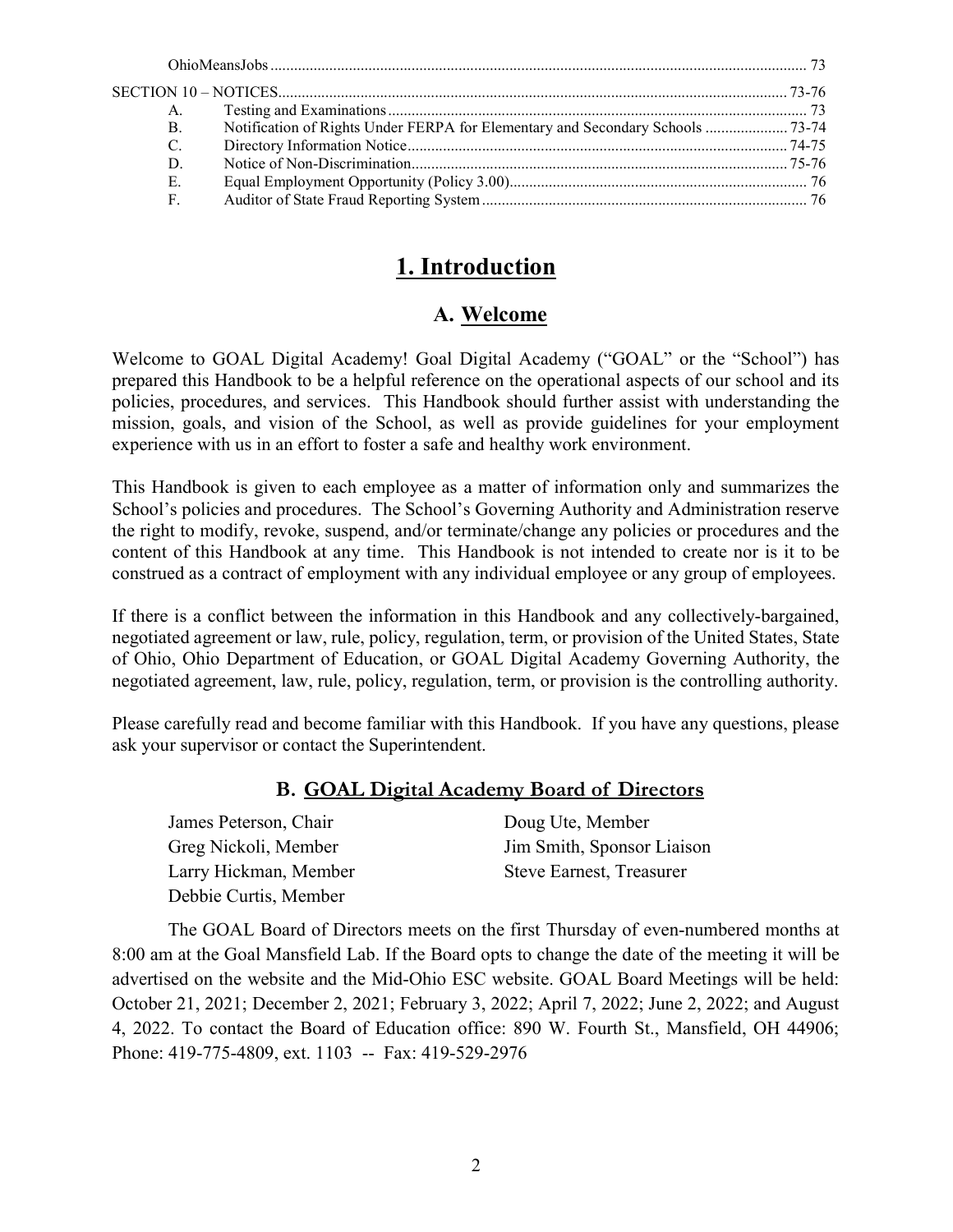| | | |
|---|---|---|
| OhioMeansJobs | | 73 |
| SECTION 10 – NOTICES | | 73-76 |
| A. | Testing and Examinations | 73 |
| B. | Notification of Rights Under FERPA for Elementary and Secondary Schools | 73-74 |
| C. | Directory Information Notice | 74-75 |
| D. | Notice of Non-Discrimination | 75-76 |
| E. | Equal Employment Opportunity (Policy 3.00) | 76 |
| F. | Auditor of State Fraud Reporting System | 76 |

# 1. Introduction

## A. Welcome

Welcome to GOAL Digital Academy! Goal Digital Academy ("GOAL" or the "School") has prepared this Handbook to be a helpful reference on the operational aspects of our school and its policies, procedures, and services. This Handbook should further assist with understanding the mission, goals, and vision of the School, as well as provide guidelines for your employment experience with us in an effort to foster a safe and healthy work environment.

This Handbook is given to each employee as a matter of information only and summarizes the School's policies and procedures. The School's Governing Authority and Administration reserve the right to modify, revoke, suspend, and/or terminate/change any policies or procedures and the content of this Handbook at any time. This Handbook is not intended to create nor is it to be construed as a contract of employment with any individual employee or any group of employees.

If there is a conflict between the information in this Handbook and any collectively-bargained, negotiated agreement or law, rule, policy, regulation, term, or provision of the United States, State of Ohio, Ohio Department of Education, or GOAL Digital Academy Governing Authority, the negotiated agreement, law, rule, policy, regulation, term, or provision is the controlling authority.

Please carefully read and become familiar with this Handbook. If you have any questions, please ask your supervisor or contact the Superintendent.

## B. GOAL Digital Academy Board of Directors

James Peterson, Chair
Greg Nickoli, Member
Larry Hickman, Member
Debbie Curtis, Member
Doug Ute, Member
Jim Smith, Sponsor Liaison
Steve Earnest, Treasurer

The GOAL Board of Directors meets on the first Thursday of even-numbered months at 8:00 am at the Goal Mansfield Lab. If the Board opts to change the date of the meeting it will be advertised on the website and the Mid-Ohio ESC website. GOAL Board Meetings will be held: October 21, 2021; December 2, 2021; February 3, 2022; April 7, 2022; June 2, 2022; and August 4, 2022. To contact the Board of Education office: 890 W. Fourth St., Mansfield, OH 44906; Phone: 419-775-4809, ext. 1103 -- Fax: 419-529-2976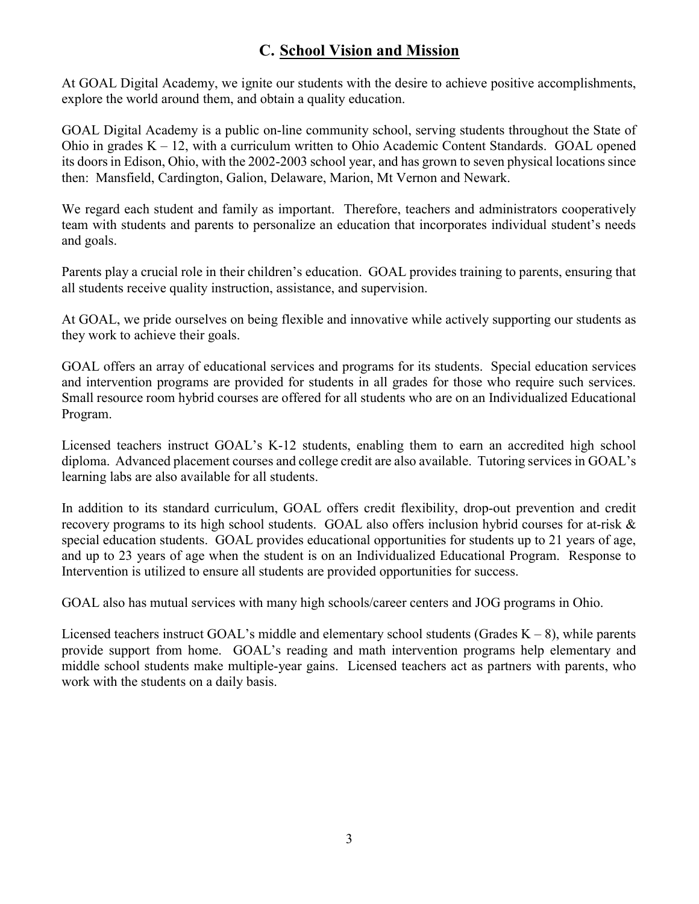## C. School Vision and Mission

At GOAL Digital Academy, we ignite our students with the desire to achieve positive accomplishments, explore the world around them, and obtain a quality education.

GOAL Digital Academy is a public on-line community school, serving students throughout the State of Ohio in grades K – 12, with a curriculum written to Ohio Academic Content Standards. GOAL opened its doors in Edison, Ohio, with the 2002-2003 school year, and has grown to seven physical locations since then: Mansfield, Cardington, Galion, Delaware, Marion, Mt Vernon and Newark.

We regard each student and family as important. Therefore, teachers and administrators cooperatively team with students and parents to personalize an education that incorporates individual student's needs and goals.

Parents play a crucial role in their children's education. GOAL provides training to parents, ensuring that all students receive quality instruction, assistance, and supervision.

At GOAL, we pride ourselves on being flexible and innovative while actively supporting our students as they work to achieve their goals.

GOAL offers an array of educational services and programs for its students. Special education services and intervention programs are provided for students in all grades for those who require such services. Small resource room hybrid courses are offered for all students who are on an Individualized Educational Program.

Licensed teachers instruct GOAL's K-12 students, enabling them to earn an accredited high school diploma. Advanced placement courses and college credit are also available. Tutoring services in GOAL's learning labs are also available for all students.

In addition to its standard curriculum, GOAL offers credit flexibility, drop-out prevention and credit recovery programs to its high school students. GOAL also offers inclusion hybrid courses for at-risk & special education students. GOAL provides educational opportunities for students up to 21 years of age, and up to 23 years of age when the student is on an Individualized Educational Program. Response to Intervention is utilized to ensure all students are provided opportunities for success.

GOAL also has mutual services with many high schools/career centers and JOG programs in Ohio.

Licensed teachers instruct GOAL's middle and elementary school students (Grades K – 8), while parents provide support from home. GOAL's reading and math intervention programs help elementary and middle school students make multiple-year gains. Licensed teachers act as partners with parents, who work with the students on a daily basis.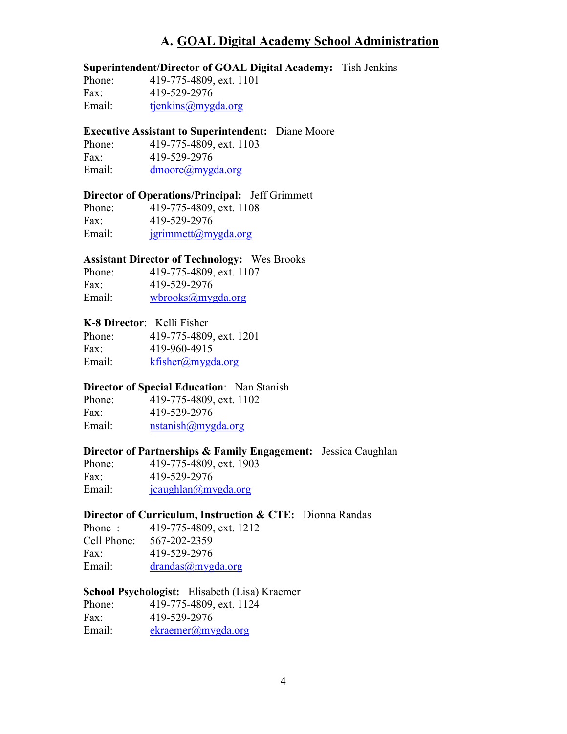## A. GOAL Digital Academy School Administration

**Superintendent/Director of GOAL Digital Academy:** Tish Jenkins
Phone: 419-775-4809, ext. 1101
Fax: 419-529-2976
Email: tjenkins@mygda.org

**Executive Assistant to Superintendent:** Diane Moore
Phone: 419-775-4809, ext. 1103
Fax: 419-529-2976
Email: dmoore@mygda.org

**Director of Operations/Principal:** Jeff Grimmett
Phone: 419-775-4809, ext. 1108
Fax: 419-529-2976
Email: jgrimmett@mygda.org

**Assistant Director of Technology:** Wes Brooks
Phone: 419-775-4809, ext. 1107
Fax: 419-529-2976
Email: wbrooks@mygda.org

**K-8 Director**: Kelli Fisher
Phone: 419-775-4809, ext. 1201
Fax: 419-960-4915
Email: kfisher@mygda.org

**Director of Special Education**: Nan Stanish
Phone: 419-775-4809, ext. 1102
Fax: 419-529-2976
Email: nstanish@mygda.org

**Director of Partnerships & Family Engagement:** Jessica Caughlan
Phone: 419-775-4809, ext. 1903
Fax: 419-529-2976
Email: jcaughlan@mygda.org

**Director of Curriculum, Instruction & CTE:** Dionna Randas
Phone : 419-775-4809, ext. 1212
Cell Phone: 567-202-2359
Fax: 419-529-2976
Email: drandas@mygda.org

**School Psychologist:** Elisabeth (Lisa) Kraemer
Phone: 419-775-4809, ext. 1124
Fax: 419-529-2976
Email: ekraemer@mygda.org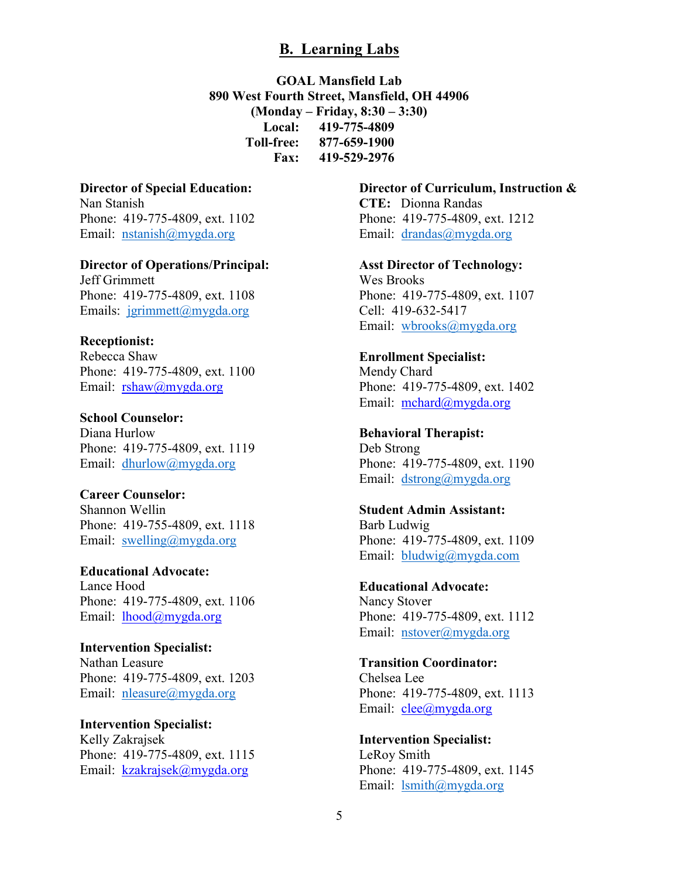## B. Learning Labs

**GOAL Mansfield Lab**
**890 West Fourth Street, Mansfield, OH 44906**
**(Monday – Friday, 8:30 – 3:30)**
**Local: 419-775-4809**
**Toll-free: 877-659-1900**
**Fax: 419-529-2976**

**Director of Special Education:**
Nan Stanish
Phone: 419-775-4809, ext. 1102
Email: nstanish@mygda.org

**Director of Operations/Principal:**
Jeff Grimmett
Phone: 419-775-4809, ext. 1108
Emails: jgrimmett@mygda.org

**Receptionist:**
Rebecca Shaw
Phone: 419-775-4809, ext. 1100
Email: rshaw@mygda.org

**School Counselor:**
Diana Hurlow
Phone: 419-775-4809, ext. 1119
Email: dhurlow@mygda.org

**Career Counselor:**
Shannon Wellin
Phone: 419-755-4809, ext. 1118
Email: swelling@mygda.org

**Educational Advocate:**
Lance Hood
Phone: 419-775-4809, ext. 1106
Email: lhood@mygda.org

**Intervention Specialist:**
Nathan Leasure
Phone: 419-775-4809, ext. 1203
Email: nleasure@mygda.org

**Intervention Specialist:**
Kelly Zakrajsek
Phone: 419-775-4809, ext. 1115
Email: kzakrajsek@mygda.org

**Director of Curriculum, Instruction & CTE:** Dionna Randas
Phone: 419-775-4809, ext. 1212
Email: drandas@mygda.org

**Asst Director of Technology:**
Wes Brooks
Phone: 419-775-4809, ext. 1107
Cell: 419-632-5417
Email: wbrooks@mygda.org

**Enrollment Specialist:**
Mendy Chard
Phone: 419-775-4809, ext. 1402
Email: mchard@mygda.org

**Behavioral Therapist:**
Deb Strong
Phone: 419-775-4809, ext. 1190
Email: dstrong@mygda.org

**Student Admin Assistant:**
Barb Ludwig
Phone: 419-775-4809, ext. 1109
Email: bludwig@mygda.com

**Educational Advocate:**
Nancy Stover
Phone: 419-775-4809, ext. 1112
Email: nstover@mygda.org

**Transition Coordinator:**
Chelsea Lee
Phone: 419-775-4809, ext. 1113
Email: clee@mygda.org

**Intervention Specialist:**
LeRoy Smith
Phone: 419-775-4809, ext. 1145
Email: lsmith@mygda.org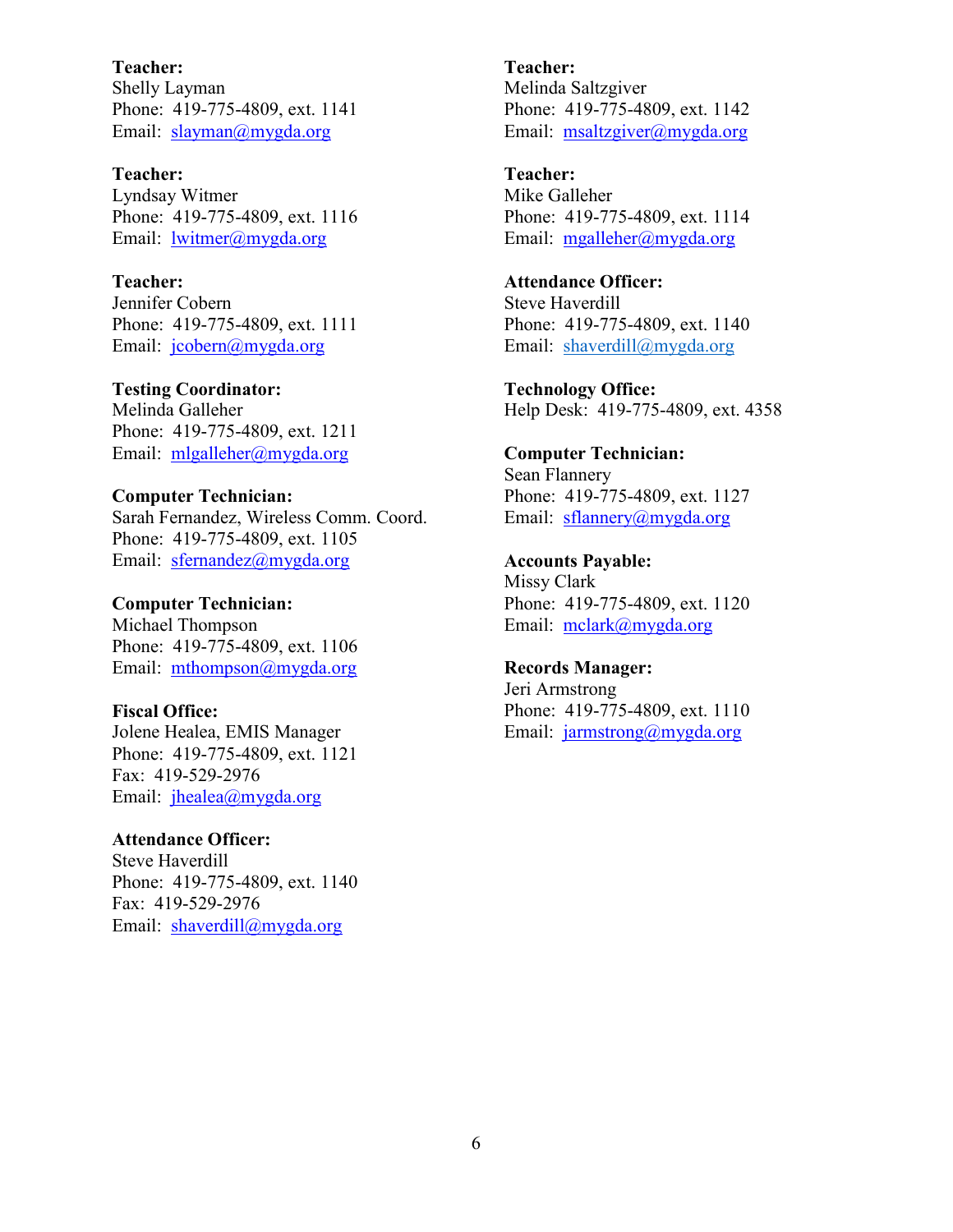**Teacher:**
Shelly Layman
Phone: 419-775-4809, ext. 1141
Email: slayman@mygda.org

**Teacher:**
Lyndsay Witmer
Phone: 419-775-4809, ext. 1116
Email: lwitmer@mygda.org

**Teacher:**
Jennifer Cobern
Phone: 419-775-4809, ext. 1111
Email: jcobern@mygda.org

**Testing Coordinator:**
Melinda Galleher
Phone: 419-775-4809, ext. 1211
Email: mlgalleher@mygda.org

**Computer Technician:**
Sarah Fernandez, Wireless Comm. Coord.
Phone: 419-775-4809, ext. 1105
Email: sfernandez@mygda.org

**Computer Technician:**
Michael Thompson
Phone: 419-775-4809, ext. 1106
Email: mthompson@mygda.org

**Fiscal Office:**
Jolene Healea, EMIS Manager
Phone: 419-775-4809, ext. 1121
Fax: 419-529-2976
Email: jhealea@mygda.org

**Attendance Officer:**
Steve Haverdill
Phone: 419-775-4809, ext. 1140
Fax: 419-529-2976
Email: shaverdill@mygda.org

**Teacher:**
Melinda Saltzgiver
Phone: 419-775-4809, ext. 1142
Email: msaltzgiver@mygda.org

**Teacher:**
Mike Galleher
Phone: 419-775-4809, ext. 1114
Email: mgalleher@mygda.org

**Attendance Officer:**
Steve Haverdill
Phone: 419-775-4809, ext. 1140
Email: shaverdill@mygda.org

**Technology Office:**
Help Desk: 419-775-4809, ext. 4358

**Computer Technician:**
Sean Flannery
Phone: 419-775-4809, ext. 1127
Email: sflannery@mygda.org

**Accounts Payable:**
Missy Clark
Phone: 419-775-4809, ext. 1120
Email: mclark@mygda.org

**Records Manager:**
Jeri Armstrong
Phone: 419-775-4809, ext. 1110
Email: jarmstrong@mygda.org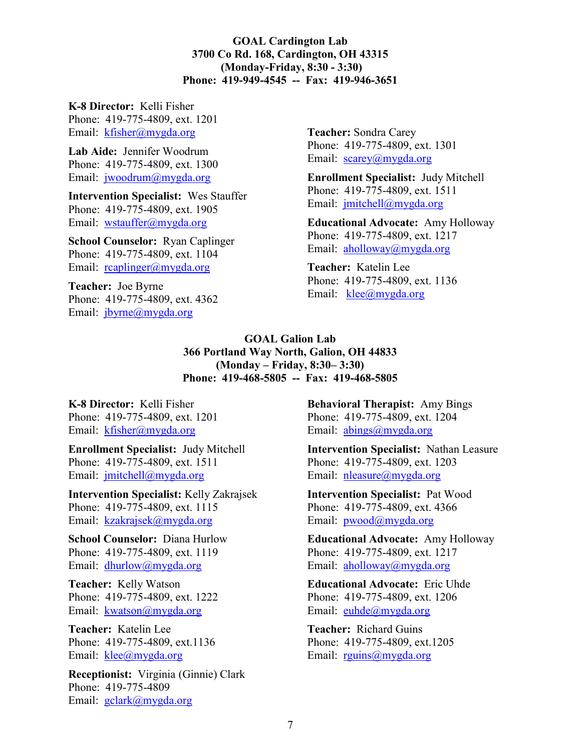**GOAL Cardington Lab**
**3700 Co Rd. 168, Cardington, OH 43315**
**(Monday-Friday, 8:30 - 3:30)**
**Phone: 419-949-4545 -- Fax: 419-946-3651**

**K-8 Director:** Kelli Fisher
Phone: 419-775-4809, ext. 1201
Email: kfisher@mygda.org

**Lab Aide:** Jennifer Woodrum
Phone: 419-775-4809, ext. 1300
Email: jwoodrum@mygda.org

**Intervention Specialist:** Wes Stauffer
Phone: 419-775-4809, ext. 1905
Email: wstauffer@mygda.org

**School Counselor:** Ryan Caplinger
Phone: 419-775-4809, ext. 1104
Email: rcaplinger@mygda.org

**Teacher:** Joe Byrne
Phone: 419-775-4809, ext. 4362
Email: jbyrne@mygda.org

**Teacher:** Sondra Carey
Phone: 419-775-4809, ext. 1301
Email: scarey@mygda.org

**Enrollment Specialist:** Judy Mitchell
Phone: 419-775-4809, ext. 1511
Email: jmitchell@mygda.org

**Educational Advocate:** Amy Holloway
Phone: 419-775-4809, ext. 1217
Email: aholloway@mygda.org

**Teacher:** Katelin Lee
Phone: 419-775-4809, ext. 1136
Email: klee@mygda.org

**GOAL Galion Lab**
**366 Portland Way North, Galion, OH 44833**
**(Monday – Friday, 8:30– 3:30)**
**Phone: 419-468-5805 -- Fax: 419-468-5805**

**K-8 Director:** Kelli Fisher
Phone: 419-775-4809, ext. 1201
Email: kfisher@mygda.org

**Enrollment Specialist:** Judy Mitchell
Phone: 419-775-4809, ext. 1511
Email: jmitchell@mygda.org

**Intervention Specialist:** Kelly Zakrajsek
Phone: 419-775-4809, ext. 1115
Email: kzakrajsek@mygda.org

**School Counselor:** Diana Hurlow
Phone: 419-775-4809, ext. 1119
Email: dhurlow@mygda.org

**Teacher:** Kelly Watson
Phone: 419-775-4809, ext. 1222
Email: kwatson@mygda.org

**Teacher:** Katelin Lee
Phone: 419-775-4809, ext.1136
Email: klee@mygda.org

**Receptionist:** Virginia (Ginnie) Clark
Phone: 419-775-4809
Email: gclark@mygda.org

**Behavioral Therapist:** Amy Bings
Phone: 419-775-4809, ext. 1204
Email: abings@mygda.org

**Intervention Specialist:** Nathan Leasure
Phone: 419-775-4809, ext. 1203
Email: nleasure@mygda.org

**Intervention Specialist:** Pat Wood
Phone: 419-775-4809, ext. 4366
Email: pwood@mygda.org

**Educational Advocate:** Amy Holloway
Phone: 419-775-4809, ext. 1217
Email: aholloway@mygda.org

**Educational Advocate:** Eric Uhde
Phone: 419-775-4809, ext. 1206
Email: euhde@mygda.org

**Teacher:** Richard Guins
Phone: 419-775-4809, ext.1205
Email: rguins@mygda.org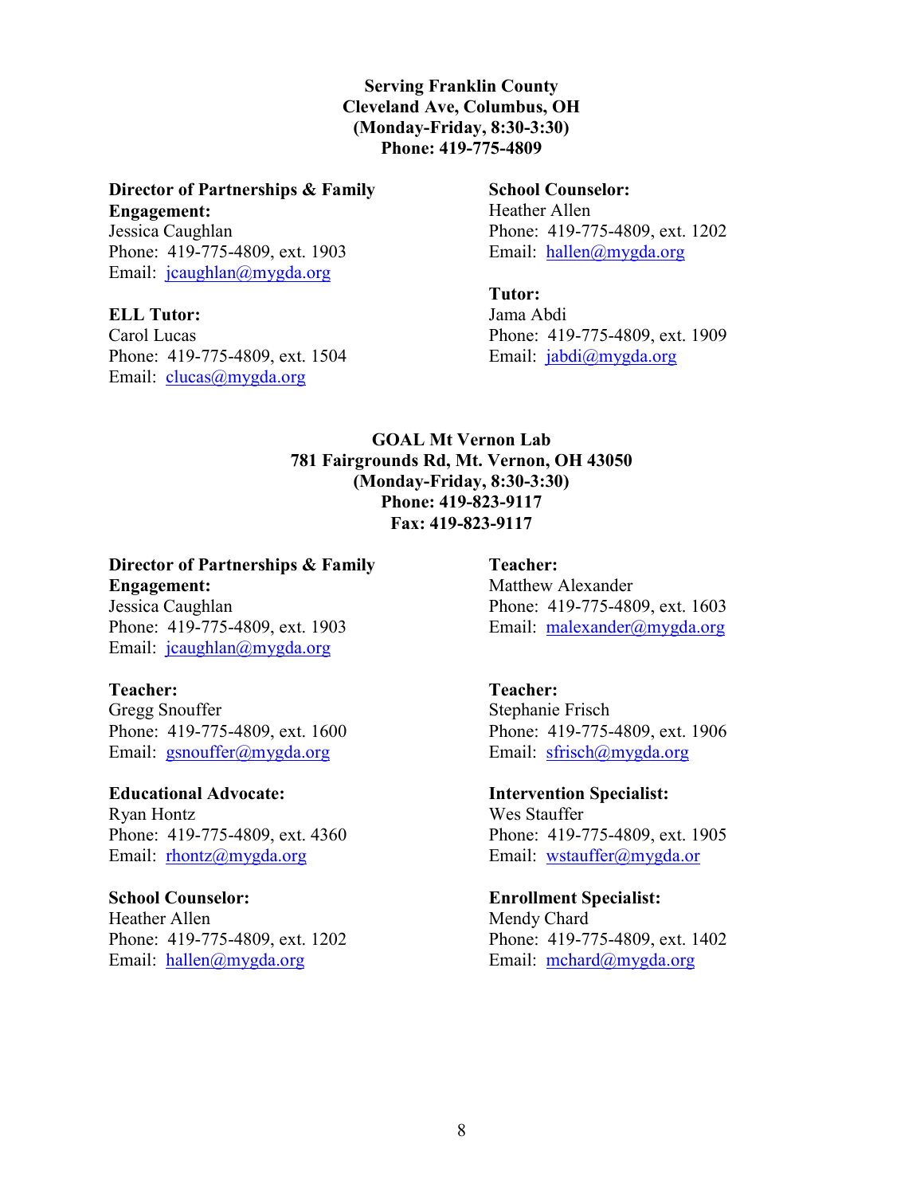**Serving Franklin County**
**Cleveland Ave, Columbus, OH**
**(Monday-Friday, 8:30-3:30)**
**Phone: 419-775-4809**

**Director of Partnerships & Family Engagement:**
Jessica Caughlan
Phone: 419-775-4809, ext. 1903
Email: jcaughlan@mygda.org

**ELL Tutor:**
Carol Lucas
Phone: 419-775-4809, ext. 1504
Email: clucas@mygda.org

**School Counselor:**
Heather Allen
Phone: 419-775-4809, ext. 1202
Email: hallen@mygda.org

**Tutor:**
Jama Abdi
Phone: 419-775-4809, ext. 1909
Email: jabdi@mygda.org

**GOAL Mt Vernon Lab**
**781 Fairgrounds Rd, Mt. Vernon, OH 43050**
**(Monday-Friday, 8:30-3:30)**
**Phone: 419-823-9117**
**Fax: 419-823-9117**

**Director of Partnerships & Family Engagement:**
Jessica Caughlan
Phone: 419-775-4809, ext. 1903
Email: jcaughlan@mygda.org

**Teacher:**
Gregg Snouffer
Phone: 419-775-4809, ext. 1600
Email: gsnouffer@mygda.org

**Educational Advocate:**
Ryan Hontz
Phone: 419-775-4809, ext. 4360
Email: rhontz@mygda.org

**School Counselor:**
Heather Allen
Phone: 419-775-4809, ext. 1202
Email: hallen@mygda.org

**Teacher:**
Matthew Alexander
Phone: 419-775-4809, ext. 1603
Email: malexander@mygda.org

**Teacher:**
Stephanie Frisch
Phone: 419-775-4809, ext. 1906
Email: sfrisch@mygda.org

**Intervention Specialist:**
Wes Stauffer
Phone: 419-775-4809, ext. 1905
Email: wstauffer@mygda.or

**Enrollment Specialist:**
Mendy Chard
Phone: 419-775-4809, ext. 1402
Email: mchard@mygda.org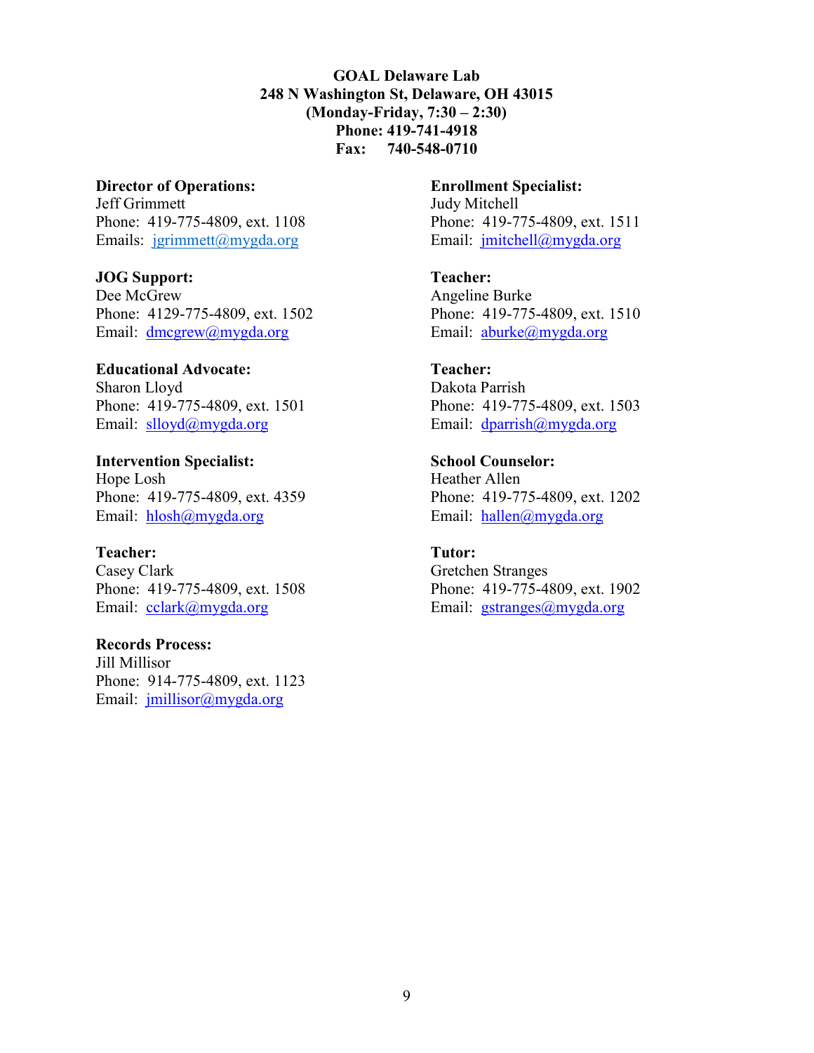**GOAL Delaware Lab**
**248 N Washington St, Delaware, OH 43015**
**(Monday-Friday, 7:30 – 2:30)**
**Phone: 419-741-4918**
**Fax: 740-548-0710**

**Director of Operations:**
Jeff Grimmett
Phone: 419-775-4809, ext. 1108
Emails: jgrimmett@mygda.org

**JOG Support:**
Dee McGrew
Phone: 4129-775-4809, ext. 1502
Email: dmcgrew@mygda.org

**Educational Advocate:**
Sharon Lloyd
Phone: 419-775-4809, ext. 1501
Email: slloyd@mygda.org

**Intervention Specialist:**
Hope Losh
Phone: 419-775-4809, ext. 4359
Email: hlosh@mygda.org

**Teacher:**
Casey Clark
Phone: 419-775-4809, ext. 1508
Email: cclark@mygda.org

**Records Process:**
Jill Millisor
Phone: 914-775-4809, ext. 1123
Email: jmillisor@mygda.org

**Enrollment Specialist:**
Judy Mitchell
Phone: 419-775-4809, ext. 1511
Email: jmitchell@mygda.org

**Teacher:**
Angeline Burke
Phone: 419-775-4809, ext. 1510
Email: aburke@mygda.org

**Teacher:**
Dakota Parrish
Phone: 419-775-4809, ext. 1503
Email: dparrish@mygda.org

**School Counselor:**
Heather Allen
Phone: 419-775-4809, ext. 1202
Email: hallen@mygda.org

**Tutor:**
Gretchen Stranges
Phone: 419-775-4809, ext. 1902
Email: gstranges@mygda.org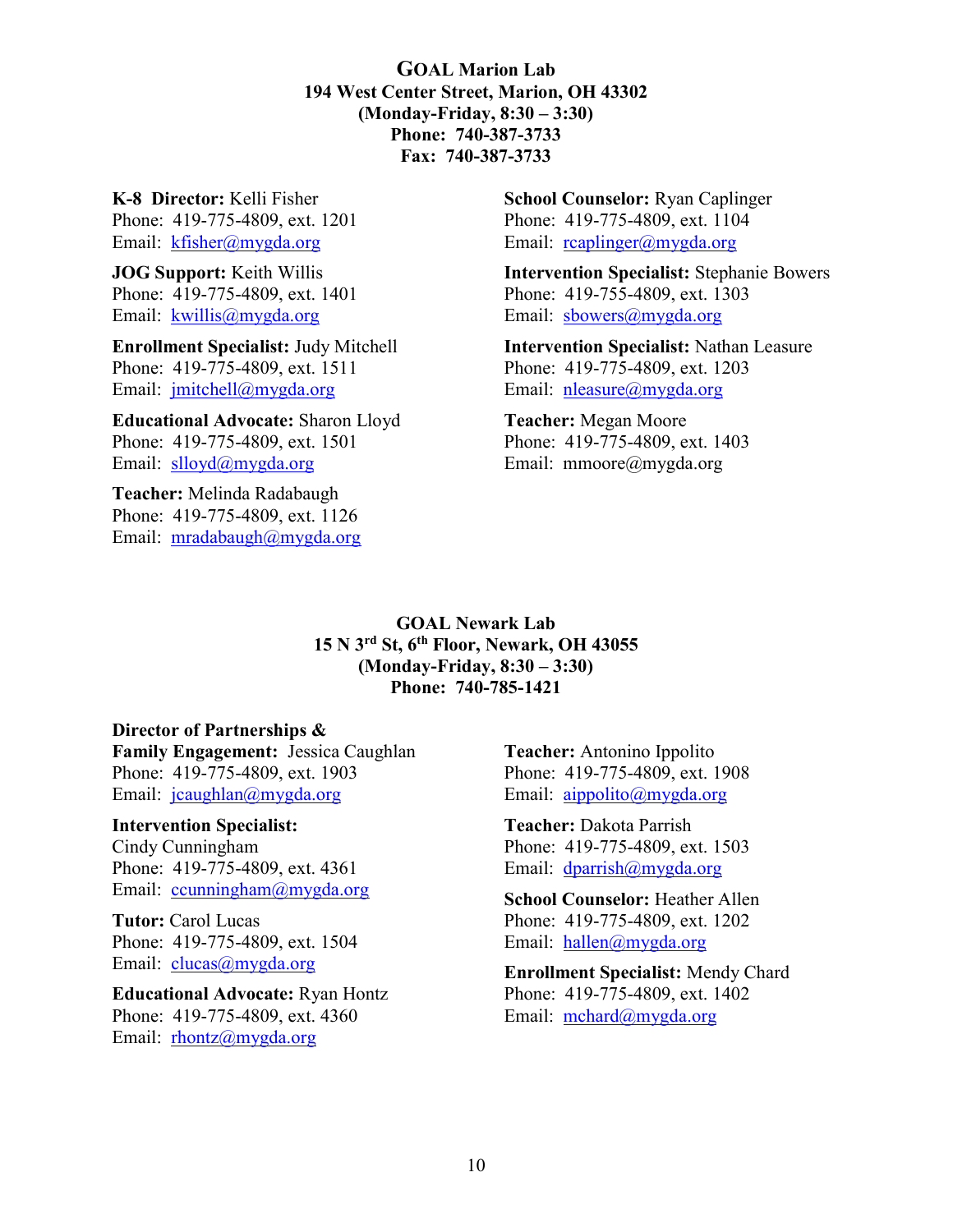## GOAL Marion Lab

**194 West Center Street, Marion, OH 43302**
**(Monday-Friday, 8:30 – 3:30)**
**Phone: 740-387-3733**
**Fax: 740-387-3733**

**K-8 Director:** Kelli Fisher
Phone: 419-775-4809, ext. 1201
Email: kfisher@mygda.org

**JOG Support:** Keith Willis
Phone: 419-775-4809, ext. 1401
Email: kwillis@mygda.org

**Enrollment Specialist:** Judy Mitchell
Phone: 419-775-4809, ext. 1511
Email: jmitchell@mygda.org

**Educational Advocate:** Sharon Lloyd
Phone: 419-775-4809, ext. 1501
Email: slloyd@mygda.org

**Teacher:** Melinda Radabaugh
Phone: 419-775-4809, ext. 1126
Email: mradabaugh@mygda.org

**School Counselor:** Ryan Caplinger
Phone: 419-775-4809, ext. 1104
Email: rcaplinger@mygda.org

**Intervention Specialist:** Stephanie Bowers
Phone: 419-755-4809, ext. 1303
Email: sbowers@mygda.org

**Intervention Specialist:** Nathan Leasure
Phone: 419-775-4809, ext. 1203
Email: nleasure@mygda.org

**Teacher:** Megan Moore
Phone: 419-775-4809, ext. 1403
Email: mmoore@mygda.org

## GOAL Newark Lab

**15 N 3rd St, 6th Floor, Newark, OH 43055**
**(Monday-Friday, 8:30 – 3:30)**
**Phone: 740-785-1421**

**Director of Partnerships & Family Engagement:** Jessica Caughlan
Phone: 419-775-4809, ext. 1903
Email: jcaughlan@mygda.org

**Intervention Specialist:** Cindy Cunningham
Phone: 419-775-4809, ext. 4361
Email: ccunningham@mygda.org

**Tutor:** Carol Lucas
Phone: 419-775-4809, ext. 1504
Email: clucas@mygda.org

**Educational Advocate:** Ryan Hontz
Phone: 419-775-4809, ext. 4360
Email: rhontz@mygda.org

**Teacher:** Antonino Ippolito
Phone: 419-775-4809, ext. 1908
Email: aippolito@mygda.org

**Teacher:** Dakota Parrish
Phone: 419-775-4809, ext. 1503
Email: dparrish@mygda.org

**School Counselor:** Heather Allen
Phone: 419-775-4809, ext. 1202
Email: hallen@mygda.org

**Enrollment Specialist:** Mendy Chard
Phone: 419-775-4809, ext. 1402
Email: mchard@mygda.org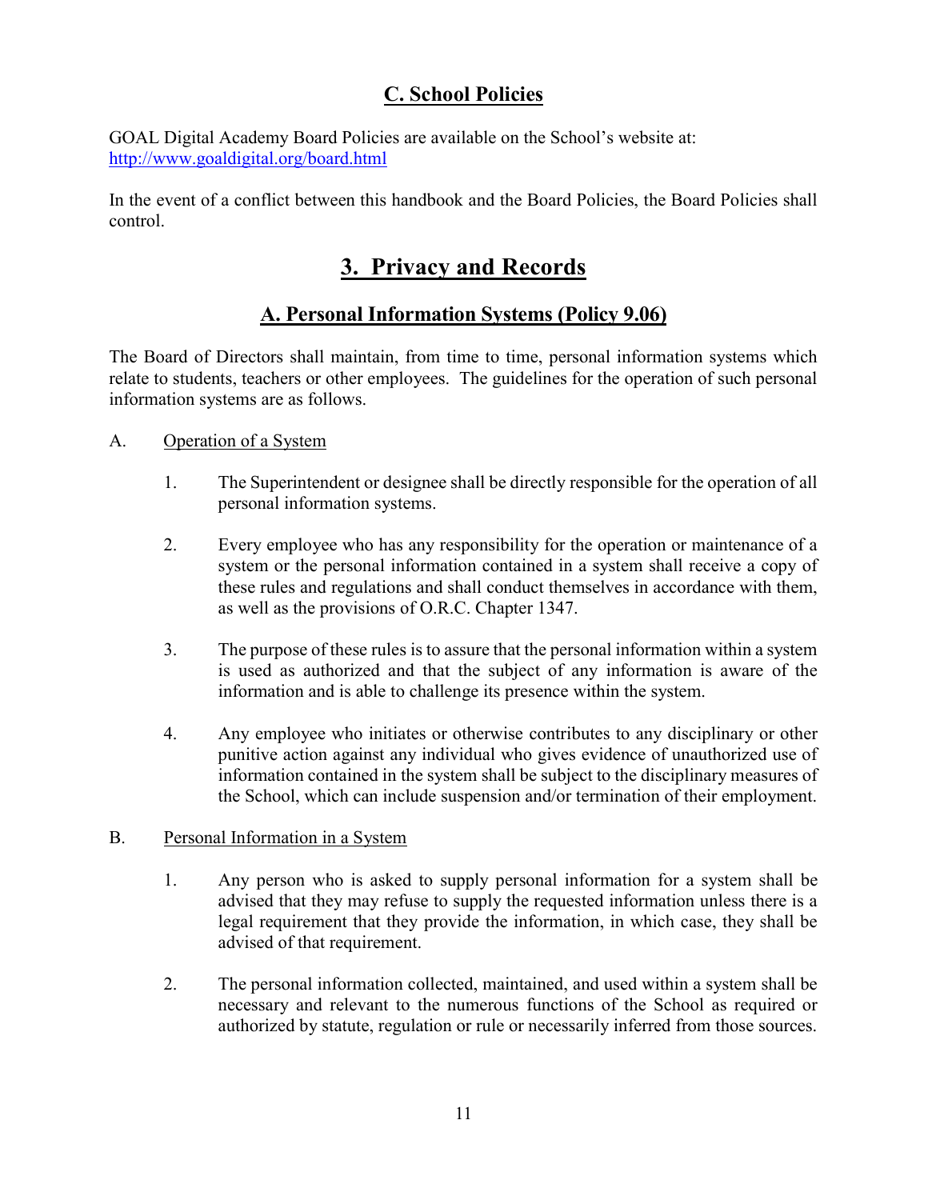## C. School Policies

GOAL Digital Academy Board Policies are available on the School's website at: http://www.goaldigital.org/board.html

In the event of a conflict between this handbook and the Board Policies, the Board Policies shall control.

# 3. Privacy and Records

## A. Personal Information Systems (Policy 9.06)

The Board of Directors shall maintain, from time to time, personal information systems which relate to students, teachers or other employees. The guidelines for the operation of such personal information systems are as follows.

A. Operation of a System

1. The Superintendent or designee shall be directly responsible for the operation of all personal information systems.

2. Every employee who has any responsibility for the operation or maintenance of a system or the personal information contained in a system shall receive a copy of these rules and regulations and shall conduct themselves in accordance with them, as well as the provisions of O.R.C. Chapter 1347.

3. The purpose of these rules is to assure that the personal information within a system is used as authorized and that the subject of any information is aware of the information and is able to challenge its presence within the system.

4. Any employee who initiates or otherwise contributes to any disciplinary or other punitive action against any individual who gives evidence of unauthorized use of information contained in the system shall be subject to the disciplinary measures of the School, which can include suspension and/or termination of their employment.

B. Personal Information in a System

1. Any person who is asked to supply personal information for a system shall be advised that they may refuse to supply the requested information unless there is a legal requirement that they provide the information, in which case, they shall be advised of that requirement.

2. The personal information collected, maintained, and used within a system shall be necessary and relevant to the numerous functions of the School as required or authorized by statute, regulation or rule or necessarily inferred from those sources.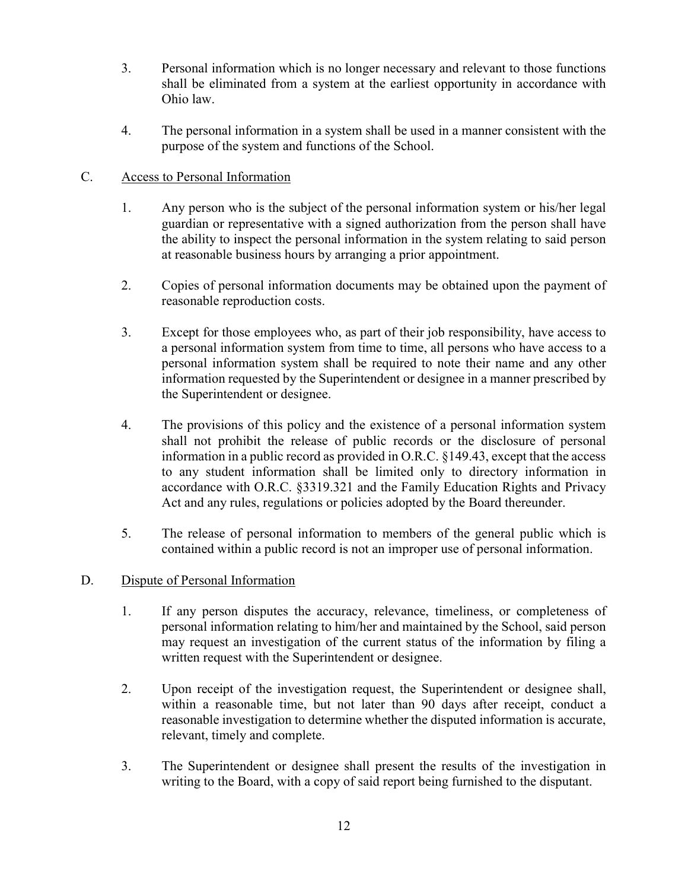3. Personal information which is no longer necessary and relevant to those functions shall be eliminated from a system at the earliest opportunity in accordance with Ohio law.

4. The personal information in a system shall be used in a manner consistent with the purpose of the system and functions of the School.

C. Access to Personal Information

1. Any person who is the subject of the personal information system or his/her legal guardian or representative with a signed authorization from the person shall have the ability to inspect the personal information in the system relating to said person at reasonable business hours by arranging a prior appointment.

2. Copies of personal information documents may be obtained upon the payment of reasonable reproduction costs.

3. Except for those employees who, as part of their job responsibility, have access to a personal information system from time to time, all persons who have access to a personal information system shall be required to note their name and any other information requested by the Superintendent or designee in a manner prescribed by the Superintendent or designee.

4. The provisions of this policy and the existence of a personal information system shall not prohibit the release of public records or the disclosure of personal information in a public record as provided in O.R.C. §149.43, except that the access to any student information shall be limited only to directory information in accordance with O.R.C. §3319.321 and the Family Education Rights and Privacy Act and any rules, regulations or policies adopted by the Board thereunder.

5. The release of personal information to members of the general public which is contained within a public record is not an improper use of personal information.

D. Dispute of Personal Information

1. If any person disputes the accuracy, relevance, timeliness, or completeness of personal information relating to him/her and maintained by the School, said person may request an investigation of the current status of the information by filing a written request with the Superintendent or designee.

2. Upon receipt of the investigation request, the Superintendent or designee shall, within a reasonable time, but not later than 90 days after receipt, conduct a reasonable investigation to determine whether the disputed information is accurate, relevant, timely and complete.

3. The Superintendent or designee shall present the results of the investigation in writing to the Board, with a copy of said report being furnished to the disputant.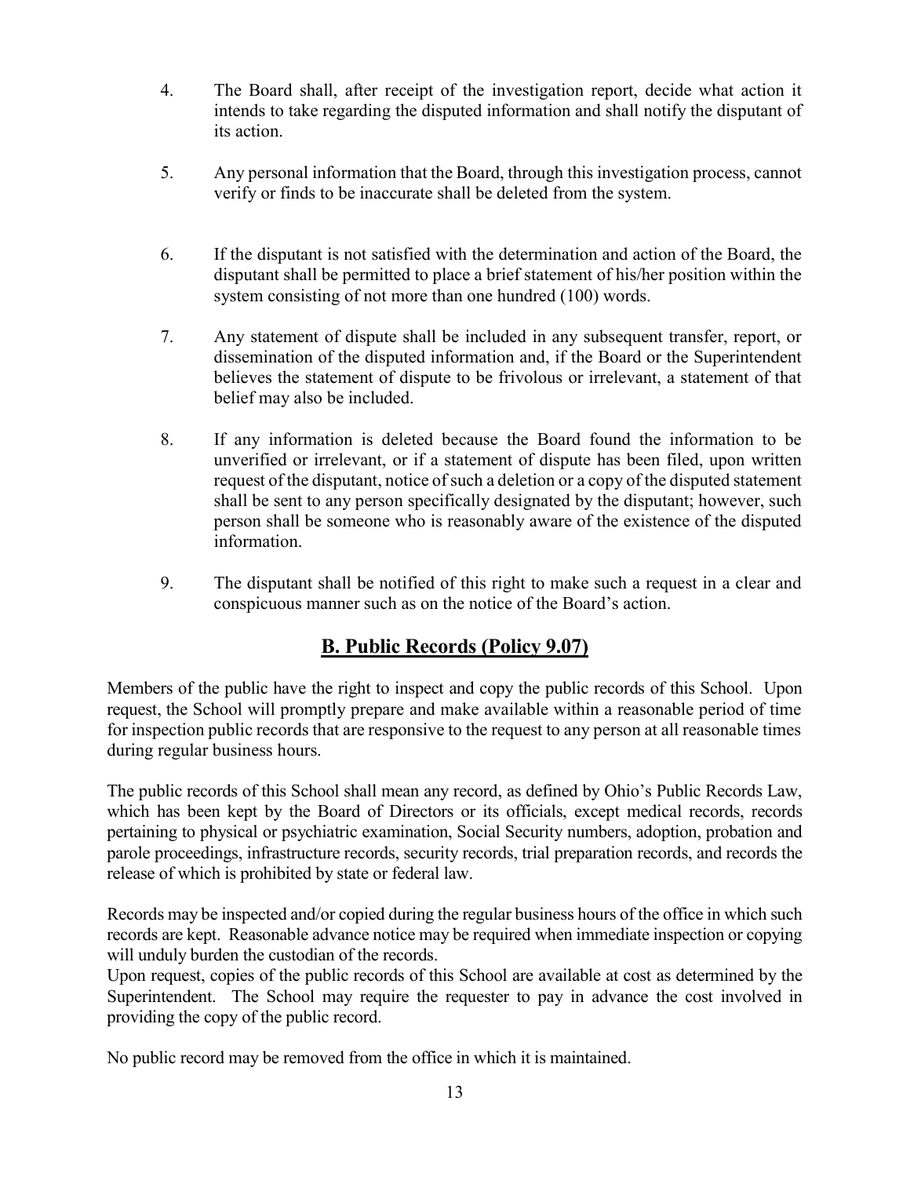4. The Board shall, after receipt of the investigation report, decide what action it intends to take regarding the disputed information and shall notify the disputant of its action.

5. Any personal information that the Board, through this investigation process, cannot verify or finds to be inaccurate shall be deleted from the system.

6. If the disputant is not satisfied with the determination and action of the Board, the disputant shall be permitted to place a brief statement of his/her position within the system consisting of not more than one hundred (100) words.

7. Any statement of dispute shall be included in any subsequent transfer, report, or dissemination of the disputed information and, if the Board or the Superintendent believes the statement of dispute to be frivolous or irrelevant, a statement of that belief may also be included.

8. If any information is deleted because the Board found the information to be unverified or irrelevant, or if a statement of dispute has been filed, upon written request of the disputant, notice of such a deletion or a copy of the disputed statement shall be sent to any person specifically designated by the disputant; however, such person shall be someone who is reasonably aware of the existence of the disputed information.

9. The disputant shall be notified of this right to make such a request in a clear and conspicuous manner such as on the notice of the Board's action.

## B. Public Records (Policy 9.07)

Members of the public have the right to inspect and copy the public records of this School. Upon request, the School will promptly prepare and make available within a reasonable period of time for inspection public records that are responsive to the request to any person at all reasonable times during regular business hours.

The public records of this School shall mean any record, as defined by Ohio's Public Records Law, which has been kept by the Board of Directors or its officials, except medical records, records pertaining to physical or psychiatric examination, Social Security numbers, adoption, probation and parole proceedings, infrastructure records, security records, trial preparation records, and records the release of which is prohibited by state or federal law.

Records may be inspected and/or copied during the regular business hours of the office in which such records are kept. Reasonable advance notice may be required when immediate inspection or copying will unduly burden the custodian of the records.

Upon request, copies of the public records of this School are available at cost as determined by the Superintendent. The School may require the requester to pay in advance the cost involved in providing the copy of the public record.

No public record may be removed from the office in which it is maintained.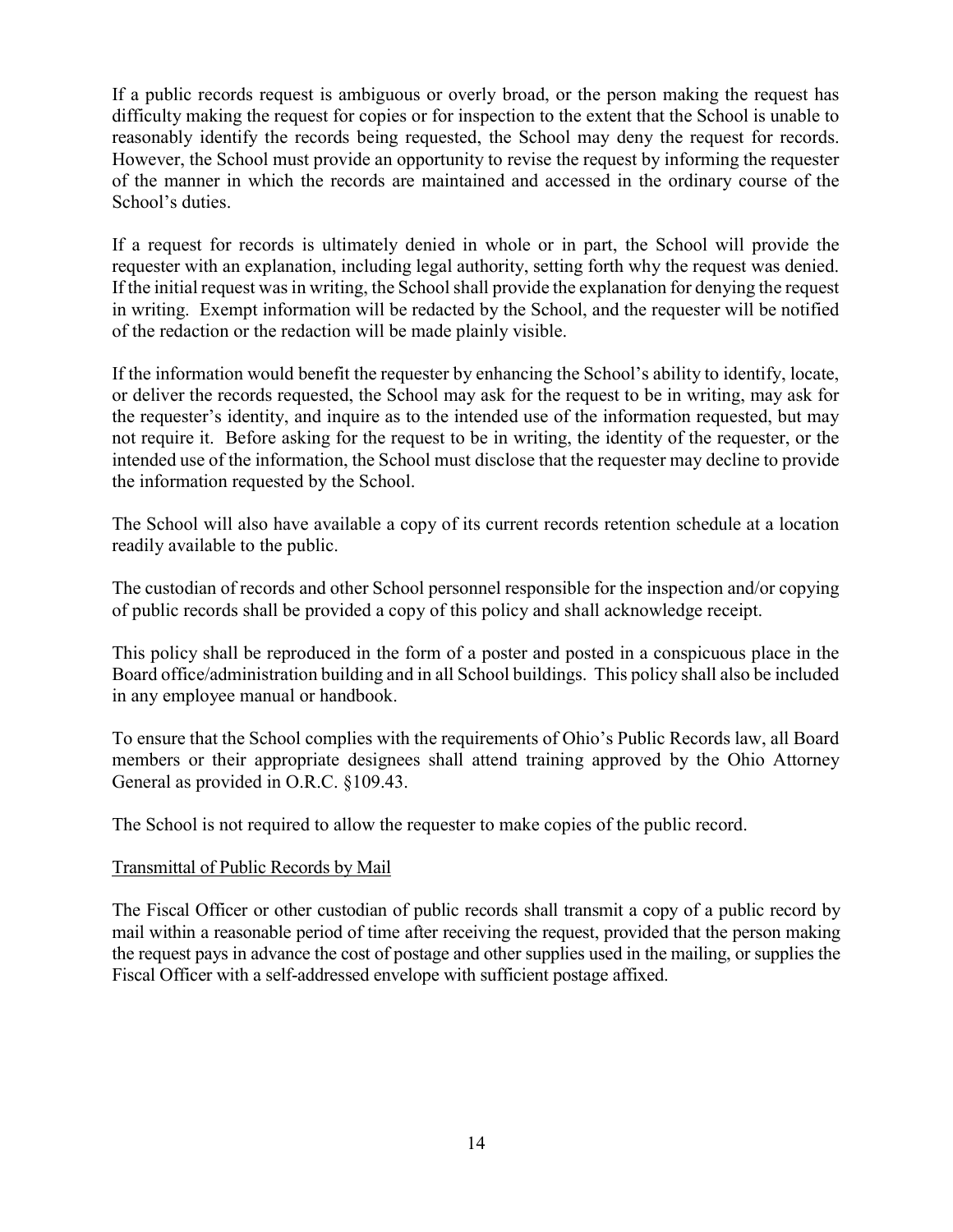If a public records request is ambiguous or overly broad, or the person making the request has difficulty making the request for copies or for inspection to the extent that the School is unable to reasonably identify the records being requested, the School may deny the request for records. However, the School must provide an opportunity to revise the request by informing the requester of the manner in which the records are maintained and accessed in the ordinary course of the School's duties.

If a request for records is ultimately denied in whole or in part, the School will provide the requester with an explanation, including legal authority, setting forth why the request was denied. If the initial request was in writing, the School shall provide the explanation for denying the request in writing. Exempt information will be redacted by the School, and the requester will be notified of the redaction or the redaction will be made plainly visible.

If the information would benefit the requester by enhancing the School's ability to identify, locate, or deliver the records requested, the School may ask for the request to be in writing, may ask for the requester's identity, and inquire as to the intended use of the information requested, but may not require it. Before asking for the request to be in writing, the identity of the requester, or the intended use of the information, the School must disclose that the requester may decline to provide the information requested by the School.

The School will also have available a copy of its current records retention schedule at a location readily available to the public.

The custodian of records and other School personnel responsible for the inspection and/or copying of public records shall be provided a copy of this policy and shall acknowledge receipt.

This policy shall be reproduced in the form of a poster and posted in a conspicuous place in the Board office/administration building and in all School buildings. This policy shall also be included in any employee manual or handbook.

To ensure that the School complies with the requirements of Ohio's Public Records law, all Board members or their appropriate designees shall attend training approved by the Ohio Attorney General as provided in O.R.C. §109.43.

The School is not required to allow the requester to make copies of the public record.

Transmittal of Public Records by Mail

The Fiscal Officer or other custodian of public records shall transmit a copy of a public record by mail within a reasonable period of time after receiving the request, provided that the person making the request pays in advance the cost of postage and other supplies used in the mailing, or supplies the Fiscal Officer with a self-addressed envelope with sufficient postage affixed.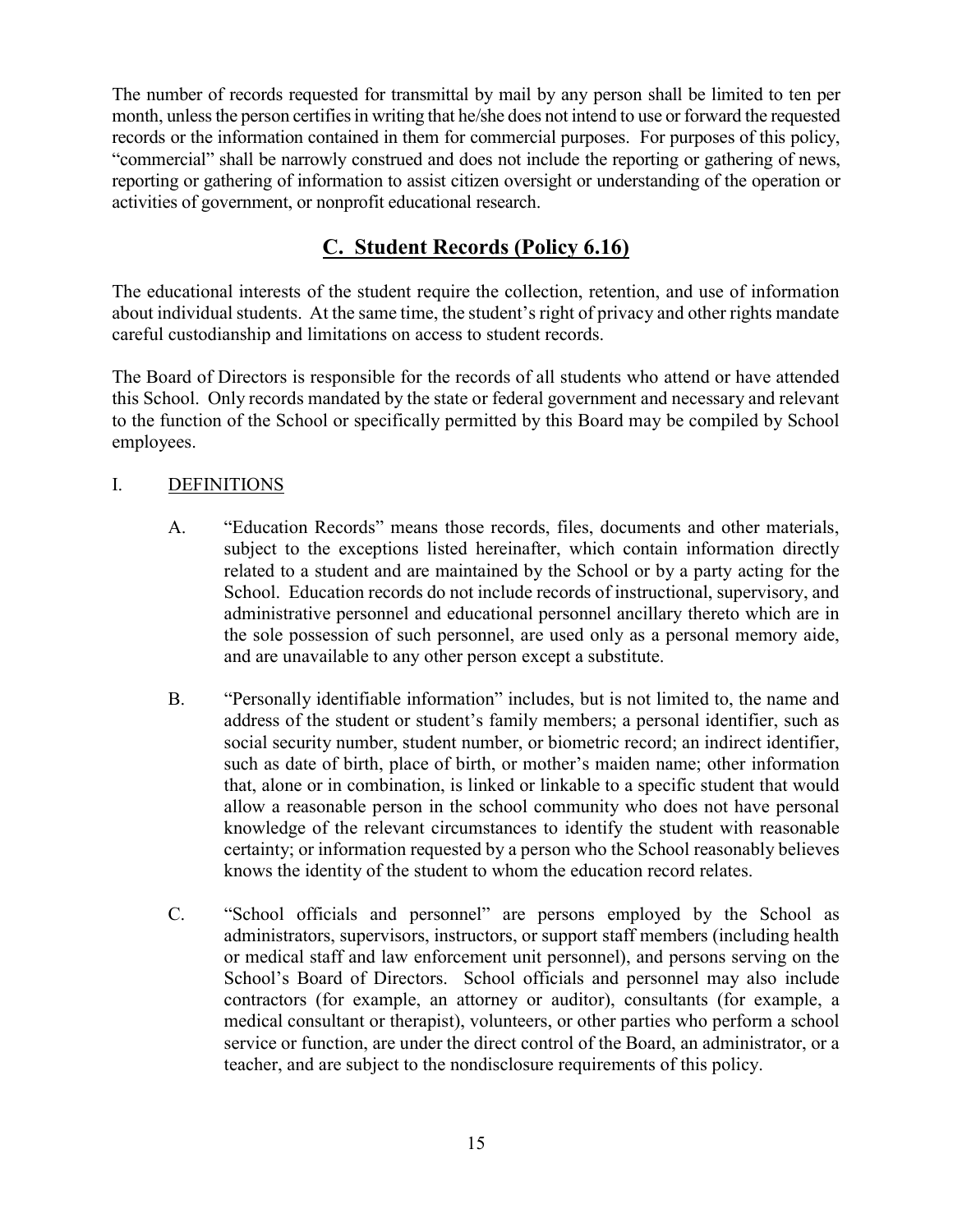The number of records requested for transmittal by mail by any person shall be limited to ten per month, unless the person certifies in writing that he/she does not intend to use or forward the requested records or the information contained in them for commercial purposes. For purposes of this policy, "commercial" shall be narrowly construed and does not include the reporting or gathering of news, reporting or gathering of information to assist citizen oversight or understanding of the operation or activities of government, or nonprofit educational research.

## C. Student Records (Policy 6.16)

The educational interests of the student require the collection, retention, and use of information about individual students. At the same time, the student's right of privacy and other rights mandate careful custodianship and limitations on access to student records.

The Board of Directors is responsible for the records of all students who attend or have attended this School. Only records mandated by the state or federal government and necessary and relevant to the function of the School or specifically permitted by this Board may be compiled by School employees.

I. DEFINITIONS

A. "Education Records" means those records, files, documents and other materials, subject to the exceptions listed hereinafter, which contain information directly related to a student and are maintained by the School or by a party acting for the School. Education records do not include records of instructional, supervisory, and administrative personnel and educational personnel ancillary thereto which are in the sole possession of such personnel, are used only as a personal memory aide, and are unavailable to any other person except a substitute.

B. "Personally identifiable information" includes, but is not limited to, the name and address of the student or student's family members; a personal identifier, such as social security number, student number, or biometric record; an indirect identifier, such as date of birth, place of birth, or mother's maiden name; other information that, alone or in combination, is linked or linkable to a specific student that would allow a reasonable person in the school community who does not have personal knowledge of the relevant circumstances to identify the student with reasonable certainty; or information requested by a person who the School reasonably believes knows the identity of the student to whom the education record relates.

C. "School officials and personnel" are persons employed by the School as administrators, supervisors, instructors, or support staff members (including health or medical staff and law enforcement unit personnel), and persons serving on the School's Board of Directors. School officials and personnel may also include contractors (for example, an attorney or auditor), consultants (for example, a medical consultant or therapist), volunteers, or other parties who perform a school service or function, are under the direct control of the Board, an administrator, or a teacher, and are subject to the nondisclosure requirements of this policy.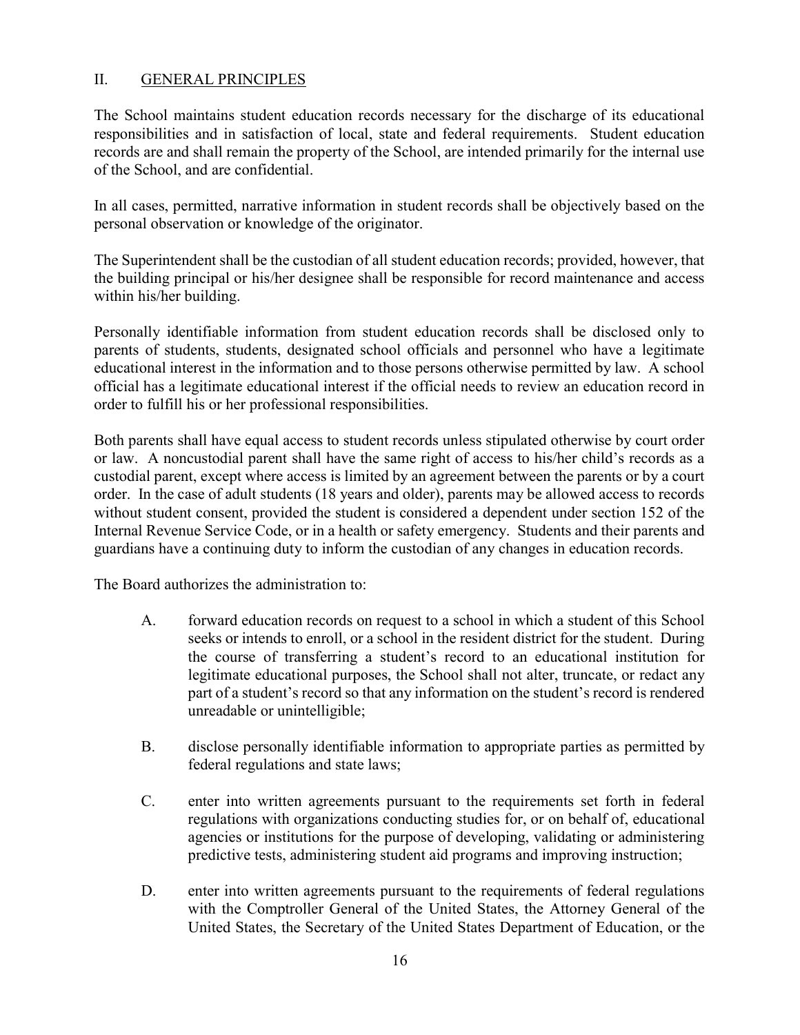## II. GENERAL PRINCIPLES

The School maintains student education records necessary for the discharge of its educational responsibilities and in satisfaction of local, state and federal requirements. Student education records are and shall remain the property of the School, are intended primarily for the internal use of the School, and are confidential.

In all cases, permitted, narrative information in student records shall be objectively based on the personal observation or knowledge of the originator.

The Superintendent shall be the custodian of all student education records; provided, however, that the building principal or his/her designee shall be responsible for record maintenance and access within his/her building.

Personally identifiable information from student education records shall be disclosed only to parents of students, students, designated school officials and personnel who have a legitimate educational interest in the information and to those persons otherwise permitted by law. A school official has a legitimate educational interest if the official needs to review an education record in order to fulfill his or her professional responsibilities.

Both parents shall have equal access to student records unless stipulated otherwise by court order or law. A noncustodial parent shall have the same right of access to his/her child's records as a custodial parent, except where access is limited by an agreement between the parents or by a court order. In the case of adult students (18 years and older), parents may be allowed access to records without student consent, provided the student is considered a dependent under section 152 of the Internal Revenue Service Code, or in a health or safety emergency. Students and their parents and guardians have a continuing duty to inform the custodian of any changes in education records.

The Board authorizes the administration to:

A. forward education records on request to a school in which a student of this School seeks or intends to enroll, or a school in the resident district for the student. During the course of transferring a student's record to an educational institution for legitimate educational purposes, the School shall not alter, truncate, or redact any part of a student's record so that any information on the student's record is rendered unreadable or unintelligible;

B. disclose personally identifiable information to appropriate parties as permitted by federal regulations and state laws;

C. enter into written agreements pursuant to the requirements set forth in federal regulations with organizations conducting studies for, or on behalf of, educational agencies or institutions for the purpose of developing, validating or administering predictive tests, administering student aid programs and improving instruction;

D. enter into written agreements pursuant to the requirements of federal regulations with the Comptroller General of the United States, the Attorney General of the United States, the Secretary of the United States Department of Education, or the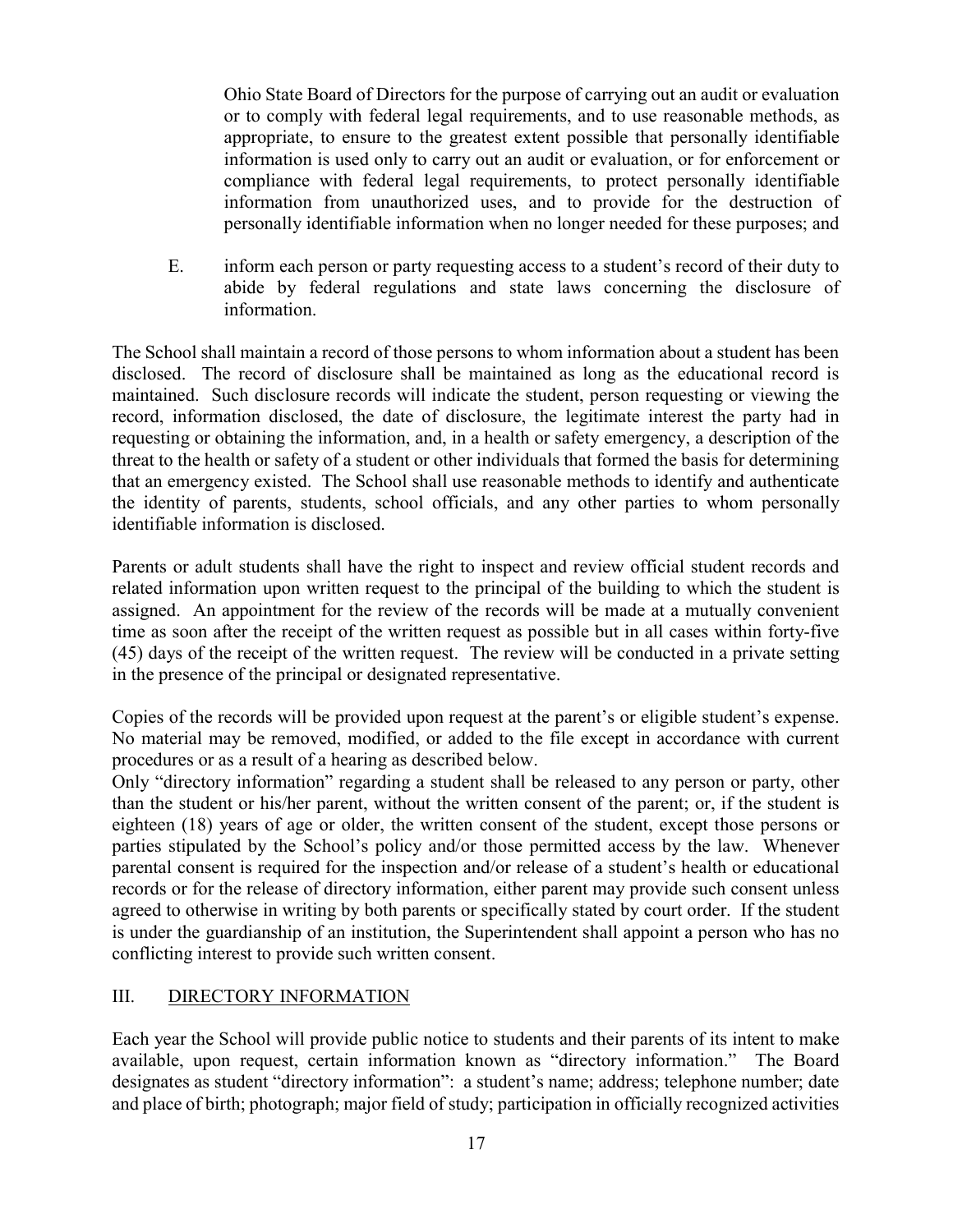Ohio State Board of Directors for the purpose of carrying out an audit or evaluation or to comply with federal legal requirements, and to use reasonable methods, as appropriate, to ensure to the greatest extent possible that personally identifiable information is used only to carry out an audit or evaluation, or for enforcement or compliance with federal legal requirements, to protect personally identifiable information from unauthorized uses, and to provide for the destruction of personally identifiable information when no longer needed for these purposes; and

E. inform each person or party requesting access to a student's record of their duty to abide by federal regulations and state laws concerning the disclosure of information.

The School shall maintain a record of those persons to whom information about a student has been disclosed. The record of disclosure shall be maintained as long as the educational record is maintained. Such disclosure records will indicate the student, person requesting or viewing the record, information disclosed, the date of disclosure, the legitimate interest the party had in requesting or obtaining the information, and, in a health or safety emergency, a description of the threat to the health or safety of a student or other individuals that formed the basis for determining that an emergency existed. The School shall use reasonable methods to identify and authenticate the identity of parents, students, school officials, and any other parties to whom personally identifiable information is disclosed.

Parents or adult students shall have the right to inspect and review official student records and related information upon written request to the principal of the building to which the student is assigned. An appointment for the review of the records will be made at a mutually convenient time as soon after the receipt of the written request as possible but in all cases within forty-five (45) days of the receipt of the written request. The review will be conducted in a private setting in the presence of the principal or designated representative.

Copies of the records will be provided upon request at the parent's or eligible student's expense. No material may be removed, modified, or added to the file except in accordance with current procedures or as a result of a hearing as described below.

Only "directory information" regarding a student shall be released to any person or party, other than the student or his/her parent, without the written consent of the parent; or, if the student is eighteen (18) years of age or older, the written consent of the student, except those persons or parties stipulated by the School's policy and/or those permitted access by the law. Whenever parental consent is required for the inspection and/or release of a student's health or educational records or for the release of directory information, either parent may provide such consent unless agreed to otherwise in writing by both parents or specifically stated by court order. If the student is under the guardianship of an institution, the Superintendent shall appoint a person who has no conflicting interest to provide such written consent.

## III. DIRECTORY INFORMATION

Each year the School will provide public notice to students and their parents of its intent to make available, upon request, certain information known as "directory information." The Board designates as student "directory information": a student's name; address; telephone number; date and place of birth; photograph; major field of study; participation in officially recognized activities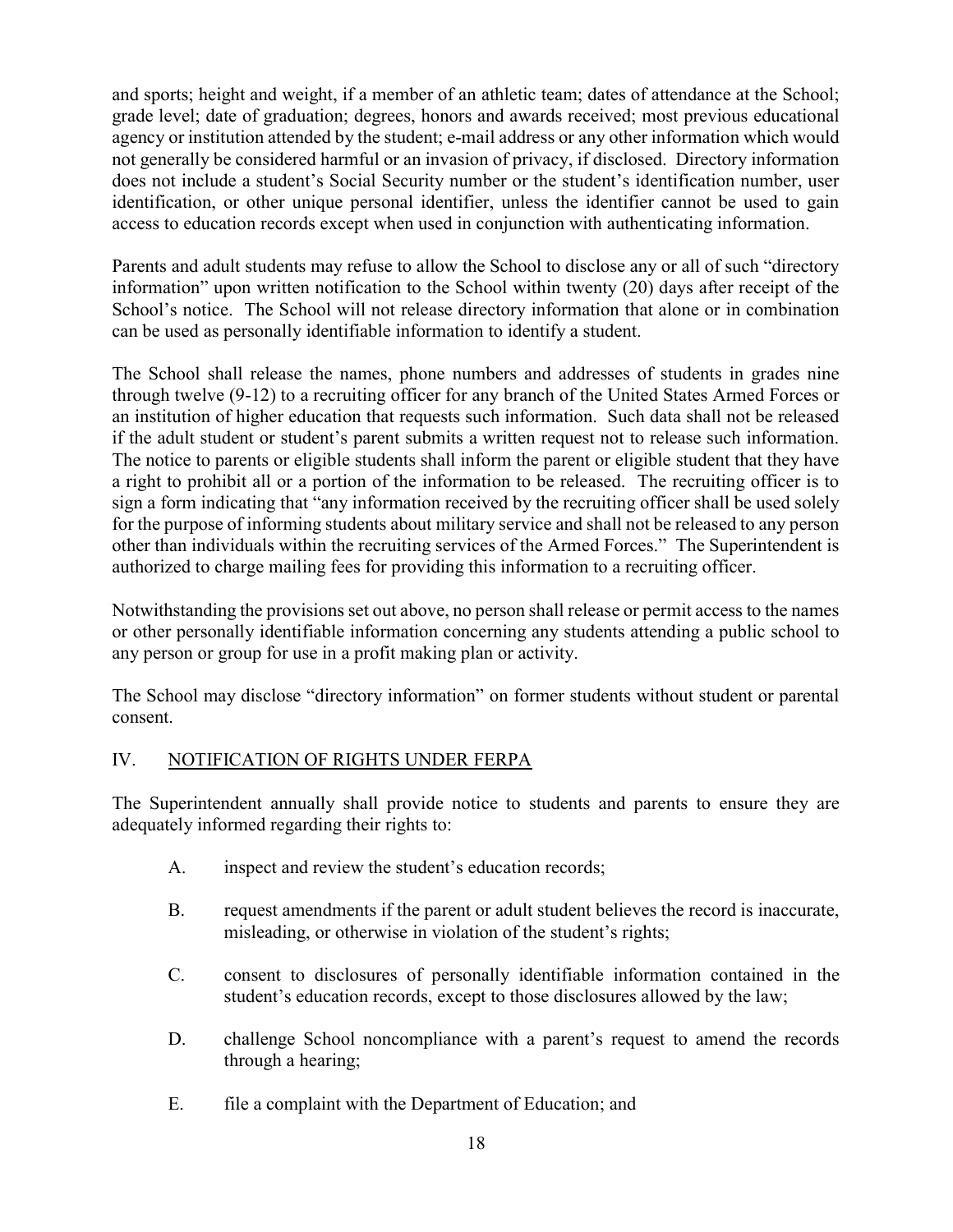and sports; height and weight, if a member of an athletic team; dates of attendance at the School; grade level; date of graduation; degrees, honors and awards received; most previous educational agency or institution attended by the student; e-mail address or any other information which would not generally be considered harmful or an invasion of privacy, if disclosed. Directory information does not include a student's Social Security number or the student's identification number, user identification, or other unique personal identifier, unless the identifier cannot be used to gain access to education records except when used in conjunction with authenticating information.

Parents and adult students may refuse to allow the School to disclose any or all of such "directory information" upon written notification to the School within twenty (20) days after receipt of the School's notice. The School will not release directory information that alone or in combination can be used as personally identifiable information to identify a student.

The School shall release the names, phone numbers and addresses of students in grades nine through twelve (9-12) to a recruiting officer for any branch of the United States Armed Forces or an institution of higher education that requests such information. Such data shall not be released if the adult student or student's parent submits a written request not to release such information. The notice to parents or eligible students shall inform the parent or eligible student that they have a right to prohibit all or a portion of the information to be released. The recruiting officer is to sign a form indicating that "any information received by the recruiting officer shall be used solely for the purpose of informing students about military service and shall not be released to any person other than individuals within the recruiting services of the Armed Forces." The Superintendent is authorized to charge mailing fees for providing this information to a recruiting officer.

Notwithstanding the provisions set out above, no person shall release or permit access to the names or other personally identifiable information concerning any students attending a public school to any person or group for use in a profit making plan or activity.

The School may disclose "directory information" on former students without student or parental consent.

## IV. NOTIFICATION OF RIGHTS UNDER FERPA

The Superintendent annually shall provide notice to students and parents to ensure they are adequately informed regarding their rights to:

A. inspect and review the student's education records;

B. request amendments if the parent or adult student believes the record is inaccurate, misleading, or otherwise in violation of the student's rights;

C. consent to disclosures of personally identifiable information contained in the student's education records, except to those disclosures allowed by the law;

D. challenge School noncompliance with a parent's request to amend the records through a hearing;

E. file a complaint with the Department of Education; and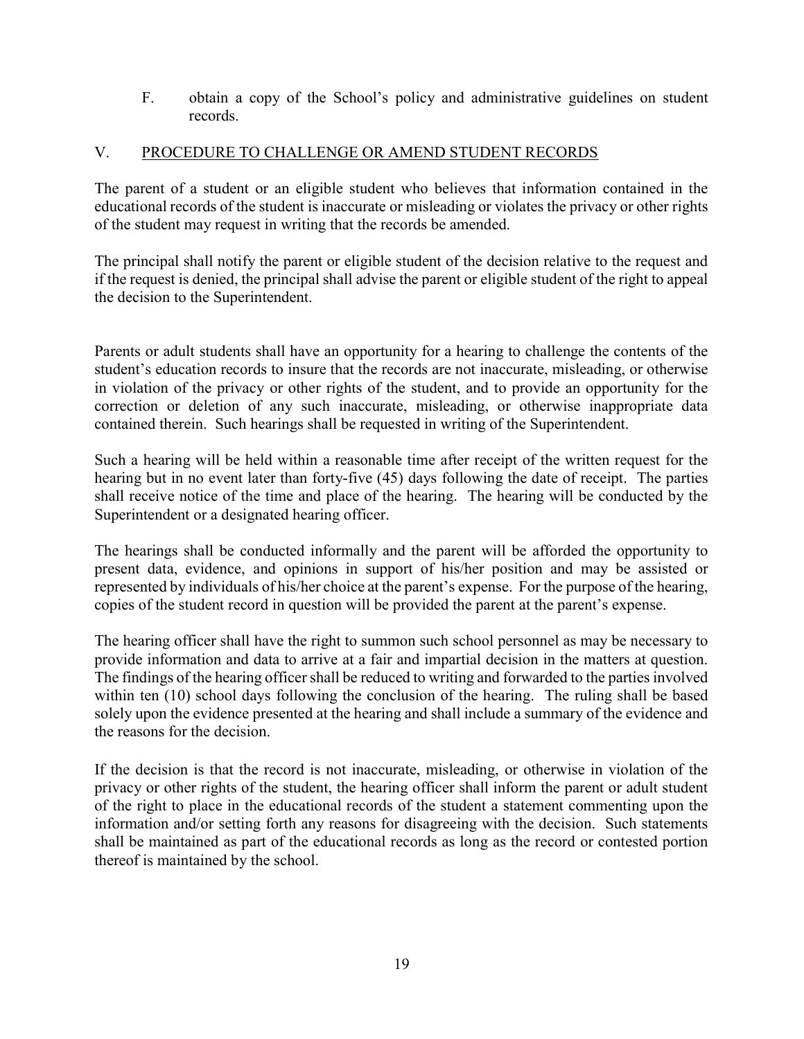F. obtain a copy of the School's policy and administrative guidelines on student records.

## V. PROCEDURE TO CHALLENGE OR AMEND STUDENT RECORDS

The parent of a student or an eligible student who believes that information contained in the educational records of the student is inaccurate or misleading or violates the privacy or other rights of the student may request in writing that the records be amended.

The principal shall notify the parent or eligible student of the decision relative to the request and if the request is denied, the principal shall advise the parent or eligible student of the right to appeal the decision to the Superintendent.

Parents or adult students shall have an opportunity for a hearing to challenge the contents of the student's education records to insure that the records are not inaccurate, misleading, or otherwise in violation of the privacy or other rights of the student, and to provide an opportunity for the correction or deletion of any such inaccurate, misleading, or otherwise inappropriate data contained therein. Such hearings shall be requested in writing of the Superintendent.

Such a hearing will be held within a reasonable time after receipt of the written request for the hearing but in no event later than forty-five (45) days following the date of receipt. The parties shall receive notice of the time and place of the hearing. The hearing will be conducted by the Superintendent or a designated hearing officer.

The hearings shall be conducted informally and the parent will be afforded the opportunity to present data, evidence, and opinions in support of his/her position and may be assisted or represented by individuals of his/her choice at the parent's expense. For the purpose of the hearing, copies of the student record in question will be provided the parent at the parent's expense.

The hearing officer shall have the right to summon such school personnel as may be necessary to provide information and data to arrive at a fair and impartial decision in the matters at question. The findings of the hearing officer shall be reduced to writing and forwarded to the parties involved within ten (10) school days following the conclusion of the hearing. The ruling shall be based solely upon the evidence presented at the hearing and shall include a summary of the evidence and the reasons for the decision.

If the decision is that the record is not inaccurate, misleading, or otherwise in violation of the privacy or other rights of the student, the hearing officer shall inform the parent or adult student of the right to place in the educational records of the student a statement commenting upon the information and/or setting forth any reasons for disagreeing with the decision. Such statements shall be maintained as part of the educational records as long as the record or contested portion thereof is maintained by the school.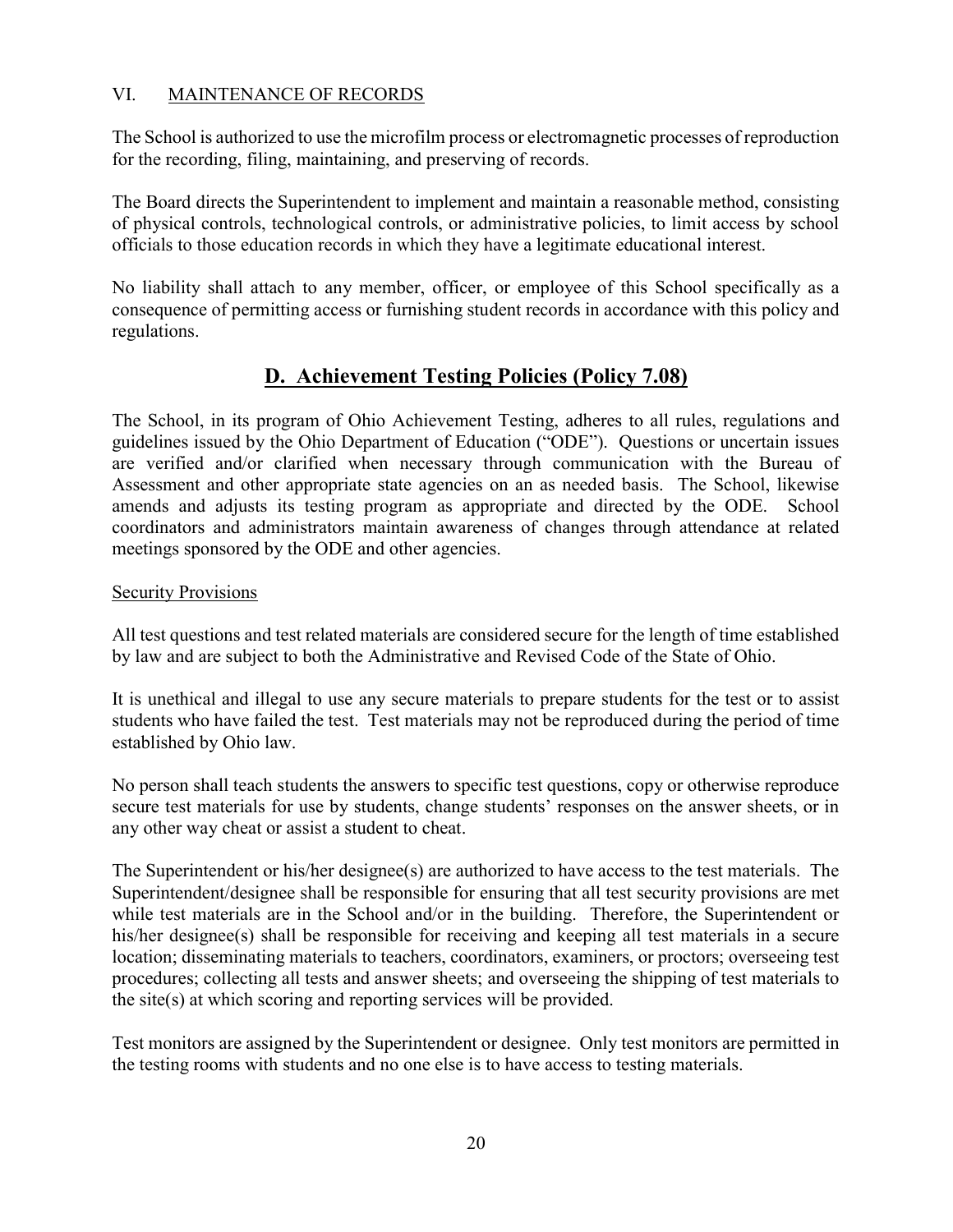### VI. MAINTENANCE OF RECORDS

The School is authorized to use the microfilm process or electromagnetic processes of reproduction for the recording, filing, maintaining, and preserving of records.

The Board directs the Superintendent to implement and maintain a reasonable method, consisting of physical controls, technological controls, or administrative policies, to limit access by school officials to those education records in which they have a legitimate educational interest.

No liability shall attach to any member, officer, or employee of this School specifically as a consequence of permitting access or furnishing student records in accordance with this policy and regulations.

## D. Achievement Testing Policies (Policy 7.08)

The School, in its program of Ohio Achievement Testing, adheres to all rules, regulations and guidelines issued by the Ohio Department of Education ("ODE"). Questions or uncertain issues are verified and/or clarified when necessary through communication with the Bureau of Assessment and other appropriate state agencies on an as needed basis. The School, likewise amends and adjusts its testing program as appropriate and directed by the ODE. School coordinators and administrators maintain awareness of changes through attendance at related meetings sponsored by the ODE and other agencies.

### Security Provisions

All test questions and test related materials are considered secure for the length of time established by law and are subject to both the Administrative and Revised Code of the State of Ohio.

It is unethical and illegal to use any secure materials to prepare students for the test or to assist students who have failed the test. Test materials may not be reproduced during the period of time established by Ohio law.

No person shall teach students the answers to specific test questions, copy or otherwise reproduce secure test materials for use by students, change students' responses on the answer sheets, or in any other way cheat or assist a student to cheat.

The Superintendent or his/her designee(s) are authorized to have access to the test materials. The Superintendent/designee shall be responsible for ensuring that all test security provisions are met while test materials are in the School and/or in the building. Therefore, the Superintendent or his/her designee(s) shall be responsible for receiving and keeping all test materials in a secure location; disseminating materials to teachers, coordinators, examiners, or proctors; overseeing test procedures; collecting all tests and answer sheets; and overseeing the shipping of test materials to the site(s) at which scoring and reporting services will be provided.

Test monitors are assigned by the Superintendent or designee. Only test monitors are permitted in the testing rooms with students and no one else is to have access to testing materials.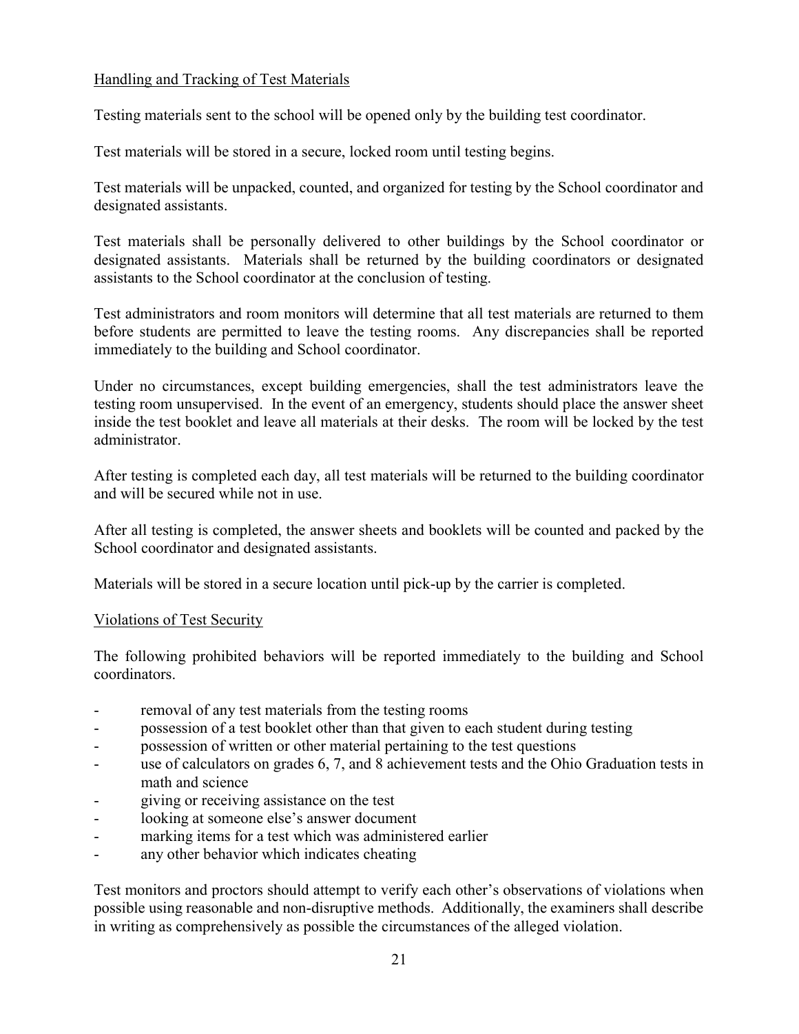<u>Handling and Tracking of Test Materials</u>

Testing materials sent to the school will be opened only by the building test coordinator.

Test materials will be stored in a secure, locked room until testing begins.

Test materials will be unpacked, counted, and organized for testing by the School coordinator and designated assistants.

Test materials shall be personally delivered to other buildings by the School coordinator or designated assistants. Materials shall be returned by the building coordinators or designated assistants to the School coordinator at the conclusion of testing.

Test administrators and room monitors will determine that all test materials are returned to them before students are permitted to leave the testing rooms. Any discrepancies shall be reported immediately to the building and School coordinator.

Under no circumstances, except building emergencies, shall the test administrators leave the testing room unsupervised. In the event of an emergency, students should place the answer sheet inside the test booklet and leave all materials at their desks. The room will be locked by the test administrator.

After testing is completed each day, all test materials will be returned to the building coordinator and will be secured while not in use.

After all testing is completed, the answer sheets and booklets will be counted and packed by the School coordinator and designated assistants.

Materials will be stored in a secure location until pick-up by the carrier is completed.

<u>Violations of Test Security</u>

The following prohibited behaviors will be reported immediately to the building and School coordinators.

- removal of any test materials from the testing rooms
- possession of a test booklet other than that given to each student during testing
- possession of written or other material pertaining to the test questions
- use of calculators on grades 6, 7, and 8 achievement tests and the Ohio Graduation tests in math and science
- giving or receiving assistance on the test
- looking at someone else's answer document
- marking items for a test which was administered earlier
- any other behavior which indicates cheating

Test monitors and proctors should attempt to verify each other's observations of violations when possible using reasonable and non-disruptive methods. Additionally, the examiners shall describe in writing as comprehensively as possible the circumstances of the alleged violation.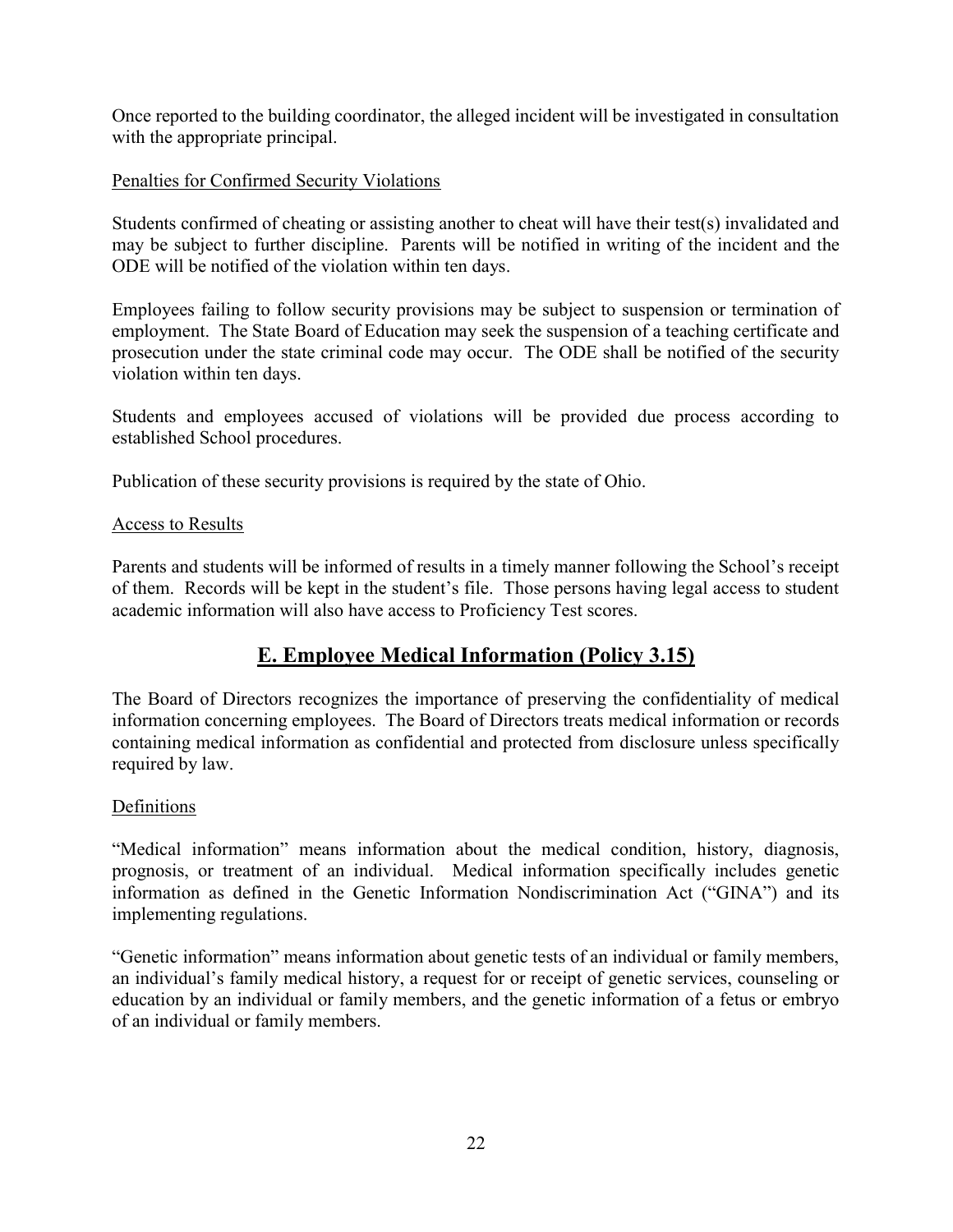Once reported to the building coordinator, the alleged incident will be investigated in consultation with the appropriate principal.

Penalties for Confirmed Security Violations

Students confirmed of cheating or assisting another to cheat will have their test(s) invalidated and may be subject to further discipline. Parents will be notified in writing of the incident and the ODE will be notified of the violation within ten days.

Employees failing to follow security provisions may be subject to suspension or termination of employment. The State Board of Education may seek the suspension of a teaching certificate and prosecution under the state criminal code may occur. The ODE shall be notified of the security violation within ten days.

Students and employees accused of violations will be provided due process according to established School procedures.

Publication of these security provisions is required by the state of Ohio.

Access to Results

Parents and students will be informed of results in a timely manner following the School's receipt of them. Records will be kept in the student's file. Those persons having legal access to student academic information will also have access to Proficiency Test scores.

## E. Employee Medical Information (Policy 3.15)

The Board of Directors recognizes the importance of preserving the confidentiality of medical information concerning employees. The Board of Directors treats medical information or records containing medical information as confidential and protected from disclosure unless specifically required by law.

Definitions

"Medical information" means information about the medical condition, history, diagnosis, prognosis, or treatment of an individual. Medical information specifically includes genetic information as defined in the Genetic Information Nondiscrimination Act ("GINA") and its implementing regulations.

"Genetic information" means information about genetic tests of an individual or family members, an individual's family medical history, a request for or receipt of genetic services, counseling or education by an individual or family members, and the genetic information of a fetus or embryo of an individual or family members.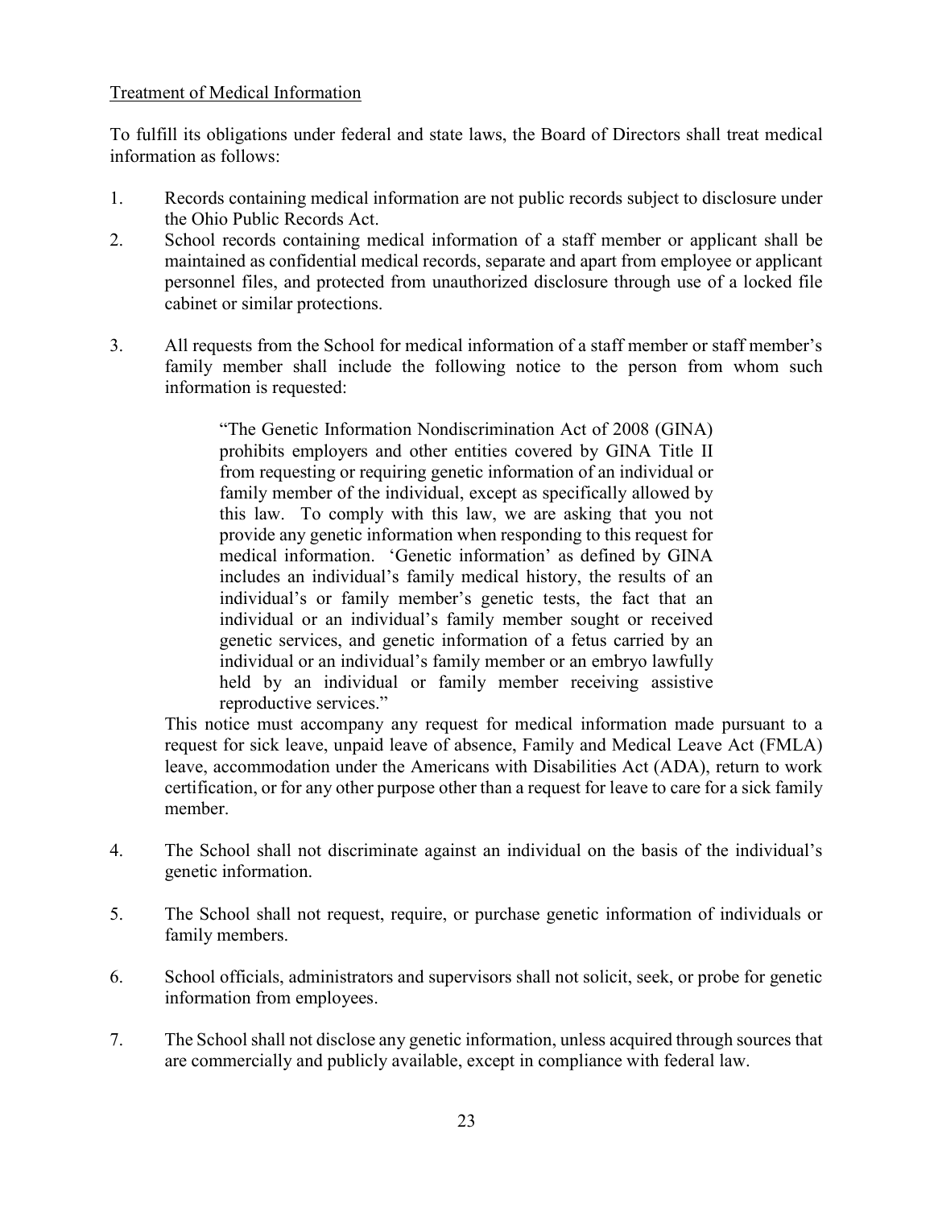Treatment of Medical Information

To fulfill its obligations under federal and state laws, the Board of Directors shall treat medical information as follows:

1. Records containing medical information are not public records subject to disclosure under the Ohio Public Records Act.
2. School records containing medical information of a staff member or applicant shall be maintained as confidential medical records, separate and apart from employee or applicant personnel files, and protected from unauthorized disclosure through use of a locked file cabinet or similar protections.
3. All requests from the School for medical information of a staff member or staff member's family member shall include the following notice to the person from whom such information is requested:

   > "The Genetic Information Nondiscrimination Act of 2008 (GINA) prohibits employers and other entities covered by GINA Title II from requesting or requiring genetic information of an individual or family member of the individual, except as specifically allowed by this law. To comply with this law, we are asking that you not provide any genetic information when responding to this request for medical information. 'Genetic information' as defined by GINA includes an individual's family medical history, the results of an individual's or family member's genetic tests, the fact that an individual or an individual's family member sought or received genetic services, and genetic information of a fetus carried by an individual or an individual's family member or an embryo lawfully held by an individual or family member receiving assistive reproductive services."

   This notice must accompany any request for medical information made pursuant to a request for sick leave, unpaid leave of absence, Family and Medical Leave Act (FMLA) leave, accommodation under the Americans with Disabilities Act (ADA), return to work certification, or for any other purpose other than a request for leave to care for a sick family member.

4. The School shall not discriminate against an individual on the basis of the individual's genetic information.
5. The School shall not request, require, or purchase genetic information of individuals or family members.
6. School officials, administrators and supervisors shall not solicit, seek, or probe for genetic information from employees.
7. The School shall not disclose any genetic information, unless acquired through sources that are commercially and publicly available, except in compliance with federal law.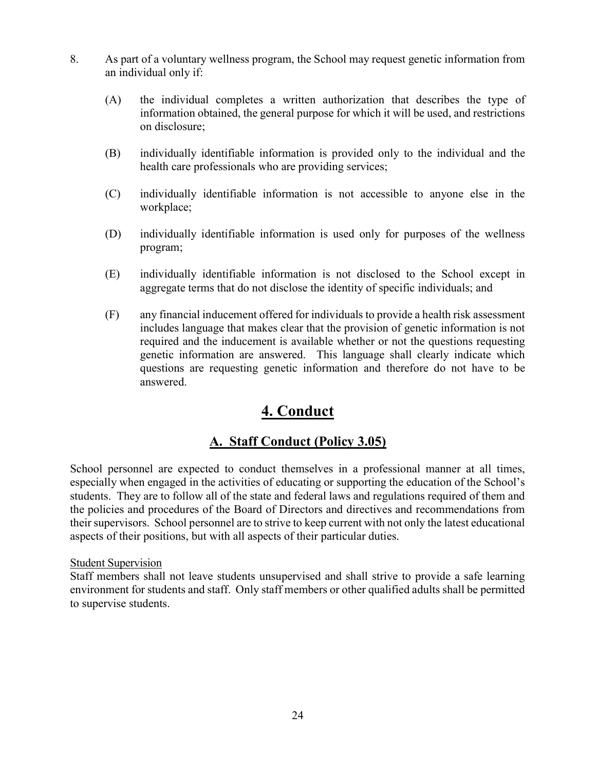8. As part of a voluntary wellness program, the School may request genetic information from an individual only if:

   (A) the individual completes a written authorization that describes the type of information obtained, the general purpose for which it will be used, and restrictions on disclosure;

   (B) individually identifiable information is provided only to the individual and the health care professionals who are providing services;

   (C) individually identifiable information is not accessible to anyone else in the workplace;

   (D) individually identifiable information is used only for purposes of the wellness program;

   (E) individually identifiable information is not disclosed to the School except in aggregate terms that do not disclose the identity of specific individuals; and

   (F) any financial inducement offered for individuals to provide a health risk assessment includes language that makes clear that the provision of genetic information is not required and the inducement is available whether or not the questions requesting genetic information are answered. This language shall clearly indicate which questions are requesting genetic information and therefore do not have to be answered.

# 4. Conduct

## A. Staff Conduct (Policy 3.05)

School personnel are expected to conduct themselves in a professional manner at all times, especially when engaged in the activities of educating or supporting the education of the School's students. They are to follow all of the state and federal laws and regulations required of them and the policies and procedures of the Board of Directors and directives and recommendations from their supervisors. School personnel are to strive to keep current with not only the latest educational aspects of their positions, but with all aspects of their particular duties.

Student Supervision

Staff members shall not leave students unsupervised and shall strive to provide a safe learning environment for students and staff. Only staff members or other qualified adults shall be permitted to supervise students.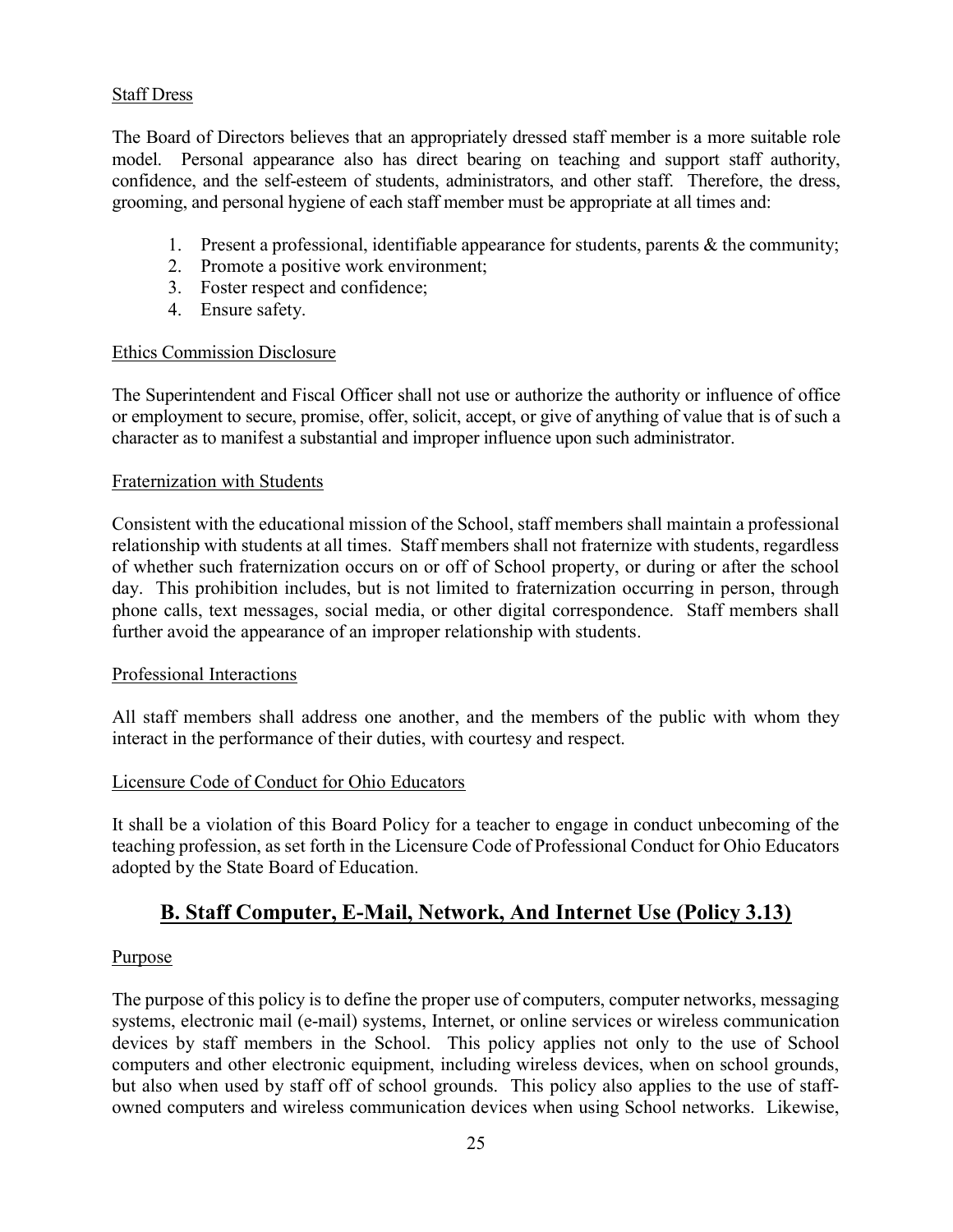Staff Dress

The Board of Directors believes that an appropriately dressed staff member is a more suitable role model. Personal appearance also has direct bearing on teaching and support staff authority, confidence, and the self-esteem of students, administrators, and other staff. Therefore, the dress, grooming, and personal hygiene of each staff member must be appropriate at all times and:

1. Present a professional, identifiable appearance for students, parents & the community;
2. Promote a positive work environment;
3. Foster respect and confidence;
4. Ensure safety.

Ethics Commission Disclosure

The Superintendent and Fiscal Officer shall not use or authorize the authority or influence of office or employment to secure, promise, offer, solicit, accept, or give of anything of value that is of such a character as to manifest a substantial and improper influence upon such administrator.

Fraternization with Students

Consistent with the educational mission of the School, staff members shall maintain a professional relationship with students at all times. Staff members shall not fraternize with students, regardless of whether such fraternization occurs on or off of School property, or during or after the school day. This prohibition includes, but is not limited to fraternization occurring in person, through phone calls, text messages, social media, or other digital correspondence. Staff members shall further avoid the appearance of an improper relationship with students.

Professional Interactions

All staff members shall address one another, and the members of the public with whom they interact in the performance of their duties, with courtesy and respect.

Licensure Code of Conduct for Ohio Educators

It shall be a violation of this Board Policy for a teacher to engage in conduct unbecoming of the teaching profession, as set forth in the Licensure Code of Professional Conduct for Ohio Educators adopted by the State Board of Education.

## B. Staff Computer, E-Mail, Network, And Internet Use (Policy 3.13)

Purpose

The purpose of this policy is to define the proper use of computers, computer networks, messaging systems, electronic mail (e-mail) systems, Internet, or online services or wireless communication devices by staff members in the School. This policy applies not only to the use of School computers and other electronic equipment, including wireless devices, when on school grounds, but also when used by staff off of school grounds. This policy also applies to the use of staff-owned computers and wireless communication devices when using School networks. Likewise,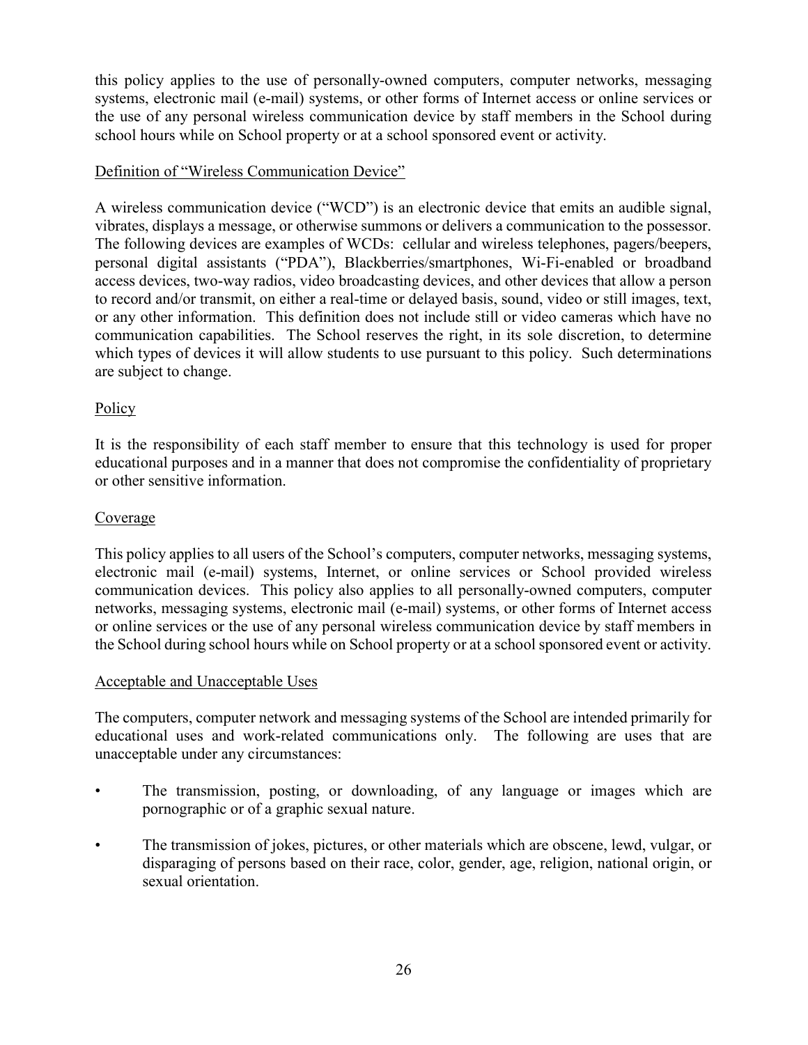this policy applies to the use of personally-owned computers, computer networks, messaging systems, electronic mail (e-mail) systems, or other forms of Internet access or online services or the use of any personal wireless communication device by staff members in the School during school hours while on School property or at a school sponsored event or activity.

<u>Definition of "Wireless Communication Device"</u>

A wireless communication device ("WCD") is an electronic device that emits an audible signal, vibrates, displays a message, or otherwise summons or delivers a communication to the possessor. The following devices are examples of WCDs: cellular and wireless telephones, pagers/beepers, personal digital assistants ("PDA"), Blackberries/smartphones, Wi-Fi-enabled or broadband access devices, two-way radios, video broadcasting devices, and other devices that allow a person to record and/or transmit, on either a real-time or delayed basis, sound, video or still images, text, or any other information. This definition does not include still or video cameras which have no communication capabilities. The School reserves the right, in its sole discretion, to determine which types of devices it will allow students to use pursuant to this policy. Such determinations are subject to change.

<u>Policy</u>

It is the responsibility of each staff member to ensure that this technology is used for proper educational purposes and in a manner that does not compromise the confidentiality of proprietary or other sensitive information.

<u>Coverage</u>

This policy applies to all users of the School's computers, computer networks, messaging systems, electronic mail (e-mail) systems, Internet, or online services or School provided wireless communication devices. This policy also applies to all personally-owned computers, computer networks, messaging systems, electronic mail (e-mail) systems, or other forms of Internet access or online services or the use of any personal wireless communication device by staff members in the School during school hours while on School property or at a school sponsored event or activity.

<u>Acceptable and Unacceptable Uses</u>

The computers, computer network and messaging systems of the School are intended primarily for educational uses and work-related communications only. The following are uses that are unacceptable under any circumstances:

- The transmission, posting, or downloading, of any language or images which are pornographic or of a graphic sexual nature.
- The transmission of jokes, pictures, or other materials which are obscene, lewd, vulgar, or disparaging of persons based on their race, color, gender, age, religion, national origin, or sexual orientation.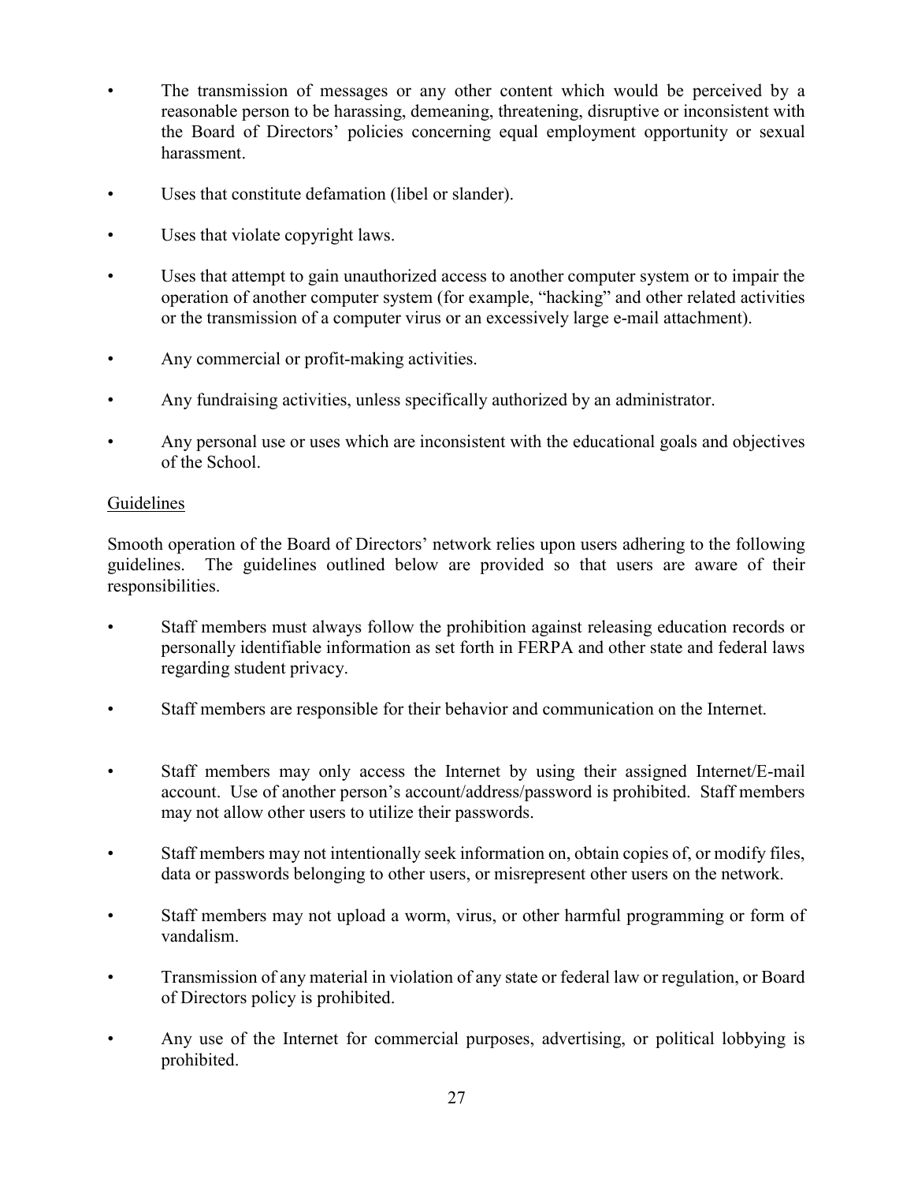- The transmission of messages or any other content which would be perceived by a reasonable person to be harassing, demeaning, threatening, disruptive or inconsistent with the Board of Directors' policies concerning equal employment opportunity or sexual harassment.
- Uses that constitute defamation (libel or slander).
- Uses that violate copyright laws.
- Uses that attempt to gain unauthorized access to another computer system or to impair the operation of another computer system (for example, "hacking" and other related activities or the transmission of a computer virus or an excessively large e-mail attachment).
- Any commercial or profit-making activities.
- Any fundraising activities, unless specifically authorized by an administrator.
- Any personal use or uses which are inconsistent with the educational goals and objectives of the School.

<u>Guidelines</u>

Smooth operation of the Board of Directors' network relies upon users adhering to the following guidelines. The guidelines outlined below are provided so that users are aware of their responsibilities.

- Staff members must always follow the prohibition against releasing education records or personally identifiable information as set forth in FERPA and other state and federal laws regarding student privacy.
- Staff members are responsible for their behavior and communication on the Internet.
- Staff members may only access the Internet by using their assigned Internet/E-mail account. Use of another person's account/address/password is prohibited. Staff members may not allow other users to utilize their passwords.
- Staff members may not intentionally seek information on, obtain copies of, or modify files, data or passwords belonging to other users, or misrepresent other users on the network.
- Staff members may not upload a worm, virus, or other harmful programming or form of vandalism.
- Transmission of any material in violation of any state or federal law or regulation, or Board of Directors policy is prohibited.
- Any use of the Internet for commercial purposes, advertising, or political lobbying is prohibited.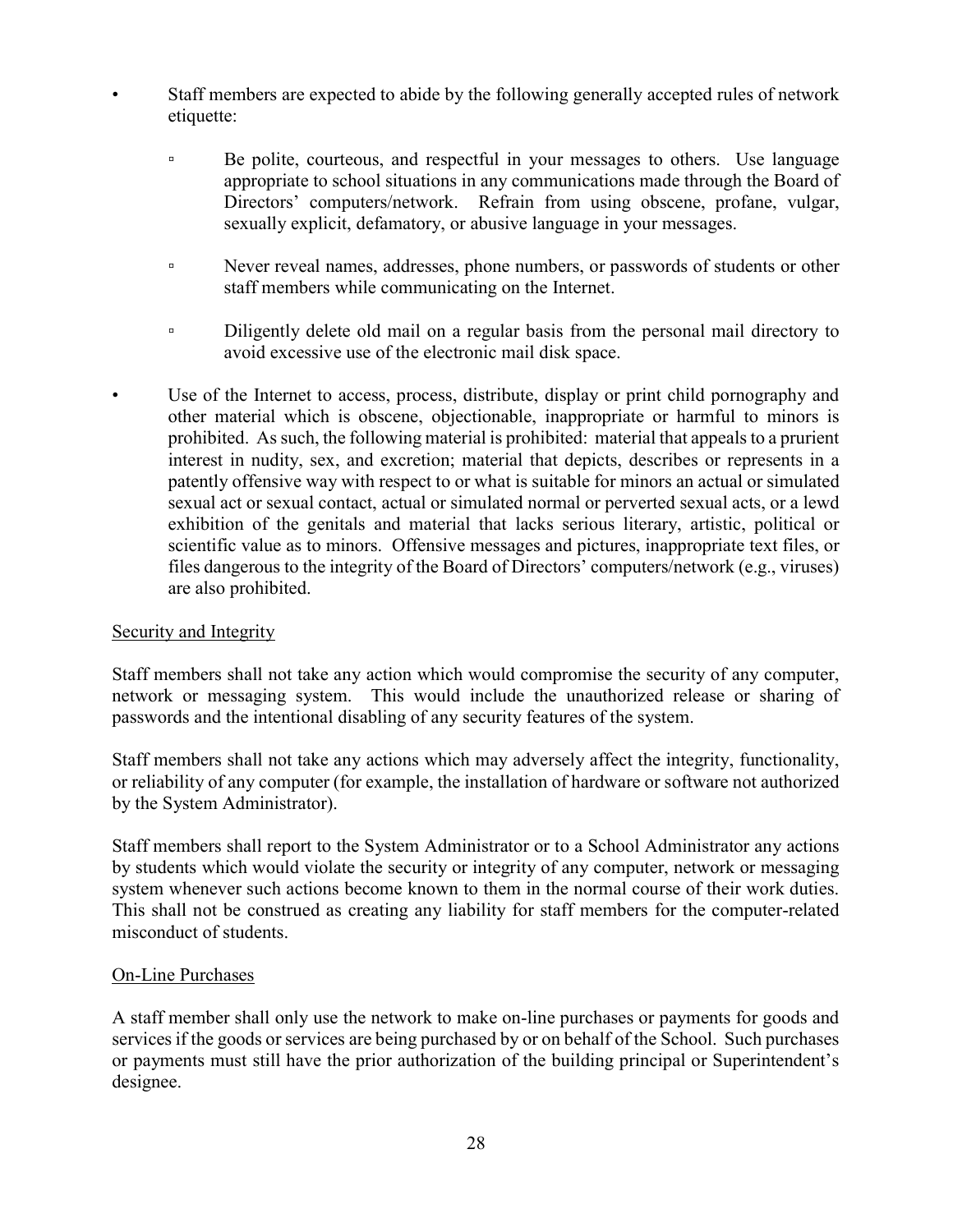- Staff members are expected to abide by the following generally accepted rules of network etiquette:
  - Be polite, courteous, and respectful in your messages to others. Use language appropriate to school situations in any communications made through the Board of Directors' computers/network. Refrain from using obscene, profane, vulgar, sexually explicit, defamatory, or abusive language in your messages.
  - Never reveal names, addresses, phone numbers, or passwords of students or other staff members while communicating on the Internet.
  - Diligently delete old mail on a regular basis from the personal mail directory to avoid excessive use of the electronic mail disk space.
- Use of the Internet to access, process, distribute, display or print child pornography and other material which is obscene, objectionable, inappropriate or harmful to minors is prohibited. As such, the following material is prohibited: material that appeals to a prurient interest in nudity, sex, and excretion; material that depicts, describes or represents in a patently offensive way with respect to or what is suitable for minors an actual or simulated sexual act or sexual contact, actual or simulated normal or perverted sexual acts, or a lewd exhibition of the genitals and material that lacks serious literary, artistic, political or scientific value as to minors. Offensive messages and pictures, inappropriate text files, or files dangerous to the integrity of the Board of Directors' computers/network (e.g., viruses) are also prohibited.

<u>Security and Integrity</u>

Staff members shall not take any action which would compromise the security of any computer, network or messaging system. This would include the unauthorized release or sharing of passwords and the intentional disabling of any security features of the system.

Staff members shall not take any actions which may adversely affect the integrity, functionality, or reliability of any computer (for example, the installation of hardware or software not authorized by the System Administrator).

Staff members shall report to the System Administrator or to a School Administrator any actions by students which would violate the security or integrity of any computer, network or messaging system whenever such actions become known to them in the normal course of their work duties. This shall not be construed as creating any liability for staff members for the computer-related misconduct of students.

<u>On-Line Purchases</u>

A staff member shall only use the network to make on-line purchases or payments for goods and services if the goods or services are being purchased by or on behalf of the School. Such purchases or payments must still have the prior authorization of the building principal or Superintendent's designee.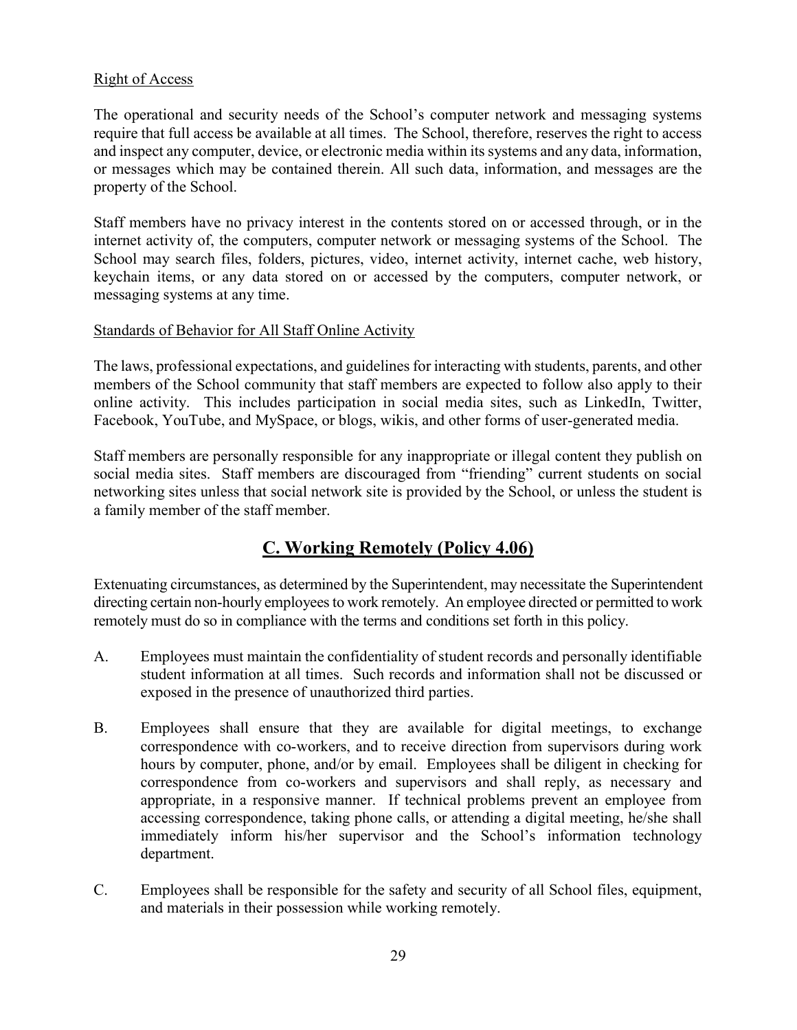Right of Access

The operational and security needs of the School's computer network and messaging systems require that full access be available at all times. The School, therefore, reserves the right to access and inspect any computer, device, or electronic media within its systems and any data, information, or messages which may be contained therein. All such data, information, and messages are the property of the School.

Staff members have no privacy interest in the contents stored on or accessed through, or in the internet activity of, the computers, computer network or messaging systems of the School. The School may search files, folders, pictures, video, internet activity, internet cache, web history, keychain items, or any data stored on or accessed by the computers, computer network, or messaging systems at any time.

Standards of Behavior for All Staff Online Activity

The laws, professional expectations, and guidelines for interacting with students, parents, and other members of the School community that staff members are expected to follow also apply to their online activity. This includes participation in social media sites, such as LinkedIn, Twitter, Facebook, YouTube, and MySpace, or blogs, wikis, and other forms of user-generated media.

Staff members are personally responsible for any inappropriate or illegal content they publish on social media sites. Staff members are discouraged from "friending" current students on social networking sites unless that social network site is provided by the School, or unless the student is a family member of the staff member.

## C. Working Remotely (Policy 4.06)

Extenuating circumstances, as determined by the Superintendent, may necessitate the Superintendent directing certain non-hourly employees to work remotely. An employee directed or permitted to work remotely must do so in compliance with the terms and conditions set forth in this policy.

A. Employees must maintain the confidentiality of student records and personally identifiable student information at all times. Such records and information shall not be discussed or exposed in the presence of unauthorized third parties.

B. Employees shall ensure that they are available for digital meetings, to exchange correspondence with co-workers, and to receive direction from supervisors during work hours by computer, phone, and/or by email. Employees shall be diligent in checking for correspondence from co-workers and supervisors and shall reply, as necessary and appropriate, in a responsive manner. If technical problems prevent an employee from accessing correspondence, taking phone calls, or attending a digital meeting, he/she shall immediately inform his/her supervisor and the School's information technology department.

C. Employees shall be responsible for the safety and security of all School files, equipment, and materials in their possession while working remotely.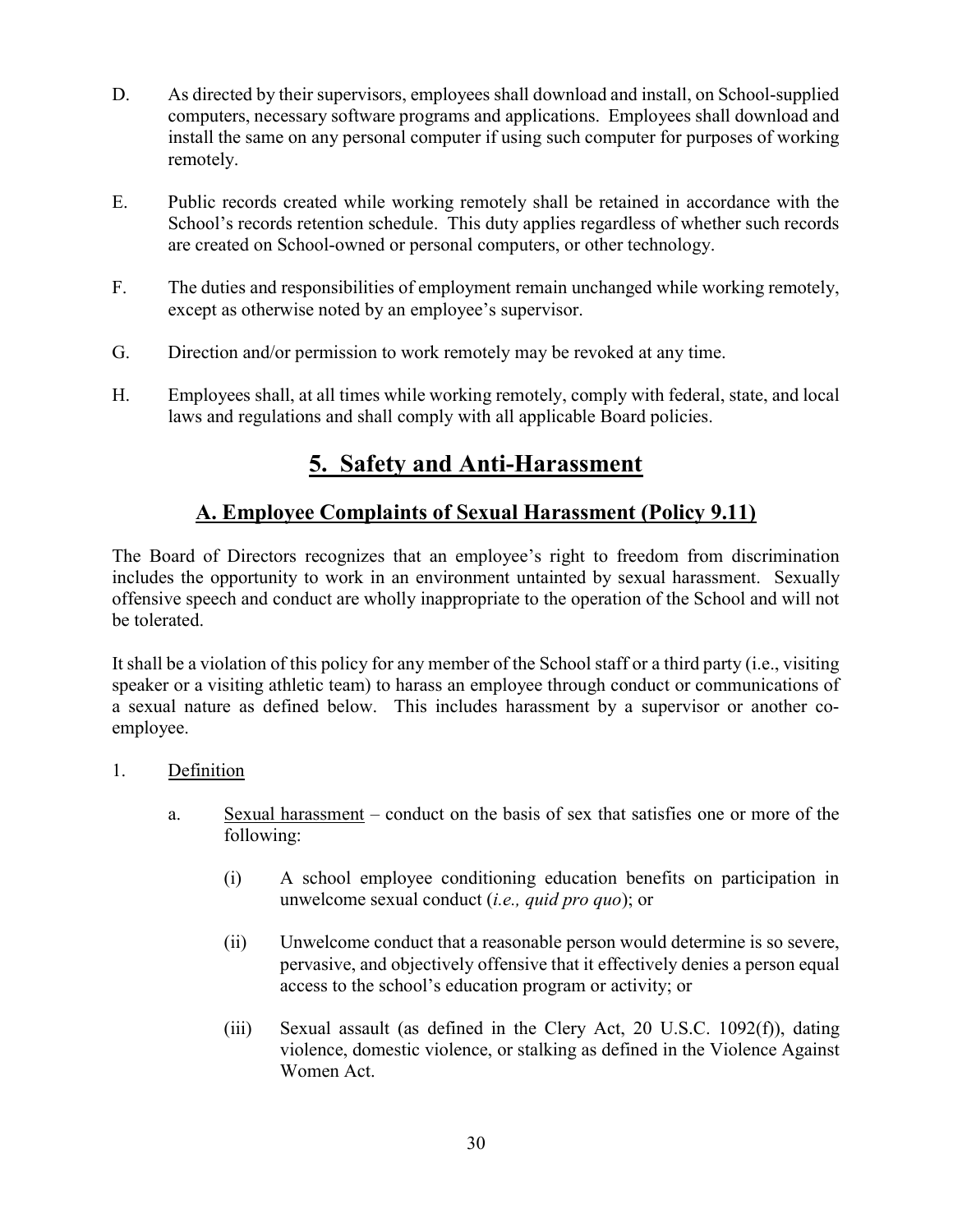D. As directed by their supervisors, employees shall download and install, on School-supplied computers, necessary software programs and applications. Employees shall download and install the same on any personal computer if using such computer for purposes of working remotely.

E. Public records created while working remotely shall be retained in accordance with the School's records retention schedule. This duty applies regardless of whether such records are created on School-owned or personal computers, or other technology.

F. The duties and responsibilities of employment remain unchanged while working remotely, except as otherwise noted by an employee's supervisor.

G. Direction and/or permission to work remotely may be revoked at any time.

H. Employees shall, at all times while working remotely, comply with federal, state, and local laws and regulations and shall comply with all applicable Board policies.

# 5. Safety and Anti-Harassment

## A. Employee Complaints of Sexual Harassment (Policy 9.11)

The Board of Directors recognizes that an employee's right to freedom from discrimination includes the opportunity to work in an environment untainted by sexual harassment. Sexually offensive speech and conduct are wholly inappropriate to the operation of the School and will not be tolerated.

It shall be a violation of this policy for any member of the School staff or a third party (i.e., visiting speaker or a visiting athletic team) to harass an employee through conduct or communications of a sexual nature as defined below. This includes harassment by a supervisor or another co-employee.

1. Definition

   a. Sexual harassment – conduct on the basis of sex that satisfies one or more of the following:

      (i) A school employee conditioning education benefits on participation in unwelcome sexual conduct (*i.e., quid pro quo*); or

      (ii) Unwelcome conduct that a reasonable person would determine is so severe, pervasive, and objectively offensive that it effectively denies a person equal access to the school's education program or activity; or

      (iii) Sexual assault (as defined in the Clery Act, 20 U.S.C. 1092(f)), dating violence, domestic violence, or stalking as defined in the Violence Against Women Act.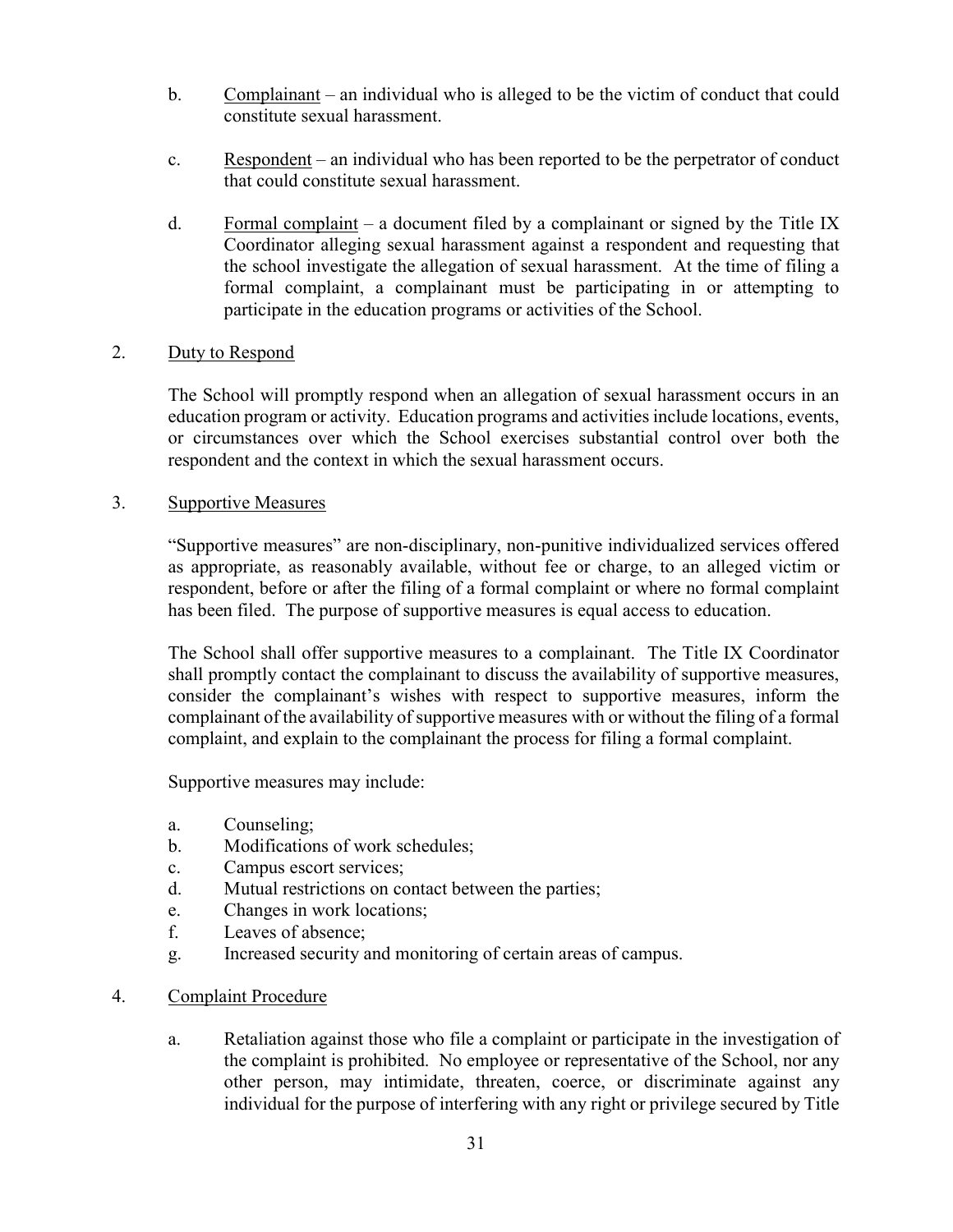b. Complainant – an individual who is alleged to be the victim of conduct that could constitute sexual harassment.

c. Respondent – an individual who has been reported to be the perpetrator of conduct that could constitute sexual harassment.

d. Formal complaint – a document filed by a complainant or signed by the Title IX Coordinator alleging sexual harassment against a respondent and requesting that the school investigate the allegation of sexual harassment. At the time of filing a formal complaint, a complainant must be participating in or attempting to participate in the education programs or activities of the School.

2. Duty to Respond

The School will promptly respond when an allegation of sexual harassment occurs in an education program or activity. Education programs and activities include locations, events, or circumstances over which the School exercises substantial control over both the respondent and the context in which the sexual harassment occurs.

3. Supportive Measures

"Supportive measures" are non-disciplinary, non-punitive individualized services offered as appropriate, as reasonably available, without fee or charge, to an alleged victim or respondent, before or after the filing of a formal complaint or where no formal complaint has been filed. The purpose of supportive measures is equal access to education.

The School shall offer supportive measures to a complainant. The Title IX Coordinator shall promptly contact the complainant to discuss the availability of supportive measures, consider the complainant's wishes with respect to supportive measures, inform the complainant of the availability of supportive measures with or without the filing of a formal complaint, and explain to the complainant the process for filing a formal complaint.

Supportive measures may include:

a. Counseling;
b. Modifications of work schedules;
c. Campus escort services;
d. Mutual restrictions on contact between the parties;
e. Changes in work locations;
f. Leaves of absence;
g. Increased security and monitoring of certain areas of campus.

4. Complaint Procedure

a. Retaliation against those who file a complaint or participate in the investigation of the complaint is prohibited. No employee or representative of the School, nor any other person, may intimidate, threaten, coerce, or discriminate against any individual for the purpose of interfering with any right or privilege secured by Title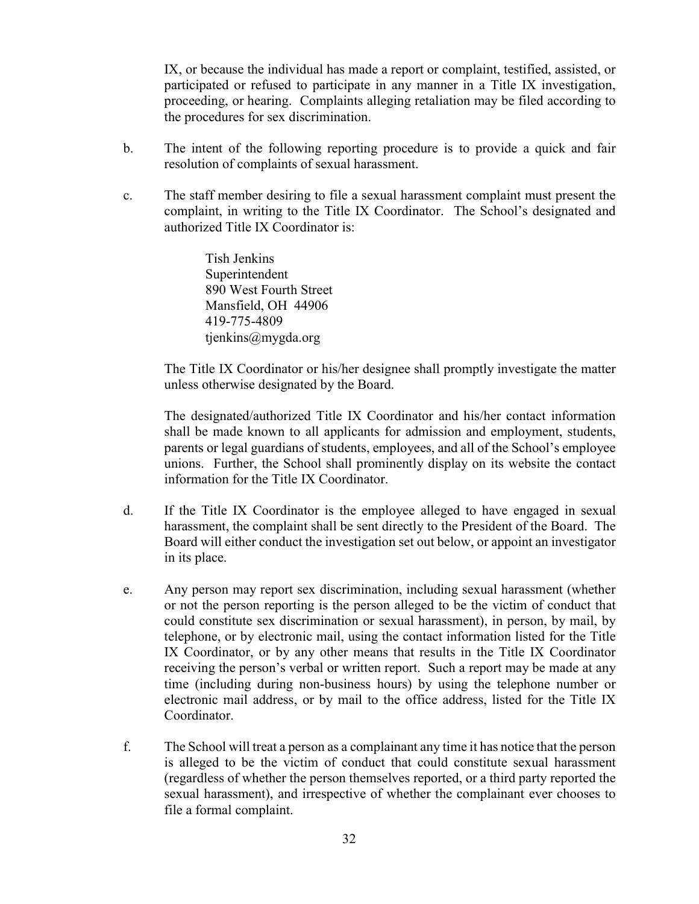IX, or because the individual has made a report or complaint, testified, assisted, or participated or refused to participate in any manner in a Title IX investigation, proceeding, or hearing. Complaints alleging retaliation may be filed according to the procedures for sex discrimination.

b. The intent of the following reporting procedure is to provide a quick and fair resolution of complaints of sexual harassment.

c. The staff member desiring to file a sexual harassment complaint must present the complaint, in writing to the Title IX Coordinator. The School's designated and authorized Title IX Coordinator is:

   Tish Jenkins
   Superintendent
   890 West Fourth Street
   Mansfield, OH 44906
   419-775-4809
   tjenkins@mygda.org

   The Title IX Coordinator or his/her designee shall promptly investigate the matter unless otherwise designated by the Board.

   The designated/authorized Title IX Coordinator and his/her contact information shall be made known to all applicants for admission and employment, students, parents or legal guardians of students, employees, and all of the School's employee unions. Further, the School shall prominently display on its website the contact information for the Title IX Coordinator.

d. If the Title IX Coordinator is the employee alleged to have engaged in sexual harassment, the complaint shall be sent directly to the President of the Board. The Board will either conduct the investigation set out below, or appoint an investigator in its place.

e. Any person may report sex discrimination, including sexual harassment (whether or not the person reporting is the person alleged to be the victim of conduct that could constitute sex discrimination or sexual harassment), in person, by mail, by telephone, or by electronic mail, using the contact information listed for the Title IX Coordinator, or by any other means that results in the Title IX Coordinator receiving the person's verbal or written report. Such a report may be made at any time (including during non-business hours) by using the telephone number or electronic mail address, or by mail to the office address, listed for the Title IX Coordinator.

f. The School will treat a person as a complainant any time it has notice that the person is alleged to be the victim of conduct that could constitute sexual harassment (regardless of whether the person themselves reported, or a third party reported the sexual harassment), and irrespective of whether the complainant ever chooses to file a formal complaint.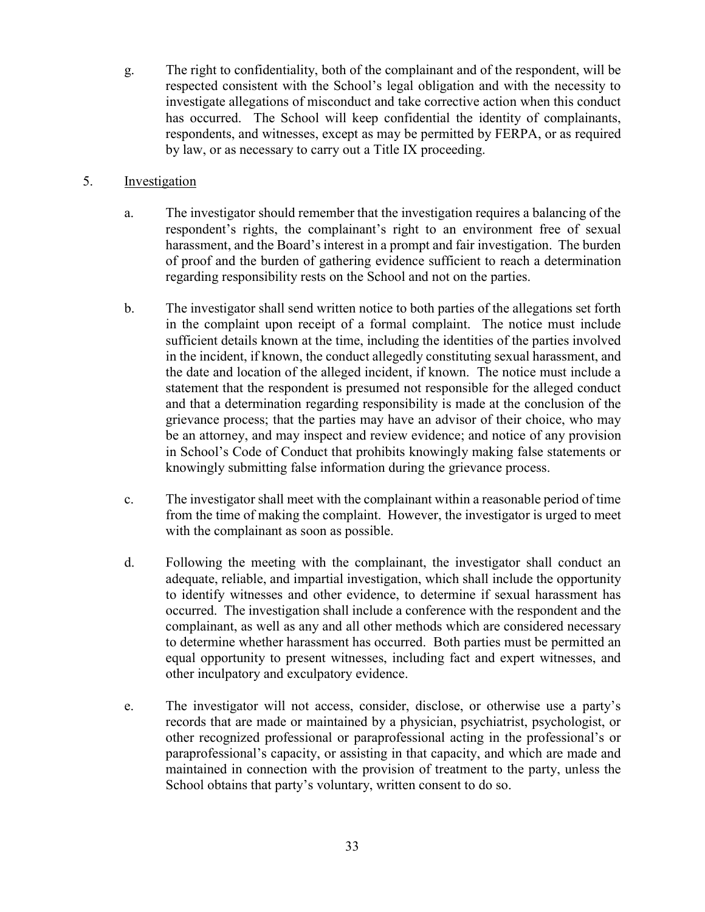g. The right to confidentiality, both of the complainant and of the respondent, will be respected consistent with the School's legal obligation and with the necessity to investigate allegations of misconduct and take corrective action when this conduct has occurred. The School will keep confidential the identity of complainants, respondents, and witnesses, except as may be permitted by FERPA, or as required by law, or as necessary to carry out a Title IX proceeding.

5. <u>Investigation</u>

a. The investigator should remember that the investigation requires a balancing of the respondent's rights, the complainant's right to an environment free of sexual harassment, and the Board's interest in a prompt and fair investigation. The burden of proof and the burden of gathering evidence sufficient to reach a determination regarding responsibility rests on the School and not on the parties.

b. The investigator shall send written notice to both parties of the allegations set forth in the complaint upon receipt of a formal complaint. The notice must include sufficient details known at the time, including the identities of the parties involved in the incident, if known, the conduct allegedly constituting sexual harassment, and the date and location of the alleged incident, if known. The notice must include a statement that the respondent is presumed not responsible for the alleged conduct and that a determination regarding responsibility is made at the conclusion of the grievance process; that the parties may have an advisor of their choice, who may be an attorney, and may inspect and review evidence; and notice of any provision in School's Code of Conduct that prohibits knowingly making false statements or knowingly submitting false information during the grievance process.

c. The investigator shall meet with the complainant within a reasonable period of time from the time of making the complaint. However, the investigator is urged to meet with the complainant as soon as possible.

d. Following the meeting with the complainant, the investigator shall conduct an adequate, reliable, and impartial investigation, which shall include the opportunity to identify witnesses and other evidence, to determine if sexual harassment has occurred. The investigation shall include a conference with the respondent and the complainant, as well as any and all other methods which are considered necessary to determine whether harassment has occurred. Both parties must be permitted an equal opportunity to present witnesses, including fact and expert witnesses, and other inculpatory and exculpatory evidence.

e. The investigator will not access, consider, disclose, or otherwise use a party's records that are made or maintained by a physician, psychiatrist, psychologist, or other recognized professional or paraprofessional acting in the professional's or paraprofessional's capacity, or assisting in that capacity, and which are made and maintained in connection with the provision of treatment to the party, unless the School obtains that party's voluntary, written consent to do so.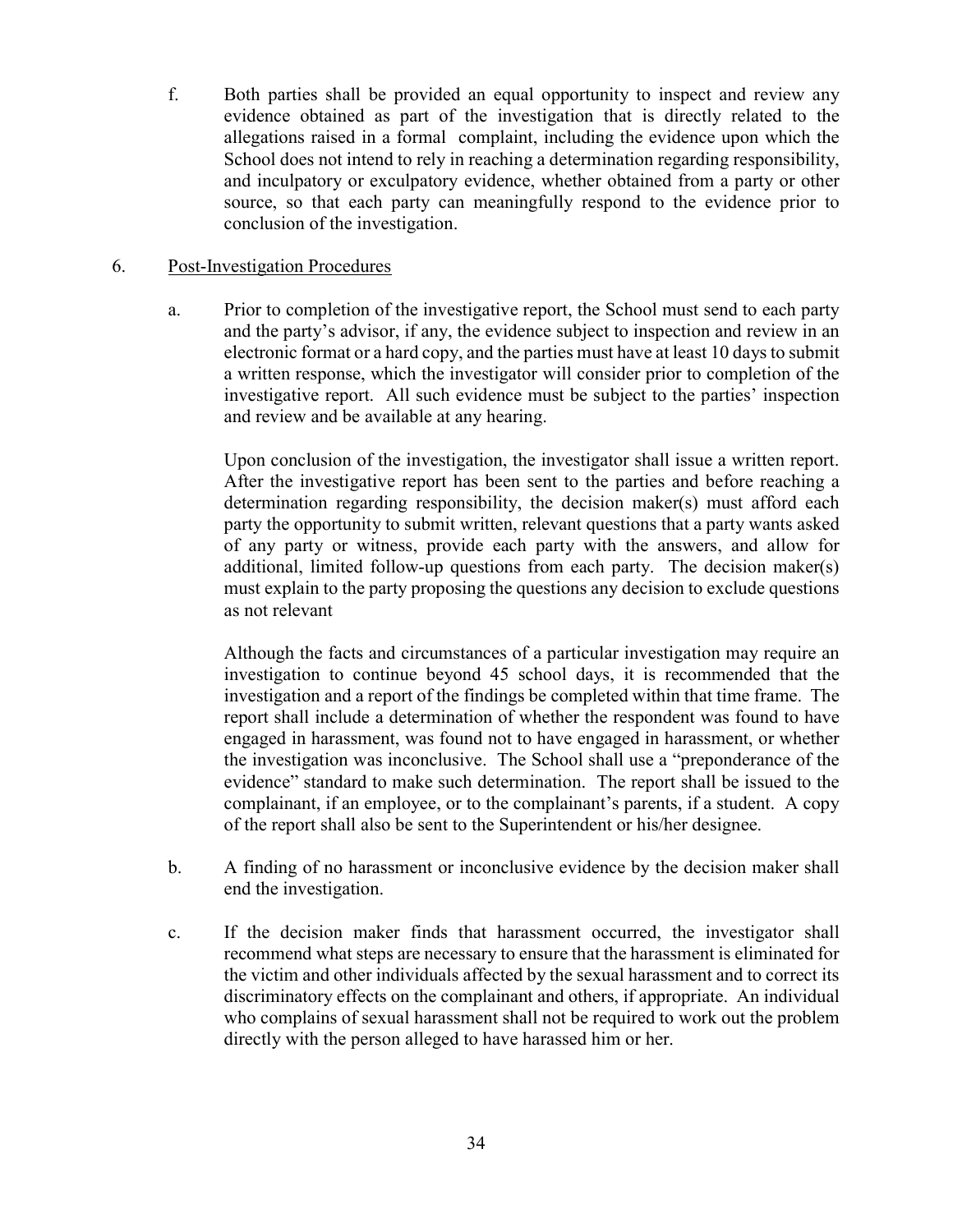f. Both parties shall be provided an equal opportunity to inspect and review any evidence obtained as part of the investigation that is directly related to the allegations raised in a formal complaint, including the evidence upon which the School does not intend to rely in reaching a determination regarding responsibility, and inculpatory or exculpatory evidence, whether obtained from a party or other source, so that each party can meaningfully respond to the evidence prior to conclusion of the investigation.

6. Post-Investigation Procedures

a. Prior to completion of the investigative report, the School must send to each party and the party's advisor, if any, the evidence subject to inspection and review in an electronic format or a hard copy, and the parties must have at least 10 days to submit a written response, which the investigator will consider prior to completion of the investigative report. All such evidence must be subject to the parties' inspection and review and be available at any hearing.

Upon conclusion of the investigation, the investigator shall issue a written report. After the investigative report has been sent to the parties and before reaching a determination regarding responsibility, the decision maker(s) must afford each party the opportunity to submit written, relevant questions that a party wants asked of any party or witness, provide each party with the answers, and allow for additional, limited follow-up questions from each party. The decision maker(s) must explain to the party proposing the questions any decision to exclude questions as not relevant

Although the facts and circumstances of a particular investigation may require an investigation to continue beyond 45 school days, it is recommended that the investigation and a report of the findings be completed within that time frame. The report shall include a determination of whether the respondent was found to have engaged in harassment, was found not to have engaged in harassment, or whether the investigation was inconclusive. The School shall use a "preponderance of the evidence" standard to make such determination. The report shall be issued to the complainant, if an employee, or to the complainant's parents, if a student. A copy of the report shall also be sent to the Superintendent or his/her designee.

b. A finding of no harassment or inconclusive evidence by the decision maker shall end the investigation.

c. If the decision maker finds that harassment occurred, the investigator shall recommend what steps are necessary to ensure that the harassment is eliminated for the victim and other individuals affected by the sexual harassment and to correct its discriminatory effects on the complainant and others, if appropriate. An individual who complains of sexual harassment shall not be required to work out the problem directly with the person alleged to have harassed him or her.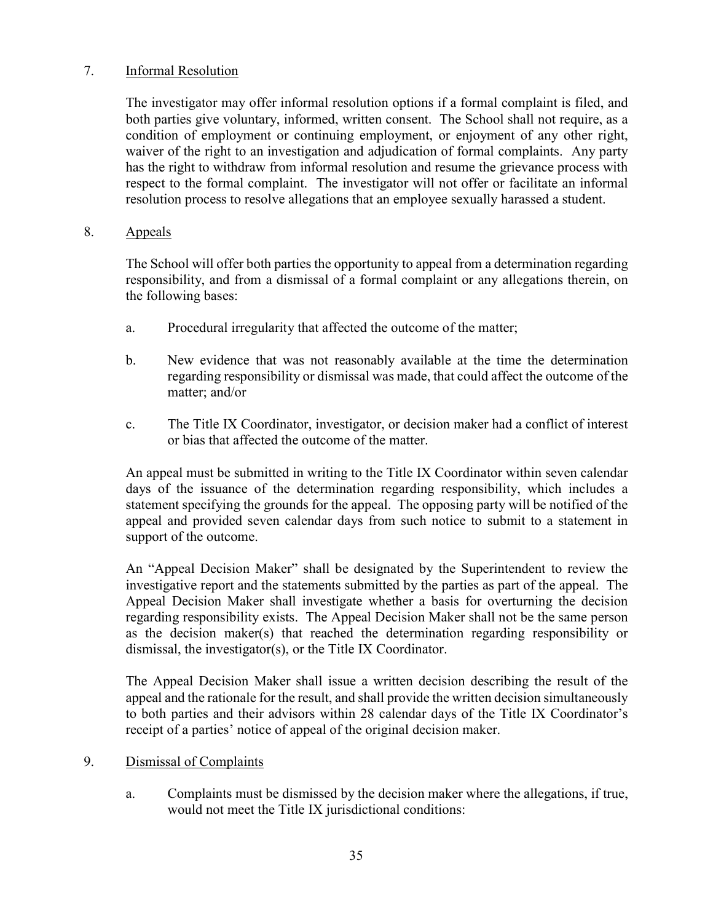7. <u>Informal Resolution</u>

   The investigator may offer informal resolution options if a formal complaint is filed, and both parties give voluntary, informed, written consent. The School shall not require, as a condition of employment or continuing employment, or enjoyment of any other right, waiver of the right to an investigation and adjudication of formal complaints. Any party has the right to withdraw from informal resolution and resume the grievance process with respect to the formal complaint. The investigator will not offer or facilitate an informal resolution process to resolve allegations that an employee sexually harassed a student.

8. <u>Appeals</u>

   The School will offer both parties the opportunity to appeal from a determination regarding responsibility, and from a dismissal of a formal complaint or any allegations therein, on the following bases:

   a. Procedural irregularity that affected the outcome of the matter;

   b. New evidence that was not reasonably available at the time the determination regarding responsibility or dismissal was made, that could affect the outcome of the matter; and/or

   c. The Title IX Coordinator, investigator, or decision maker had a conflict of interest or bias that affected the outcome of the matter.

   An appeal must be submitted in writing to the Title IX Coordinator within seven calendar days of the issuance of the determination regarding responsibility, which includes a statement specifying the grounds for the appeal. The opposing party will be notified of the appeal and provided seven calendar days from such notice to submit to a statement in support of the outcome.

   An "Appeal Decision Maker" shall be designated by the Superintendent to review the investigative report and the statements submitted by the parties as part of the appeal. The Appeal Decision Maker shall investigate whether a basis for overturning the decision regarding responsibility exists. The Appeal Decision Maker shall not be the same person as the decision maker(s) that reached the determination regarding responsibility or dismissal, the investigator(s), or the Title IX Coordinator.

   The Appeal Decision Maker shall issue a written decision describing the result of the appeal and the rationale for the result, and shall provide the written decision simultaneously to both parties and their advisors within 28 calendar days of the Title IX Coordinator's receipt of a parties' notice of appeal of the original decision maker.

9. <u>Dismissal of Complaints</u>

   a. Complaints must be dismissed by the decision maker where the allegations, if true, would not meet the Title IX jurisdictional conditions: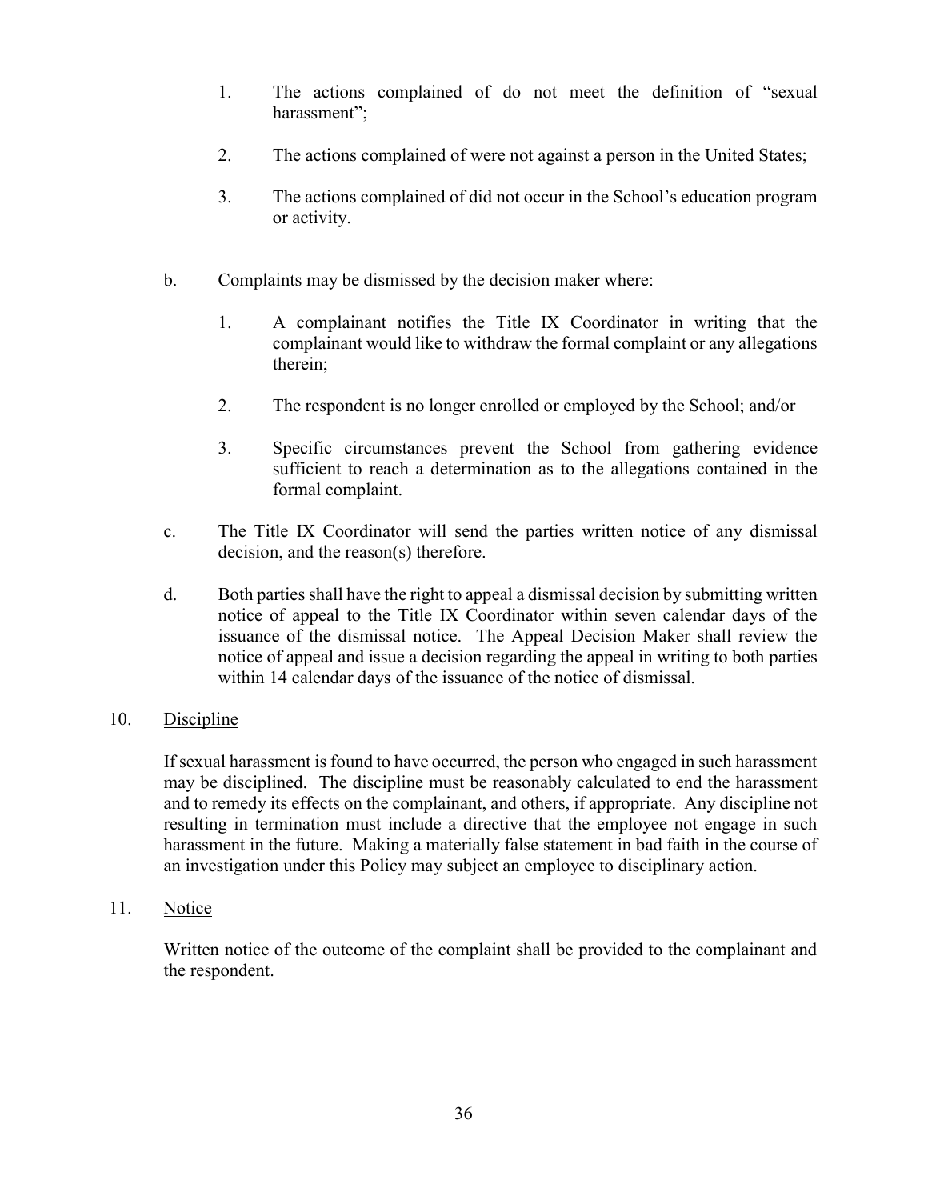1. The actions complained of do not meet the definition of "sexual harassment";

2. The actions complained of were not against a person in the United States;

3. The actions complained of did not occur in the School's education program or activity.

b. Complaints may be dismissed by the decision maker where:

1. A complainant notifies the Title IX Coordinator in writing that the complainant would like to withdraw the formal complaint or any allegations therein;

2. The respondent is no longer enrolled or employed by the School; and/or

3. Specific circumstances prevent the School from gathering evidence sufficient to reach a determination as to the allegations contained in the formal complaint.

c. The Title IX Coordinator will send the parties written notice of any dismissal decision, and the reason(s) therefore.

d. Both parties shall have the right to appeal a dismissal decision by submitting written notice of appeal to the Title IX Coordinator within seven calendar days of the issuance of the dismissal notice. The Appeal Decision Maker shall review the notice of appeal and issue a decision regarding the appeal in writing to both parties within 14 calendar days of the issuance of the notice of dismissal.

10. <u>Discipline</u>

If sexual harassment is found to have occurred, the person who engaged in such harassment may be disciplined. The discipline must be reasonably calculated to end the harassment and to remedy its effects on the complainant, and others, if appropriate. Any discipline not resulting in termination must include a directive that the employee not engage in such harassment in the future. Making a materially false statement in bad faith in the course of an investigation under this Policy may subject an employee to disciplinary action.

11. <u>Notice</u>

Written notice of the outcome of the complaint shall be provided to the complainant and the respondent.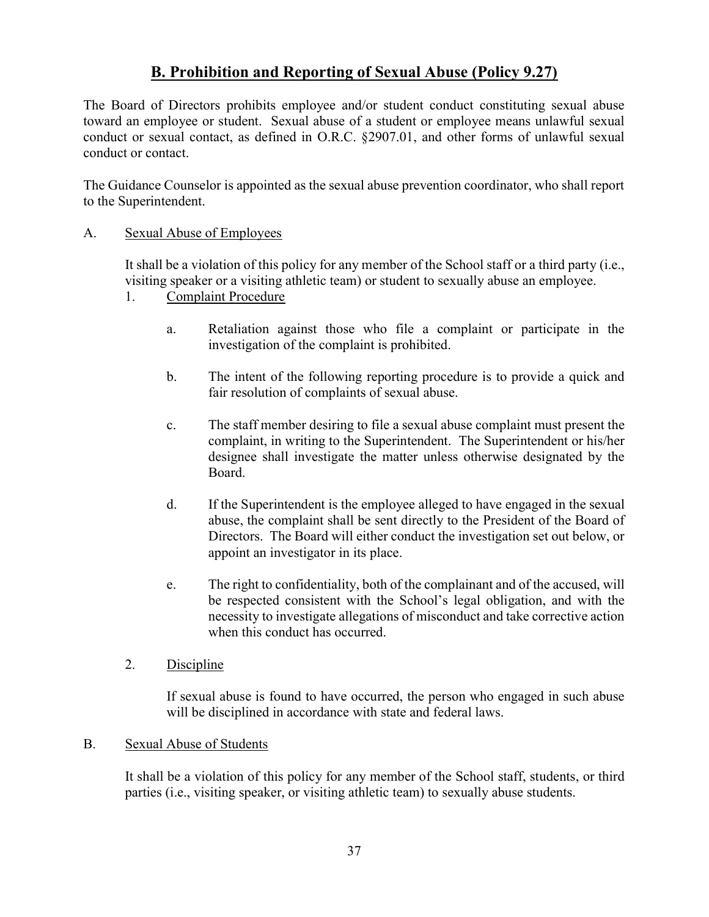## B. Prohibition and Reporting of Sexual Abuse (Policy 9.27)

The Board of Directors prohibits employee and/or student conduct constituting sexual abuse toward an employee or student. Sexual abuse of a student or employee means unlawful sexual conduct or sexual contact, as defined in O.R.C. §2907.01, and other forms of unlawful sexual conduct or contact.

The Guidance Counselor is appointed as the sexual abuse prevention coordinator, who shall report to the Superintendent.

A. Sexual Abuse of Employees

It shall be a violation of this policy for any member of the School staff or a third party (i.e., visiting speaker or a visiting athletic team) or student to sexually abuse an employee.

1. Complaint Procedure

   a. Retaliation against those who file a complaint or participate in the investigation of the complaint is prohibited.

   b. The intent of the following reporting procedure is to provide a quick and fair resolution of complaints of sexual abuse.

   c. The staff member desiring to file a sexual abuse complaint must present the complaint, in writing to the Superintendent. The Superintendent or his/her designee shall investigate the matter unless otherwise designated by the Board.

   d. If the Superintendent is the employee alleged to have engaged in the sexual abuse, the complaint shall be sent directly to the President of the Board of Directors. The Board will either conduct the investigation set out below, or appoint an investigator in its place.

   e. The right to confidentiality, both of the complainant and of the accused, will be respected consistent with the School's legal obligation, and with the necessity to investigate allegations of misconduct and take corrective action when this conduct has occurred.

2. Discipline

   If sexual abuse is found to have occurred, the person who engaged in such abuse will be disciplined in accordance with state and federal laws.

B. Sexual Abuse of Students

It shall be a violation of this policy for any member of the School staff, students, or third parties (i.e., visiting speaker, or visiting athletic team) to sexually abuse students.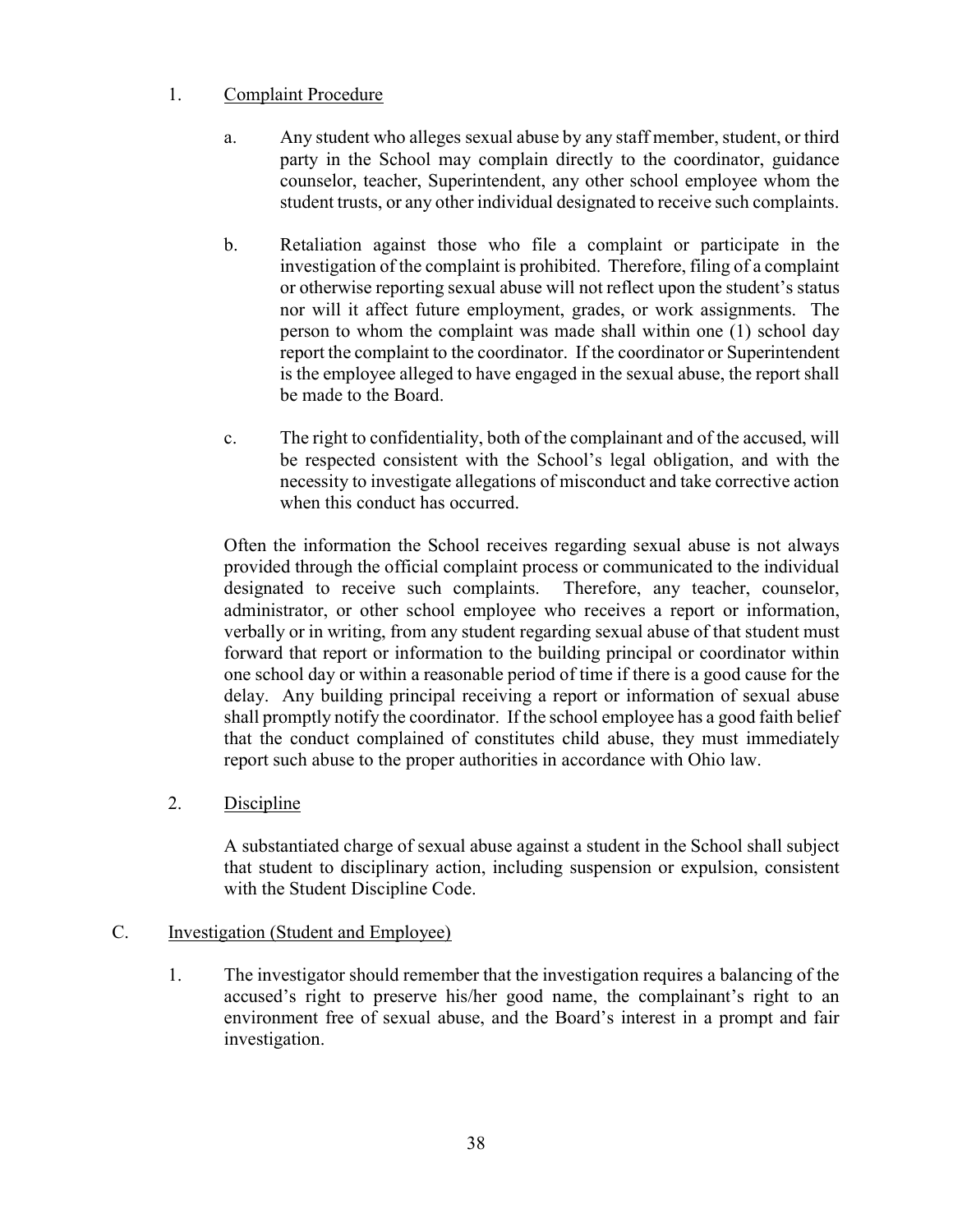1. Complaint Procedure

   a. Any student who alleges sexual abuse by any staff member, student, or third party in the School may complain directly to the coordinator, guidance counselor, teacher, Superintendent, any other school employee whom the student trusts, or any other individual designated to receive such complaints.

   b. Retaliation against those who file a complaint or participate in the investigation of the complaint is prohibited. Therefore, filing of a complaint or otherwise reporting sexual abuse will not reflect upon the student's status nor will it affect future employment, grades, or work assignments. The person to whom the complaint was made shall within one (1) school day report the complaint to the coordinator. If the coordinator or Superintendent is the employee alleged to have engaged in the sexual abuse, the report shall be made to the Board.

   c. The right to confidentiality, both of the complainant and of the accused, will be respected consistent with the School's legal obligation, and with the necessity to investigate allegations of misconduct and take corrective action when this conduct has occurred.

   Often the information the School receives regarding sexual abuse is not always provided through the official complaint process or communicated to the individual designated to receive such complaints. Therefore, any teacher, counselor, administrator, or other school employee who receives a report or information, verbally or in writing, from any student regarding sexual abuse of that student must forward that report or information to the building principal or coordinator within one school day or within a reasonable period of time if there is a good cause for the delay. Any building principal receiving a report or information of sexual abuse shall promptly notify the coordinator. If the school employee has a good faith belief that the conduct complained of constitutes child abuse, they must immediately report such abuse to the proper authorities in accordance with Ohio law.

2. Discipline

   A substantiated charge of sexual abuse against a student in the School shall subject that student to disciplinary action, including suspension or expulsion, consistent with the Student Discipline Code.

C. Investigation (Student and Employee)

1. The investigator should remember that the investigation requires a balancing of the accused's right to preserve his/her good name, the complainant's right to an environment free of sexual abuse, and the Board's interest in a prompt and fair investigation.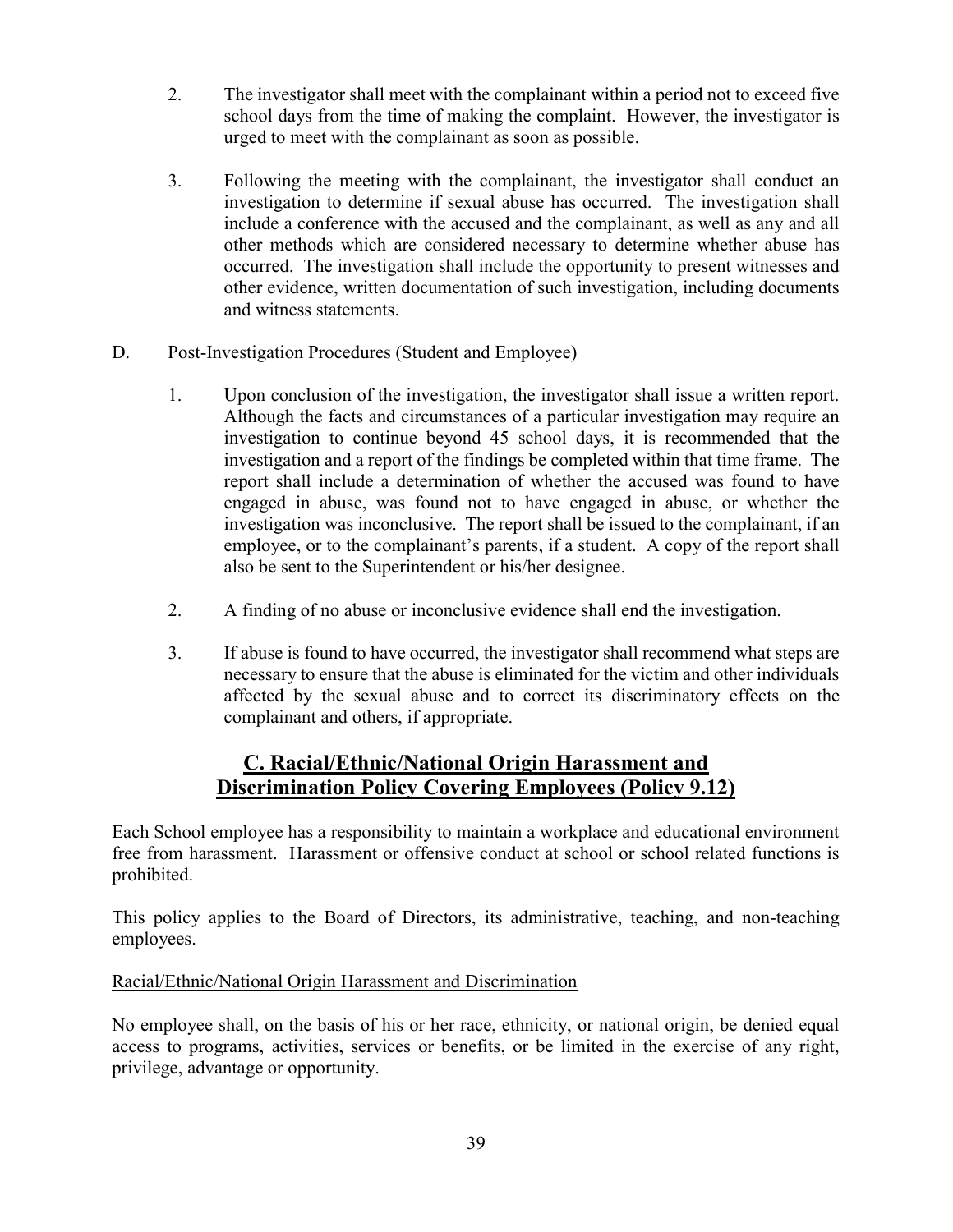2. The investigator shall meet with the complainant within a period not to exceed five school days from the time of making the complaint. However, the investigator is urged to meet with the complainant as soon as possible.

3. Following the meeting with the complainant, the investigator shall conduct an investigation to determine if sexual abuse has occurred. The investigation shall include a conference with the accused and the complainant, as well as any and all other methods which are considered necessary to determine whether abuse has occurred. The investigation shall include the opportunity to present witnesses and other evidence, written documentation of such investigation, including documents and witness statements.

D. Post-Investigation Procedures (Student and Employee)

1. Upon conclusion of the investigation, the investigator shall issue a written report. Although the facts and circumstances of a particular investigation may require an investigation to continue beyond 45 school days, it is recommended that the investigation and a report of the findings be completed within that time frame. The report shall include a determination of whether the accused was found to have engaged in abuse, was found not to have engaged in abuse, or whether the investigation was inconclusive. The report shall be issued to the complainant, if an employee, or to the complainant's parents, if a student. A copy of the report shall also be sent to the Superintendent or his/her designee.

2. A finding of no abuse or inconclusive evidence shall end the investigation.

3. If abuse is found to have occurred, the investigator shall recommend what steps are necessary to ensure that the abuse is eliminated for the victim and other individuals affected by the sexual abuse and to correct its discriminatory effects on the complainant and others, if appropriate.

## C. Racial/Ethnic/National Origin Harassment and Discrimination Policy Covering Employees (Policy 9.12)

Each School employee has a responsibility to maintain a workplace and educational environment free from harassment. Harassment or offensive conduct at school or school related functions is prohibited.

This policy applies to the Board of Directors, its administrative, teaching, and non-teaching employees.

Racial/Ethnic/National Origin Harassment and Discrimination

No employee shall, on the basis of his or her race, ethnicity, or national origin, be denied equal access to programs, activities, services or benefits, or be limited in the exercise of any right, privilege, advantage or opportunity.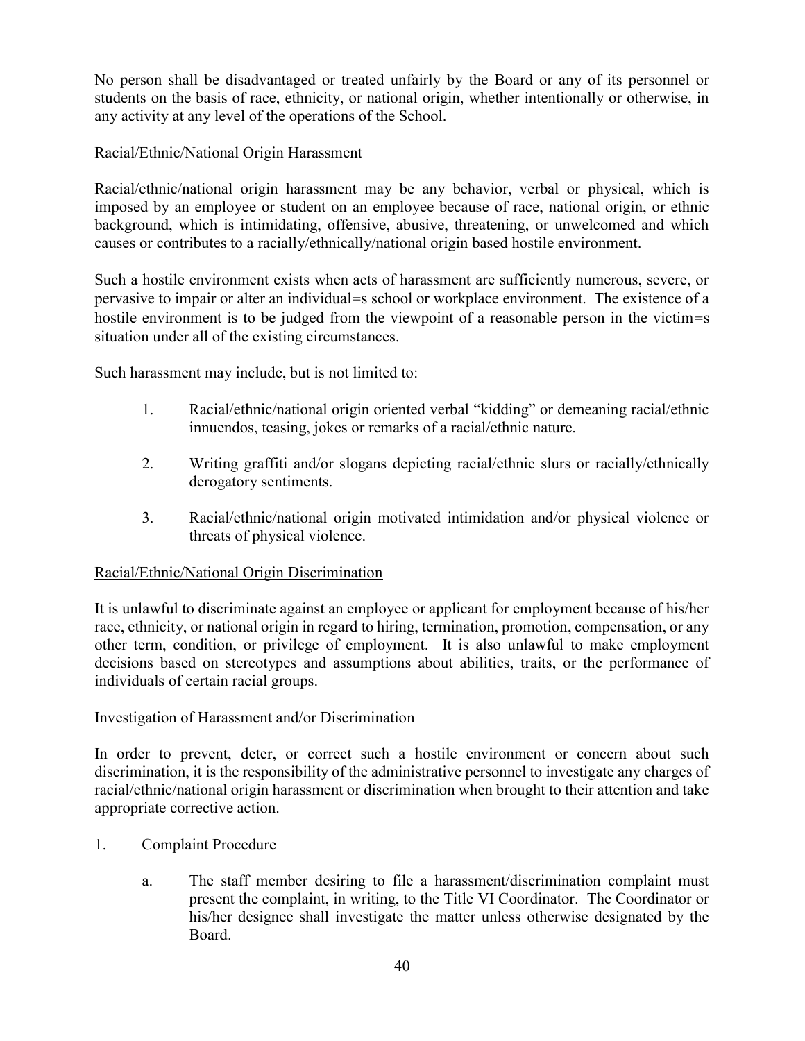No person shall be disadvantaged or treated unfairly by the Board or any of its personnel or students on the basis of race, ethnicity, or national origin, whether intentionally or otherwise, in any activity at any level of the operations of the School.

Racial/Ethnic/National Origin Harassment

Racial/ethnic/national origin harassment may be any behavior, verbal or physical, which is imposed by an employee or student on an employee because of race, national origin, or ethnic background, which is intimidating, offensive, abusive, threatening, or unwelcomed and which causes or contributes to a racially/ethnically/national origin based hostile environment.

Such a hostile environment exists when acts of harassment are sufficiently numerous, severe, or pervasive to impair or alter an individual=s school or workplace environment. The existence of a hostile environment is to be judged from the viewpoint of a reasonable person in the victim=s situation under all of the existing circumstances.

Such harassment may include, but is not limited to:

1. Racial/ethnic/national origin oriented verbal "kidding" or demeaning racial/ethnic innuendos, teasing, jokes or remarks of a racial/ethnic nature.

2. Writing graffiti and/or slogans depicting racial/ethnic slurs or racially/ethnically derogatory sentiments.

3. Racial/ethnic/national origin motivated intimidation and/or physical violence or threats of physical violence.

Racial/Ethnic/National Origin Discrimination

It is unlawful to discriminate against an employee or applicant for employment because of his/her race, ethnicity, or national origin in regard to hiring, termination, promotion, compensation, or any other term, condition, or privilege of employment. It is also unlawful to make employment decisions based on stereotypes and assumptions about abilities, traits, or the performance of individuals of certain racial groups.

Investigation of Harassment and/or Discrimination

In order to prevent, deter, or correct such a hostile environment or concern about such discrimination, it is the responsibility of the administrative personnel to investigate any charges of racial/ethnic/national origin harassment or discrimination when brought to their attention and take appropriate corrective action.

1. Complaint Procedure

   a. The staff member desiring to file a harassment/discrimination complaint must present the complaint, in writing, to the Title VI Coordinator. The Coordinator or his/her designee shall investigate the matter unless otherwise designated by the Board.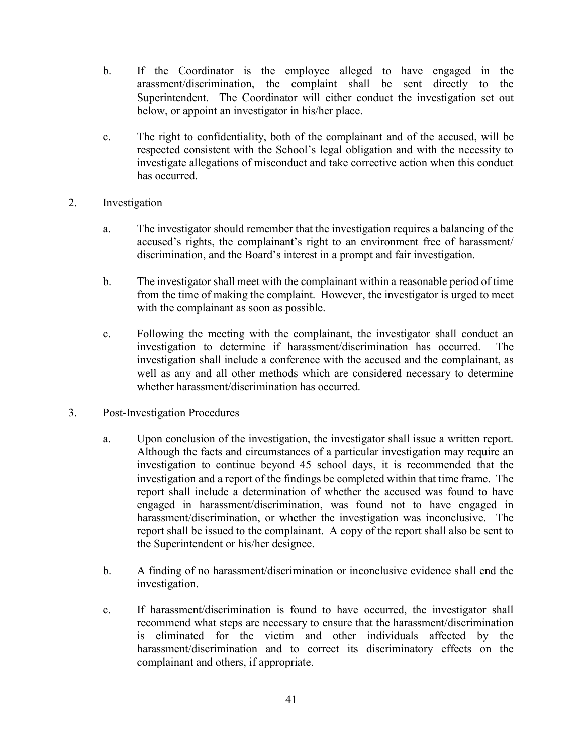b. If the Coordinator is the employee alleged to have engaged in the arassment/discrimination, the complaint shall be sent directly to the Superintendent. The Coordinator will either conduct the investigation set out below, or appoint an investigator in his/her place.

c. The right to confidentiality, both of the complainant and of the accused, will be respected consistent with the School's legal obligation and with the necessity to investigate allegations of misconduct and take corrective action when this conduct has occurred.

2. Investigation

a. The investigator should remember that the investigation requires a balancing of the accused's rights, the complainant's right to an environment free of harassment/ discrimination, and the Board's interest in a prompt and fair investigation.

b. The investigator shall meet with the complainant within a reasonable period of time from the time of making the complaint. However, the investigator is urged to meet with the complainant as soon as possible.

c. Following the meeting with the complainant, the investigator shall conduct an investigation to determine if harassment/discrimination has occurred. The investigation shall include a conference with the accused and the complainant, as well as any and all other methods which are considered necessary to determine whether harassment/discrimination has occurred.

3. Post-Investigation Procedures

a. Upon conclusion of the investigation, the investigator shall issue a written report. Although the facts and circumstances of a particular investigation may require an investigation to continue beyond 45 school days, it is recommended that the investigation and a report of the findings be completed within that time frame. The report shall include a determination of whether the accused was found to have engaged in harassment/discrimination, was found not to have engaged in harassment/discrimination, or whether the investigation was inconclusive. The report shall be issued to the complainant. A copy of the report shall also be sent to the Superintendent or his/her designee.

b. A finding of no harassment/discrimination or inconclusive evidence shall end the investigation.

c. If harassment/discrimination is found to have occurred, the investigator shall recommend what steps are necessary to ensure that the harassment/discrimination is eliminated for the victim and other individuals affected by the harassment/discrimination and to correct its discriminatory effects on the complainant and others, if appropriate.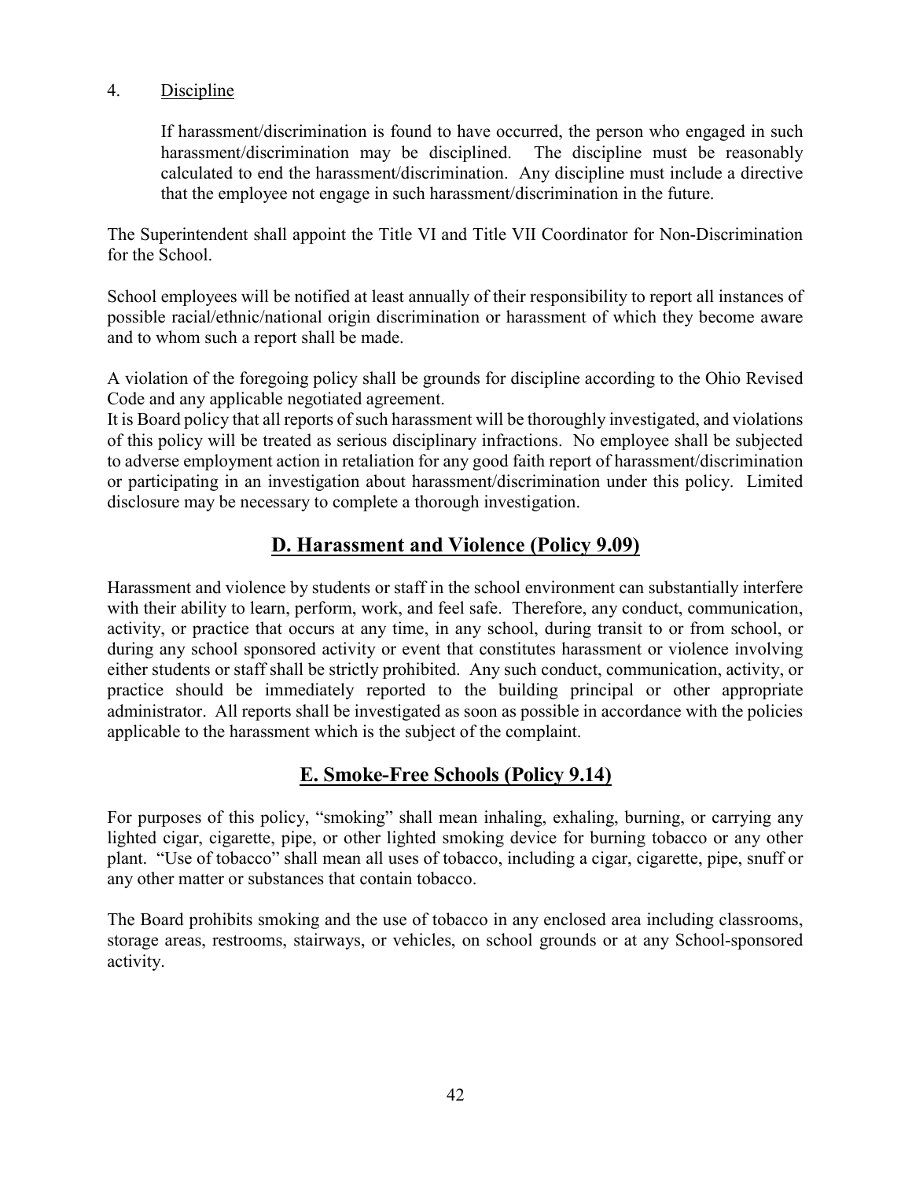4. Discipline

   If harassment/discrimination is found to have occurred, the person who engaged in such harassment/discrimination may be disciplined. The discipline must be reasonably calculated to end the harassment/discrimination. Any discipline must include a directive that the employee not engage in such harassment/discrimination in the future.

The Superintendent shall appoint the Title VI and Title VII Coordinator for Non-Discrimination for the School.

School employees will be notified at least annually of their responsibility to report all instances of possible racial/ethnic/national origin discrimination or harassment of which they become aware and to whom such a report shall be made.

A violation of the foregoing policy shall be grounds for discipline according to the Ohio Revised Code and any applicable negotiated agreement.
It is Board policy that all reports of such harassment will be thoroughly investigated, and violations of this policy will be treated as serious disciplinary infractions. No employee shall be subjected to adverse employment action in retaliation for any good faith report of harassment/discrimination or participating in an investigation about harassment/discrimination under this policy. Limited disclosure may be necessary to complete a thorough investigation.

## D. Harassment and Violence (Policy 9.09)

Harassment and violence by students or staff in the school environment can substantially interfere with their ability to learn, perform, work, and feel safe. Therefore, any conduct, communication, activity, or practice that occurs at any time, in any school, during transit to or from school, or during any school sponsored activity or event that constitutes harassment or violence involving either students or staff shall be strictly prohibited. Any such conduct, communication, activity, or practice should be immediately reported to the building principal or other appropriate administrator. All reports shall be investigated as soon as possible in accordance with the policies applicable to the harassment which is the subject of the complaint.

## E. Smoke-Free Schools (Policy 9.14)

For purposes of this policy, "smoking" shall mean inhaling, exhaling, burning, or carrying any lighted cigar, cigarette, pipe, or other lighted smoking device for burning tobacco or any other plant. "Use of tobacco" shall mean all uses of tobacco, including a cigar, cigarette, pipe, snuff or any other matter or substances that contain tobacco.

The Board prohibits smoking and the use of tobacco in any enclosed area including classrooms, storage areas, restrooms, stairways, or vehicles, on school grounds or at any School-sponsored activity.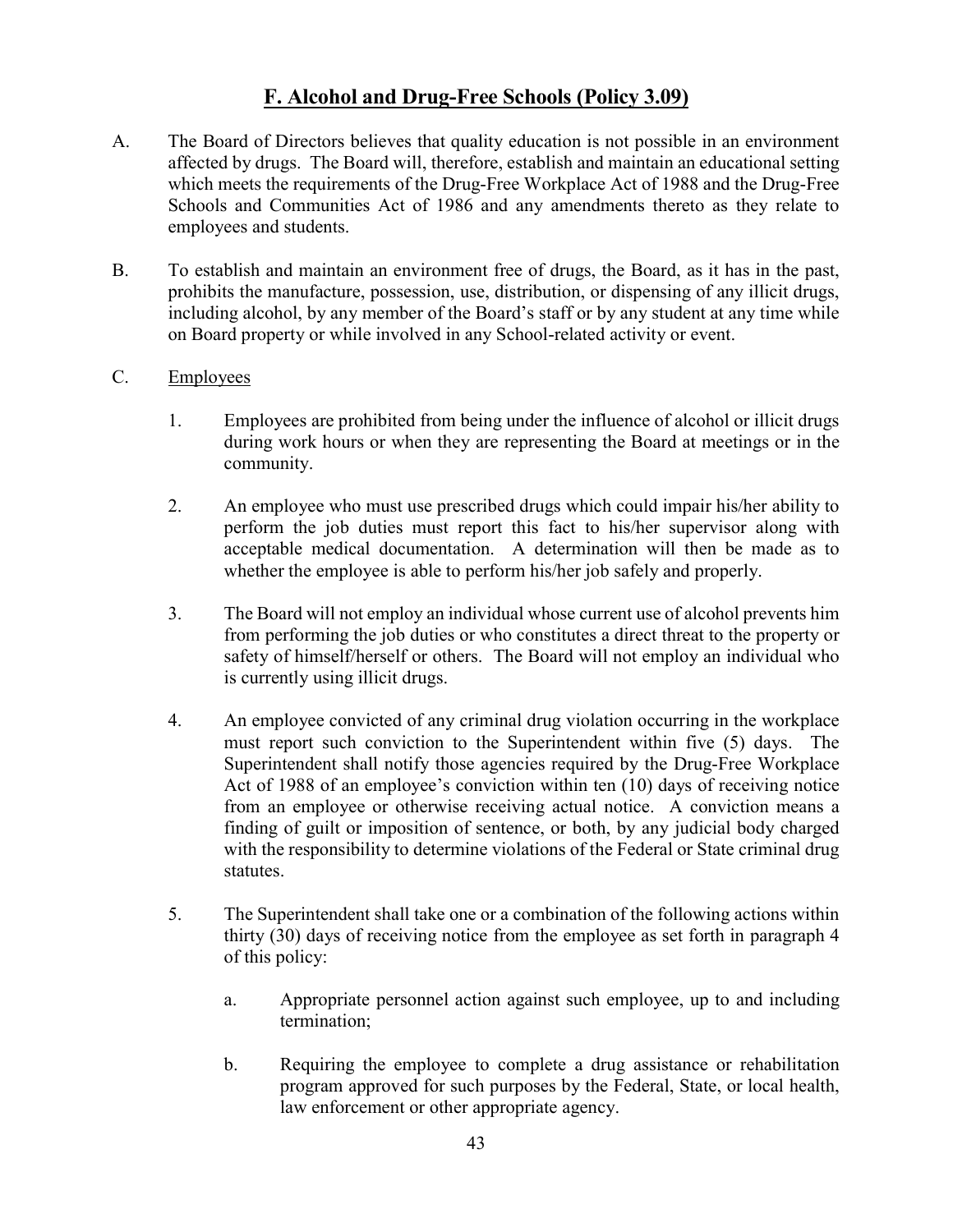# F. Alcohol and Drug-Free Schools (Policy 3.09)

A. The Board of Directors believes that quality education is not possible in an environment affected by drugs. The Board will, therefore, establish and maintain an educational setting which meets the requirements of the Drug-Free Workplace Act of 1988 and the Drug-Free Schools and Communities Act of 1986 and any amendments thereto as they relate to employees and students.

B. To establish and maintain an environment free of drugs, the Board, as it has in the past, prohibits the manufacture, possession, use, distribution, or dispensing of any illicit drugs, including alcohol, by any member of the Board's staff or by any student at any time while on Board property or while involved in any School-related activity or event.

C. Employees

1. Employees are prohibited from being under the influence of alcohol or illicit drugs during work hours or when they are representing the Board at meetings or in the community.

2. An employee who must use prescribed drugs which could impair his/her ability to perform the job duties must report this fact to his/her supervisor along with acceptable medical documentation. A determination will then be made as to whether the employee is able to perform his/her job safely and properly.

3. The Board will not employ an individual whose current use of alcohol prevents him from performing the job duties or who constitutes a direct threat to the property or safety of himself/herself or others. The Board will not employ an individual who is currently using illicit drugs.

4. An employee convicted of any criminal drug violation occurring in the workplace must report such conviction to the Superintendent within five (5) days. The Superintendent shall notify those agencies required by the Drug-Free Workplace Act of 1988 of an employee's conviction within ten (10) days of receiving notice from an employee or otherwise receiving actual notice. A conviction means a finding of guilt or imposition of sentence, or both, by any judicial body charged with the responsibility to determine violations of the Federal or State criminal drug statutes.

5. The Superintendent shall take one or a combination of the following actions within thirty (30) days of receiving notice from the employee as set forth in paragraph 4 of this policy:

   a. Appropriate personnel action against such employee, up to and including termination;

   b. Requiring the employee to complete a drug assistance or rehabilitation program approved for such purposes by the Federal, State, or local health, law enforcement or other appropriate agency.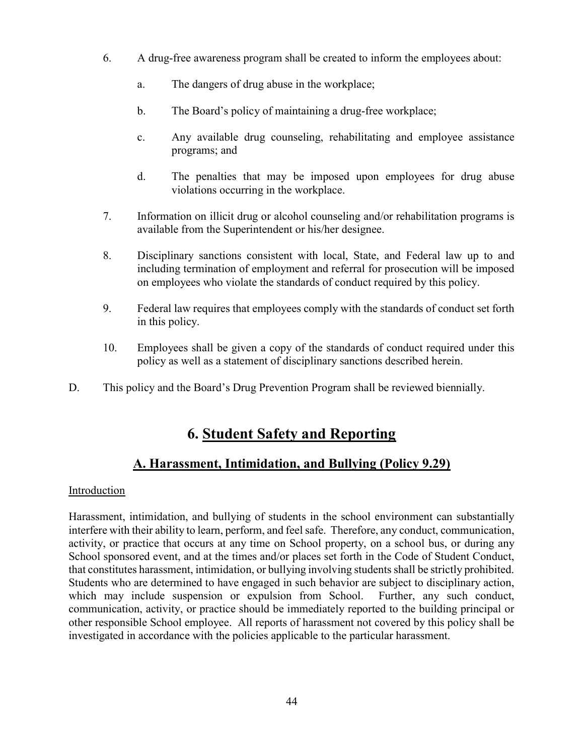6. A drug-free awareness program shall be created to inform the employees about:

   a. The dangers of drug abuse in the workplace;

   b. The Board's policy of maintaining a drug-free workplace;

   c. Any available drug counseling, rehabilitating and employee assistance programs; and

   d. The penalties that may be imposed upon employees for drug abuse violations occurring in the workplace.

7. Information on illicit drug or alcohol counseling and/or rehabilitation programs is available from the Superintendent or his/her designee.

8. Disciplinary sanctions consistent with local, State, and Federal law up to and including termination of employment and referral for prosecution will be imposed on employees who violate the standards of conduct required by this policy.

9. Federal law requires that employees comply with the standards of conduct set forth in this policy.

10. Employees shall be given a copy of the standards of conduct required under this policy as well as a statement of disciplinary sanctions described herein.

D. This policy and the Board's Drug Prevention Program shall be reviewed biennially.

# 6. Student Safety and Reporting

## A. Harassment, Intimidation, and Bullying (Policy 9.29)

Introduction

Harassment, intimidation, and bullying of students in the school environment can substantially interfere with their ability to learn, perform, and feel safe. Therefore, any conduct, communication, activity, or practice that occurs at any time on School property, on a school bus, or during any School sponsored event, and at the times and/or places set forth in the Code of Student Conduct, that constitutes harassment, intimidation, or bullying involving students shall be strictly prohibited. Students who are determined to have engaged in such behavior are subject to disciplinary action, which may include suspension or expulsion from School. Further, any such conduct, communication, activity, or practice should be immediately reported to the building principal or other responsible School employee. All reports of harassment not covered by this policy shall be investigated in accordance with the policies applicable to the particular harassment.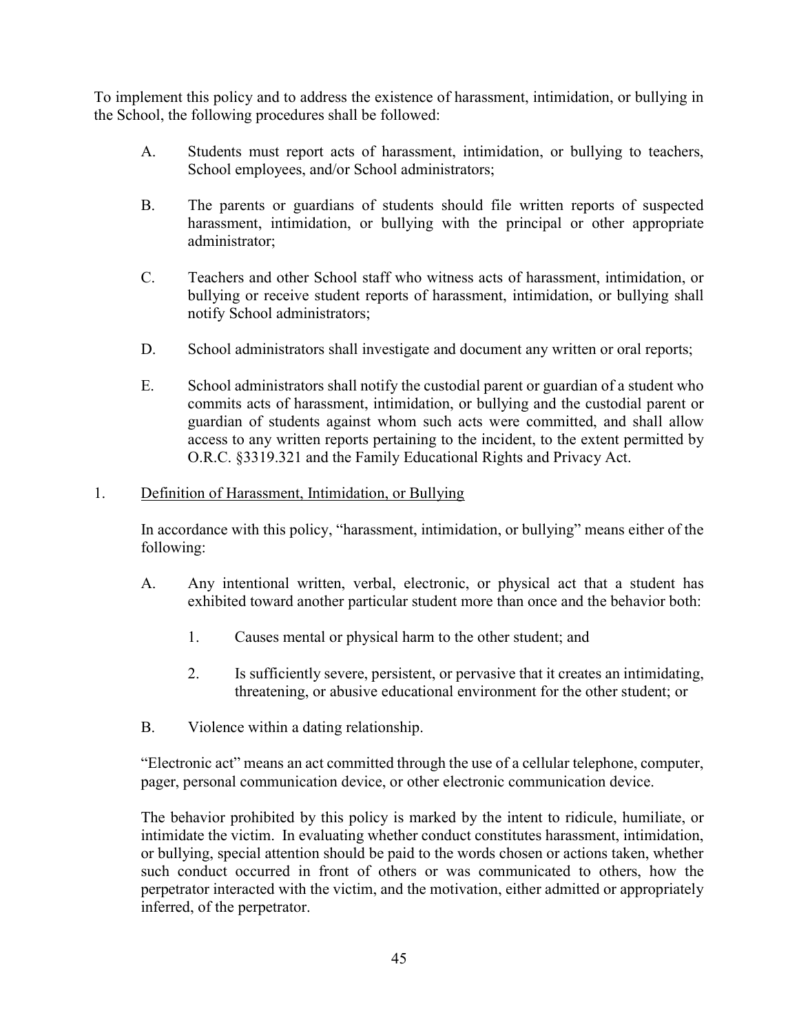To implement this policy and to address the existence of harassment, intimidation, or bullying in the School, the following procedures shall be followed:

A. Students must report acts of harassment, intimidation, or bullying to teachers, School employees, and/or School administrators;

B. The parents or guardians of students should file written reports of suspected harassment, intimidation, or bullying with the principal or other appropriate administrator;

C. Teachers and other School staff who witness acts of harassment, intimidation, or bullying or receive student reports of harassment, intimidation, or bullying shall notify School administrators;

D. School administrators shall investigate and document any written or oral reports;

E. School administrators shall notify the custodial parent or guardian of a student who commits acts of harassment, intimidation, or bullying and the custodial parent or guardian of students against whom such acts were committed, and shall allow access to any written reports pertaining to the incident, to the extent permitted by O.R.C. §3319.321 and the Family Educational Rights and Privacy Act.

1. <u>Definition of Harassment, Intimidation, or Bullying</u>

In accordance with this policy, "harassment, intimidation, or bullying" means either of the following:

A. Any intentional written, verbal, electronic, or physical act that a student has exhibited toward another particular student more than once and the behavior both:

   1. Causes mental or physical harm to the other student; and

   2. Is sufficiently severe, persistent, or pervasive that it creates an intimidating, threatening, or abusive educational environment for the other student; or

B. Violence within a dating relationship.

"Electronic act" means an act committed through the use of a cellular telephone, computer, pager, personal communication device, or other electronic communication device.

The behavior prohibited by this policy is marked by the intent to ridicule, humiliate, or intimidate the victim. In evaluating whether conduct constitutes harassment, intimidation, or bullying, special attention should be paid to the words chosen or actions taken, whether such conduct occurred in front of others or was communicated to others, how the perpetrator interacted with the victim, and the motivation, either admitted or appropriately inferred, of the perpetrator.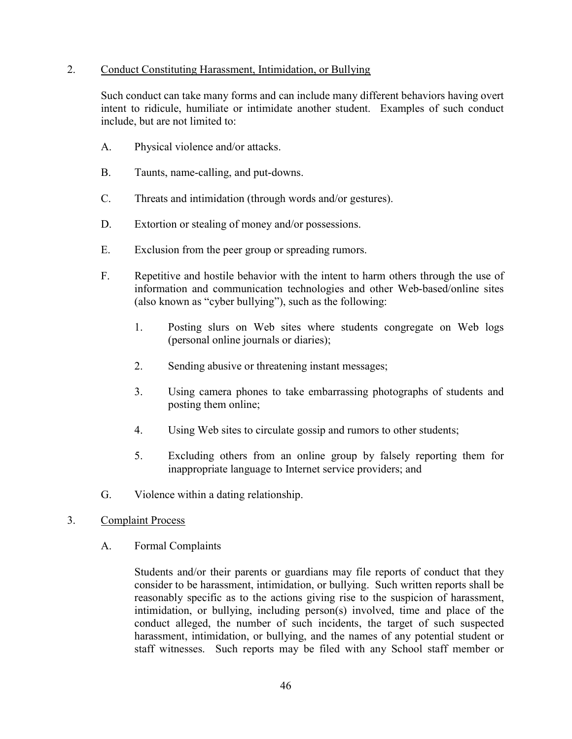2. <u>Conduct Constituting Harassment, Intimidation, or Bullying</u>

Such conduct can take many forms and can include many different behaviors having overt intent to ridicule, humiliate or intimidate another student. Examples of such conduct include, but are not limited to:

A. Physical violence and/or attacks.

B. Taunts, name-calling, and put-downs.

C. Threats and intimidation (through words and/or gestures).

D. Extortion or stealing of money and/or possessions.

E. Exclusion from the peer group or spreading rumors.

F. Repetitive and hostile behavior with the intent to harm others through the use of information and communication technologies and other Web-based/online sites (also known as "cyber bullying"), such as the following:

1. Posting slurs on Web sites where students congregate on Web logs (personal online journals or diaries);

2. Sending abusive or threatening instant messages;

3. Using camera phones to take embarrassing photographs of students and posting them online;

4. Using Web sites to circulate gossip and rumors to other students;

5. Excluding others from an online group by falsely reporting them for inappropriate language to Internet service providers; and

G. Violence within a dating relationship.

3. <u>Complaint Process</u>

A. Formal Complaints

Students and/or their parents or guardians may file reports of conduct that they consider to be harassment, intimidation, or bullying. Such written reports shall be reasonably specific as to the actions giving rise to the suspicion of harassment, intimidation, or bullying, including person(s) involved, time and place of the conduct alleged, the number of such incidents, the target of such suspected harassment, intimidation, or bullying, and the names of any potential student or staff witnesses. Such reports may be filed with any School staff member or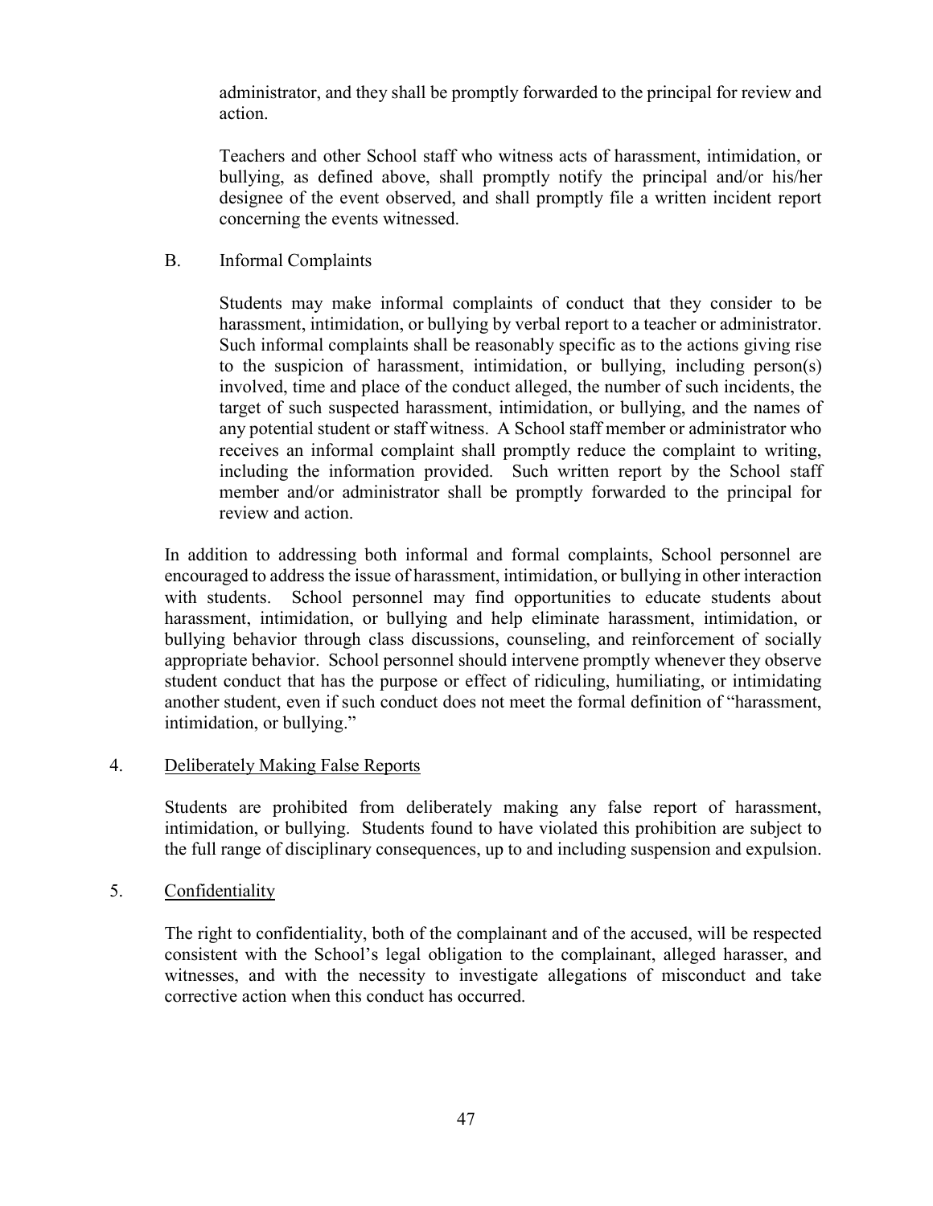administrator, and they shall be promptly forwarded to the principal for review and action.

Teachers and other School staff who witness acts of harassment, intimidation, or bullying, as defined above, shall promptly notify the principal and/or his/her designee of the event observed, and shall promptly file a written incident report concerning the events witnessed.

B. Informal Complaints

Students may make informal complaints of conduct that they consider to be harassment, intimidation, or bullying by verbal report to a teacher or administrator. Such informal complaints shall be reasonably specific as to the actions giving rise to the suspicion of harassment, intimidation, or bullying, including person(s) involved, time and place of the conduct alleged, the number of such incidents, the target of such suspected harassment, intimidation, or bullying, and the names of any potential student or staff witness. A School staff member or administrator who receives an informal complaint shall promptly reduce the complaint to writing, including the information provided. Such written report by the School staff member and/or administrator shall be promptly forwarded to the principal for review and action.

In addition to addressing both informal and formal complaints, School personnel are encouraged to address the issue of harassment, intimidation, or bullying in other interaction with students. School personnel may find opportunities to educate students about harassment, intimidation, or bullying and help eliminate harassment, intimidation, or bullying behavior through class discussions, counseling, and reinforcement of socially appropriate behavior. School personnel should intervene promptly whenever they observe student conduct that has the purpose or effect of ridiculing, humiliating, or intimidating another student, even if such conduct does not meet the formal definition of "harassment, intimidation, or bullying."

4. <u>Deliberately Making False Reports</u>

Students are prohibited from deliberately making any false report of harassment, intimidation, or bullying. Students found to have violated this prohibition are subject to the full range of disciplinary consequences, up to and including suspension and expulsion.

5. <u>Confidentiality</u>

The right to confidentiality, both of the complainant and of the accused, will be respected consistent with the School's legal obligation to the complainant, alleged harasser, and witnesses, and with the necessity to investigate allegations of misconduct and take corrective action when this conduct has occurred.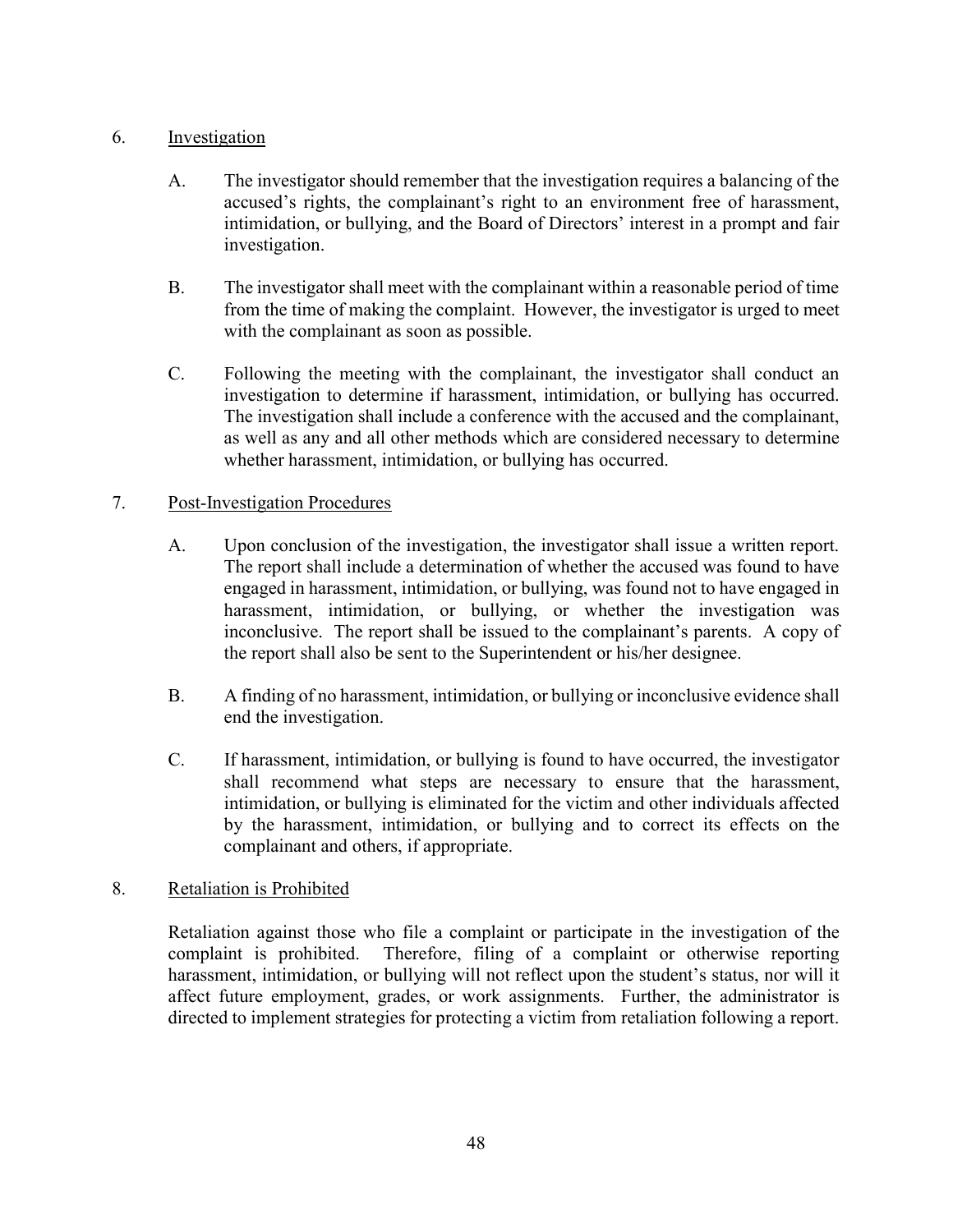6. <u>Investigation</u>

   A. The investigator should remember that the investigation requires a balancing of the accused's rights, the complainant's right to an environment free of harassment, intimidation, or bullying, and the Board of Directors' interest in a prompt and fair investigation.

   B. The investigator shall meet with the complainant within a reasonable period of time from the time of making the complaint. However, the investigator is urged to meet with the complainant as soon as possible.

   C. Following the meeting with the complainant, the investigator shall conduct an investigation to determine if harassment, intimidation, or bullying has occurred. The investigation shall include a conference with the accused and the complainant, as well as any and all other methods which are considered necessary to determine whether harassment, intimidation, or bullying has occurred.

7. <u>Post-Investigation Procedures</u>

   A. Upon conclusion of the investigation, the investigator shall issue a written report. The report shall include a determination of whether the accused was found to have engaged in harassment, intimidation, or bullying, was found not to have engaged in harassment, intimidation, or bullying, or whether the investigation was inconclusive. The report shall be issued to the complainant's parents. A copy of the report shall also be sent to the Superintendent or his/her designee.

   B. A finding of no harassment, intimidation, or bullying or inconclusive evidence shall end the investigation.

   C. If harassment, intimidation, or bullying is found to have occurred, the investigator shall recommend what steps are necessary to ensure that the harassment, intimidation, or bullying is eliminated for the victim and other individuals affected by the harassment, intimidation, or bullying and to correct its effects on the complainant and others, if appropriate.

8. <u>Retaliation is Prohibited</u>

   Retaliation against those who file a complaint or participate in the investigation of the complaint is prohibited. Therefore, filing of a complaint or otherwise reporting harassment, intimidation, or bullying will not reflect upon the student's status, nor will it affect future employment, grades, or work assignments. Further, the administrator is directed to implement strategies for protecting a victim from retaliation following a report.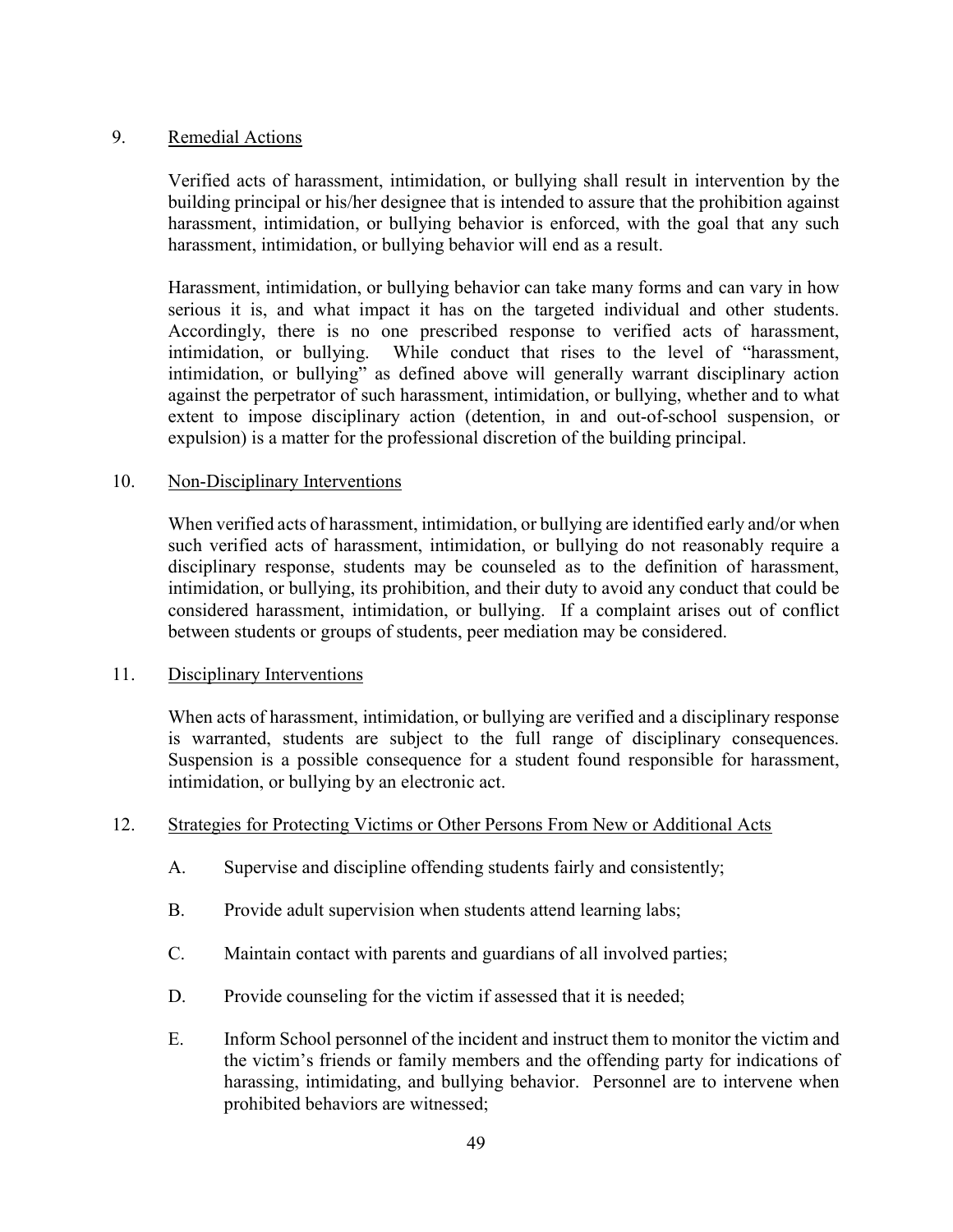9. Remedial Actions

   Verified acts of harassment, intimidation, or bullying shall result in intervention by the building principal or his/her designee that is intended to assure that the prohibition against harassment, intimidation, or bullying behavior is enforced, with the goal that any such harassment, intimidation, or bullying behavior will end as a result.

   Harassment, intimidation, or bullying behavior can take many forms and can vary in how serious it is, and what impact it has on the targeted individual and other students. Accordingly, there is no one prescribed response to verified acts of harassment, intimidation, or bullying. While conduct that rises to the level of "harassment, intimidation, or bullying" as defined above will generally warrant disciplinary action against the perpetrator of such harassment, intimidation, or bullying, whether and to what extent to impose disciplinary action (detention, in and out-of-school suspension, or expulsion) is a matter for the professional discretion of the building principal.

10. Non-Disciplinary Interventions

    When verified acts of harassment, intimidation, or bullying are identified early and/or when such verified acts of harassment, intimidation, or bullying do not reasonably require a disciplinary response, students may be counseled as to the definition of harassment, intimidation, or bullying, its prohibition, and their duty to avoid any conduct that could be considered harassment, intimidation, or bullying. If a complaint arises out of conflict between students or groups of students, peer mediation may be considered.

11. Disciplinary Interventions

    When acts of harassment, intimidation, or bullying are verified and a disciplinary response is warranted, students are subject to the full range of disciplinary consequences. Suspension is a possible consequence for a student found responsible for harassment, intimidation, or bullying by an electronic act.

12. Strategies for Protecting Victims or Other Persons From New or Additional Acts

    A. Supervise and discipline offending students fairly and consistently;

    B. Provide adult supervision when students attend learning labs;

    C. Maintain contact with parents and guardians of all involved parties;

    D. Provide counseling for the victim if assessed that it is needed;

    E. Inform School personnel of the incident and instruct them to monitor the victim and the victim's friends or family members and the offending party for indications of harassing, intimidating, and bullying behavior. Personnel are to intervene when prohibited behaviors are witnessed;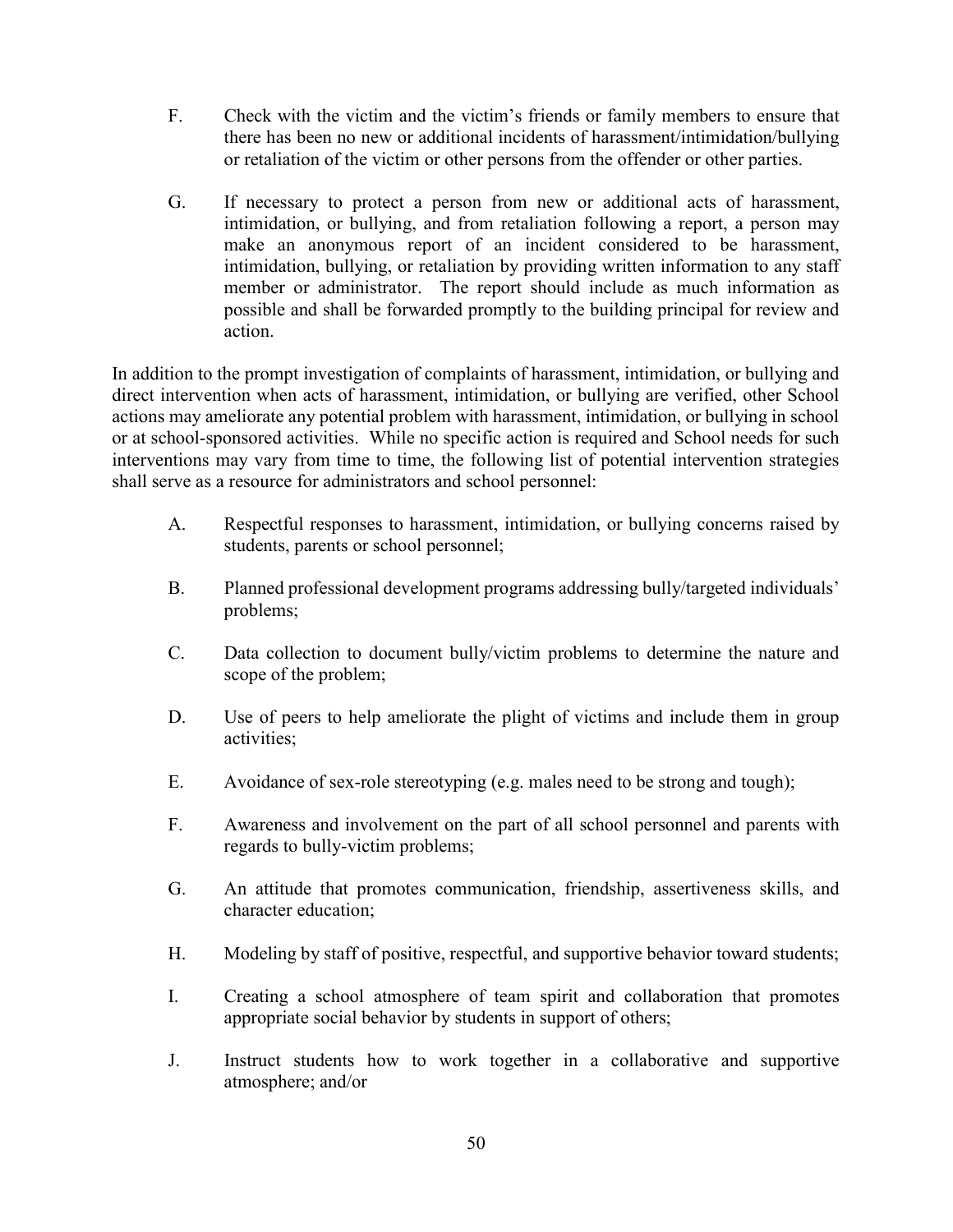F. Check with the victim and the victim's friends or family members to ensure that there has been no new or additional incidents of harassment/intimidation/bullying or retaliation of the victim or other persons from the offender or other parties.

G. If necessary to protect a person from new or additional acts of harassment, intimidation, or bullying, and from retaliation following a report, a person may make an anonymous report of an incident considered to be harassment, intimidation, bullying, or retaliation by providing written information to any staff member or administrator. The report should include as much information as possible and shall be forwarded promptly to the building principal for review and action.

In addition to the prompt investigation of complaints of harassment, intimidation, or bullying and direct intervention when acts of harassment, intimidation, or bullying are verified, other School actions may ameliorate any potential problem with harassment, intimidation, or bullying in school or at school-sponsored activities. While no specific action is required and School needs for such interventions may vary from time to time, the following list of potential intervention strategies shall serve as a resource for administrators and school personnel:

A. Respectful responses to harassment, intimidation, or bullying concerns raised by students, parents or school personnel;

B. Planned professional development programs addressing bully/targeted individuals' problems;

C. Data collection to document bully/victim problems to determine the nature and scope of the problem;

D. Use of peers to help ameliorate the plight of victims and include them in group activities;

E. Avoidance of sex-role stereotyping (e.g. males need to be strong and tough);

F. Awareness and involvement on the part of all school personnel and parents with regards to bully-victim problems;

G. An attitude that promotes communication, friendship, assertiveness skills, and character education;

H. Modeling by staff of positive, respectful, and supportive behavior toward students;

I. Creating a school atmosphere of team spirit and collaboration that promotes appropriate social behavior by students in support of others;

J. Instruct students how to work together in a collaborative and supportive atmosphere; and/or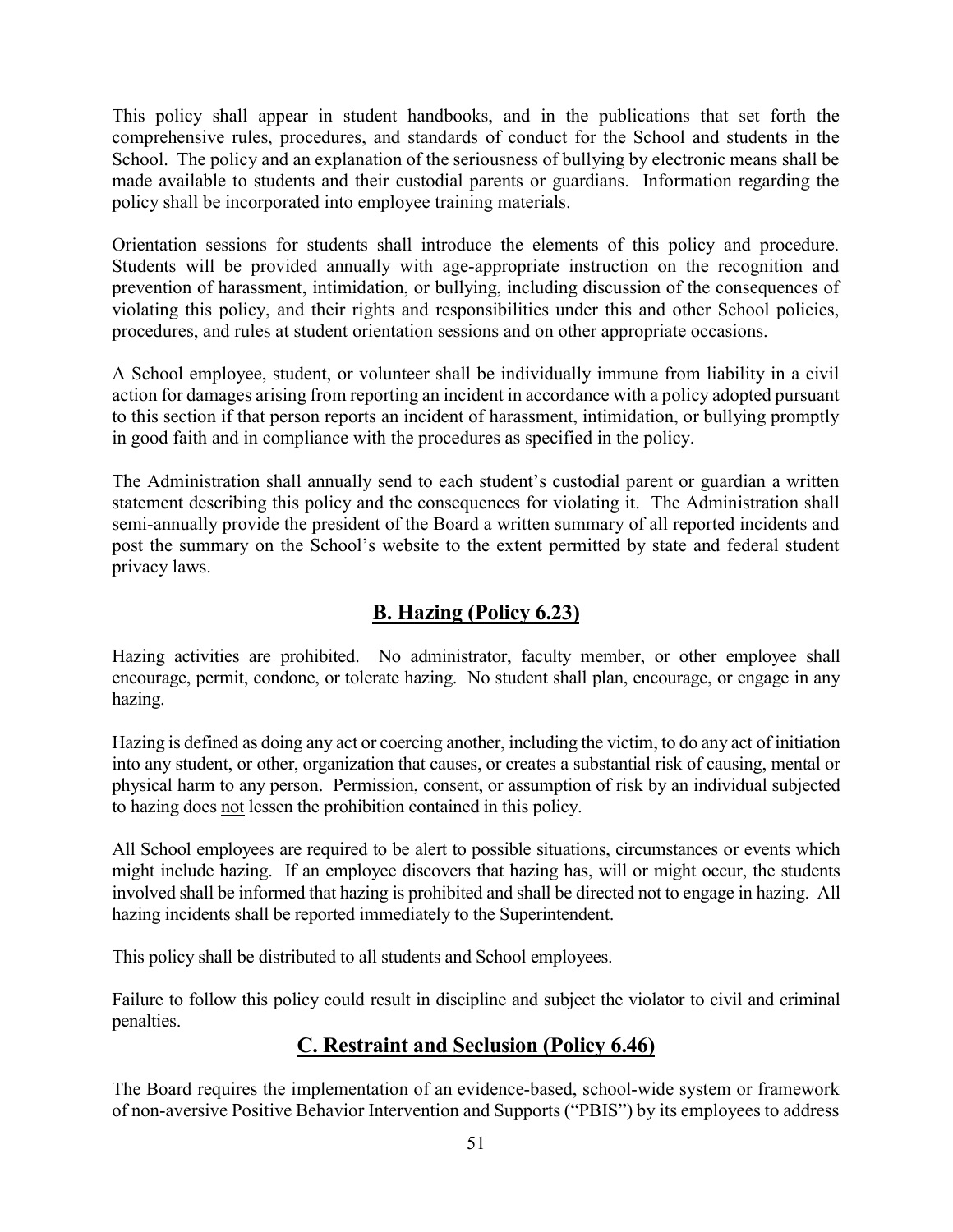This policy shall appear in student handbooks, and in the publications that set forth the comprehensive rules, procedures, and standards of conduct for the School and students in the School. The policy and an explanation of the seriousness of bullying by electronic means shall be made available to students and their custodial parents or guardians. Information regarding the policy shall be incorporated into employee training materials.

Orientation sessions for students shall introduce the elements of this policy and procedure. Students will be provided annually with age-appropriate instruction on the recognition and prevention of harassment, intimidation, or bullying, including discussion of the consequences of violating this policy, and their rights and responsibilities under this and other School policies, procedures, and rules at student orientation sessions and on other appropriate occasions.

A School employee, student, or volunteer shall be individually immune from liability in a civil action for damages arising from reporting an incident in accordance with a policy adopted pursuant to this section if that person reports an incident of harassment, intimidation, or bullying promptly in good faith and in compliance with the procedures as specified in the policy.

The Administration shall annually send to each student's custodial parent or guardian a written statement describing this policy and the consequences for violating it. The Administration shall semi-annually provide the president of the Board a written summary of all reported incidents and post the summary on the School's website to the extent permitted by state and federal student privacy laws.

## B. Hazing (Policy 6.23)

Hazing activities are prohibited. No administrator, faculty member, or other employee shall encourage, permit, condone, or tolerate hazing. No student shall plan, encourage, or engage in any hazing.

Hazing is defined as doing any act or coercing another, including the victim, to do any act of initiation into any student, or other, organization that causes, or creates a substantial risk of causing, mental or physical harm to any person. Permission, consent, or assumption of risk by an individual subjected to hazing does <u>not</u> lessen the prohibition contained in this policy.

All School employees are required to be alert to possible situations, circumstances or events which might include hazing. If an employee discovers that hazing has, will or might occur, the students involved shall be informed that hazing is prohibited and shall be directed not to engage in hazing. All hazing incidents shall be reported immediately to the Superintendent.

This policy shall be distributed to all students and School employees.

Failure to follow this policy could result in discipline and subject the violator to civil and criminal penalties.

## C. Restraint and Seclusion (Policy 6.46)

The Board requires the implementation of an evidence-based, school-wide system or framework of non-aversive Positive Behavior Intervention and Supports ("PBIS") by its employees to address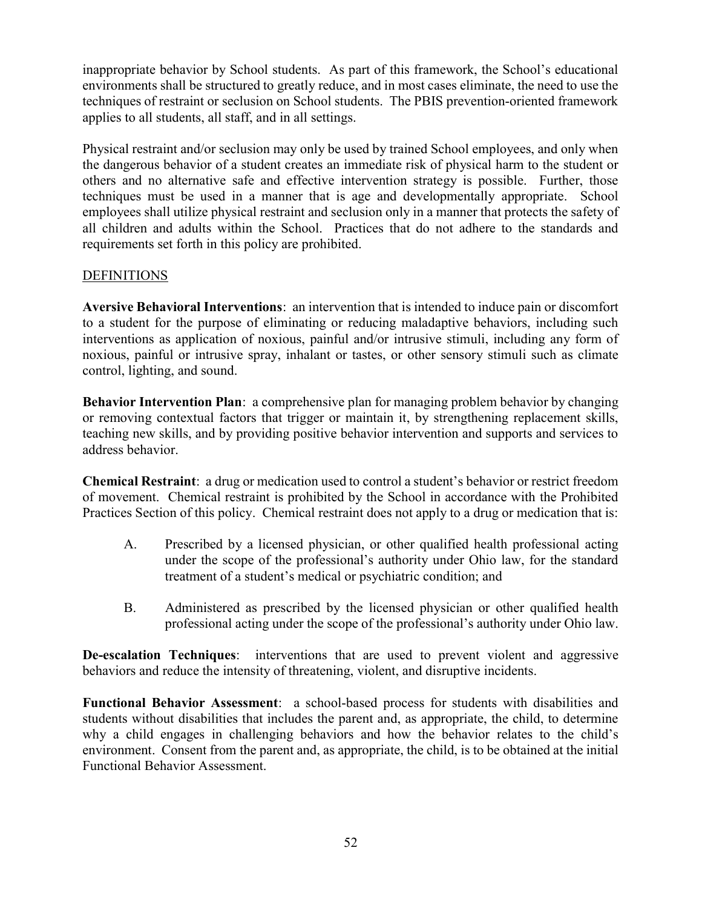inappropriate behavior by School students. As part of this framework, the School's educational environments shall be structured to greatly reduce, and in most cases eliminate, the need to use the techniques of restraint or seclusion on School students. The PBIS prevention-oriented framework applies to all students, all staff, and in all settings.

Physical restraint and/or seclusion may only be used by trained School employees, and only when the dangerous behavior of a student creates an immediate risk of physical harm to the student or others and no alternative safe and effective intervention strategy is possible. Further, those techniques must be used in a manner that is age and developmentally appropriate. School employees shall utilize physical restraint and seclusion only in a manner that protects the safety of all children and adults within the School. Practices that do not adhere to the standards and requirements set forth in this policy are prohibited.

## DEFINITIONS

**Aversive Behavioral Interventions**: an intervention that is intended to induce pain or discomfort to a student for the purpose of eliminating or reducing maladaptive behaviors, including such interventions as application of noxious, painful and/or intrusive stimuli, including any form of noxious, painful or intrusive spray, inhalant or tastes, or other sensory stimuli such as climate control, lighting, and sound.

**Behavior Intervention Plan**: a comprehensive plan for managing problem behavior by changing or removing contextual factors that trigger or maintain it, by strengthening replacement skills, teaching new skills, and by providing positive behavior intervention and supports and services to address behavior.

**Chemical Restraint**: a drug or medication used to control a student's behavior or restrict freedom of movement. Chemical restraint is prohibited by the School in accordance with the Prohibited Practices Section of this policy. Chemical restraint does not apply to a drug or medication that is:

A. Prescribed by a licensed physician, or other qualified health professional acting under the scope of the professional's authority under Ohio law, for the standard treatment of a student's medical or psychiatric condition; and

B. Administered as prescribed by the licensed physician or other qualified health professional acting under the scope of the professional's authority under Ohio law.

**De-escalation Techniques**: interventions that are used to prevent violent and aggressive behaviors and reduce the intensity of threatening, violent, and disruptive incidents.

**Functional Behavior Assessment**: a school-based process for students with disabilities and students without disabilities that includes the parent and, as appropriate, the child, to determine why a child engages in challenging behaviors and how the behavior relates to the child's environment. Consent from the parent and, as appropriate, the child, is to be obtained at the initial Functional Behavior Assessment.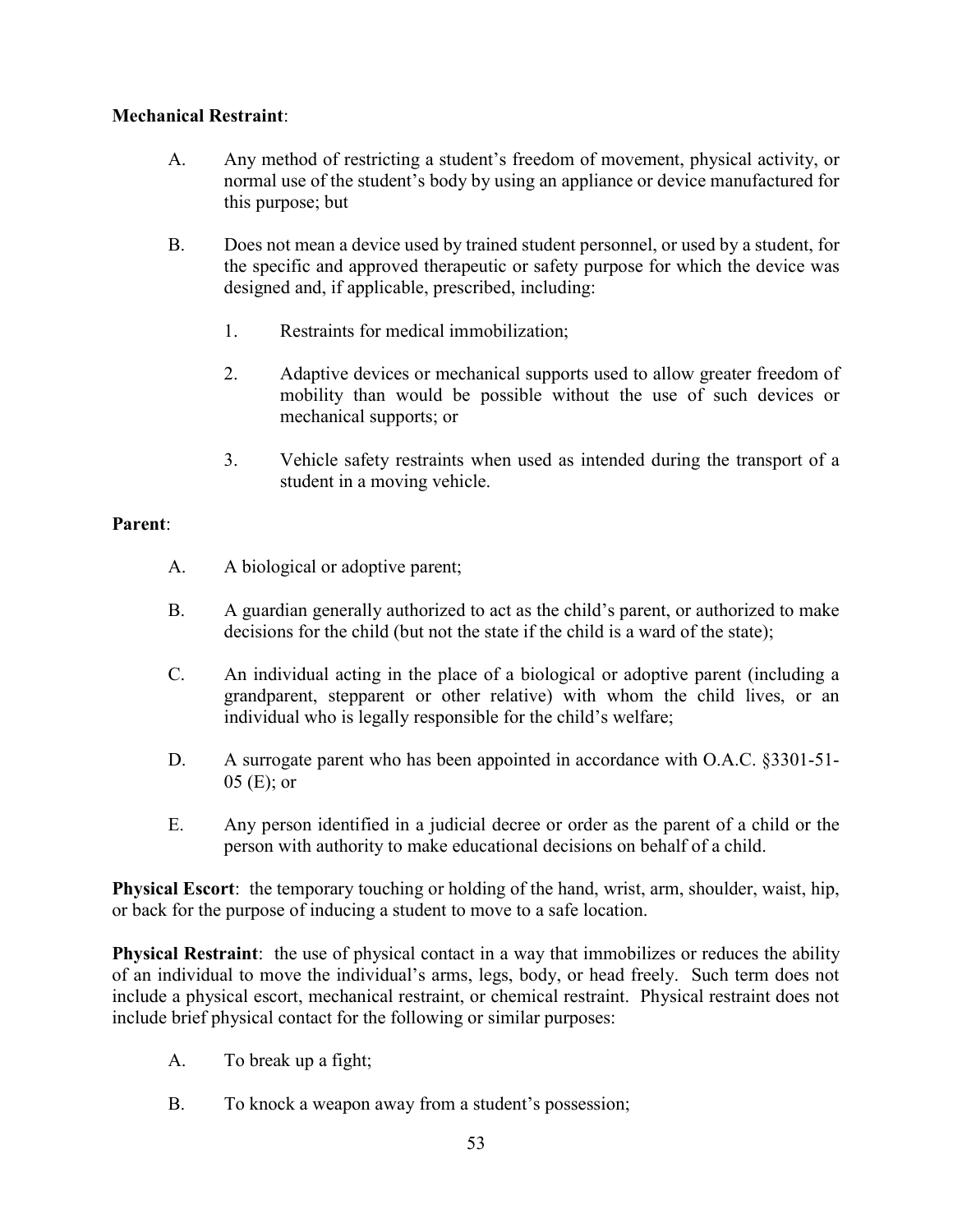**Mechanical Restraint**:

A. Any method of restricting a student's freedom of movement, physical activity, or normal use of the student's body by using an appliance or device manufactured for this purpose; but

B. Does not mean a device used by trained student personnel, or used by a student, for the specific and approved therapeutic or safety purpose for which the device was designed and, if applicable, prescribed, including:

   1. Restraints for medical immobilization;

   2. Adaptive devices or mechanical supports used to allow greater freedom of mobility than would be possible without the use of such devices or mechanical supports; or

   3. Vehicle safety restraints when used as intended during the transport of a student in a moving vehicle.

**Parent**:

A. A biological or adoptive parent;

B. A guardian generally authorized to act as the child's parent, or authorized to make decisions for the child (but not the state if the child is a ward of the state);

C. An individual acting in the place of a biological or adoptive parent (including a grandparent, stepparent or other relative) with whom the child lives, or an individual who is legally responsible for the child's welfare;

D. A surrogate parent who has been appointed in accordance with O.A.C. §3301-51-05 (E); or

E. Any person identified in a judicial decree or order as the parent of a child or the person with authority to make educational decisions on behalf of a child.

**Physical Escort**: the temporary touching or holding of the hand, wrist, arm, shoulder, waist, hip, or back for the purpose of inducing a student to move to a safe location.

**Physical Restraint**: the use of physical contact in a way that immobilizes or reduces the ability of an individual to move the individual's arms, legs, body, or head freely. Such term does not include a physical escort, mechanical restraint, or chemical restraint. Physical restraint does not include brief physical contact for the following or similar purposes:

A. To break up a fight;

B. To knock a weapon away from a student's possession;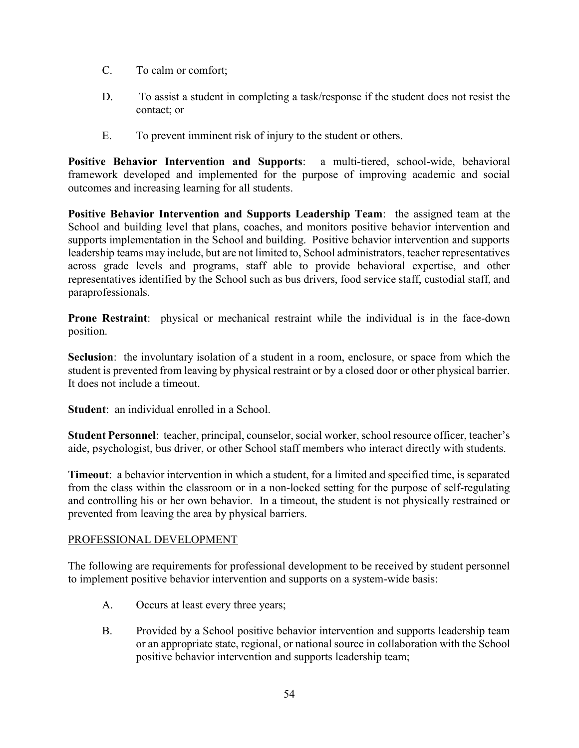C. To calm or comfort;

D. To assist a student in completing a task/response if the student does not resist the contact; or

E. To prevent imminent risk of injury to the student or others.

**Positive Behavior Intervention and Supports**: a multi-tiered, school-wide, behavioral framework developed and implemented for the purpose of improving academic and social outcomes and increasing learning for all students.

**Positive Behavior Intervention and Supports Leadership Team**: the assigned team at the School and building level that plans, coaches, and monitors positive behavior intervention and supports implementation in the School and building. Positive behavior intervention and supports leadership teams may include, but are not limited to, School administrators, teacher representatives across grade levels and programs, staff able to provide behavioral expertise, and other representatives identified by the School such as bus drivers, food service staff, custodial staff, and paraprofessionals.

**Prone Restraint**: physical or mechanical restraint while the individual is in the face-down position.

**Seclusion**: the involuntary isolation of a student in a room, enclosure, or space from which the student is prevented from leaving by physical restraint or by a closed door or other physical barrier. It does not include a timeout.

**Student**: an individual enrolled in a School.

**Student Personnel**: teacher, principal, counselor, social worker, school resource officer, teacher's aide, psychologist, bus driver, or other School staff members who interact directly with students.

**Timeout**: a behavior intervention in which a student, for a limited and specified time, is separated from the class within the classroom or in a non-locked setting for the purpose of self-regulating and controlling his or her own behavior. In a timeout, the student is not physically restrained or prevented from leaving the area by physical barriers.

<u>PROFESSIONAL DEVELOPMENT</u>

The following are requirements for professional development to be received by student personnel to implement positive behavior intervention and supports on a system-wide basis:

A. Occurs at least every three years;

B. Provided by a School positive behavior intervention and supports leadership team or an appropriate state, regional, or national source in collaboration with the School positive behavior intervention and supports leadership team;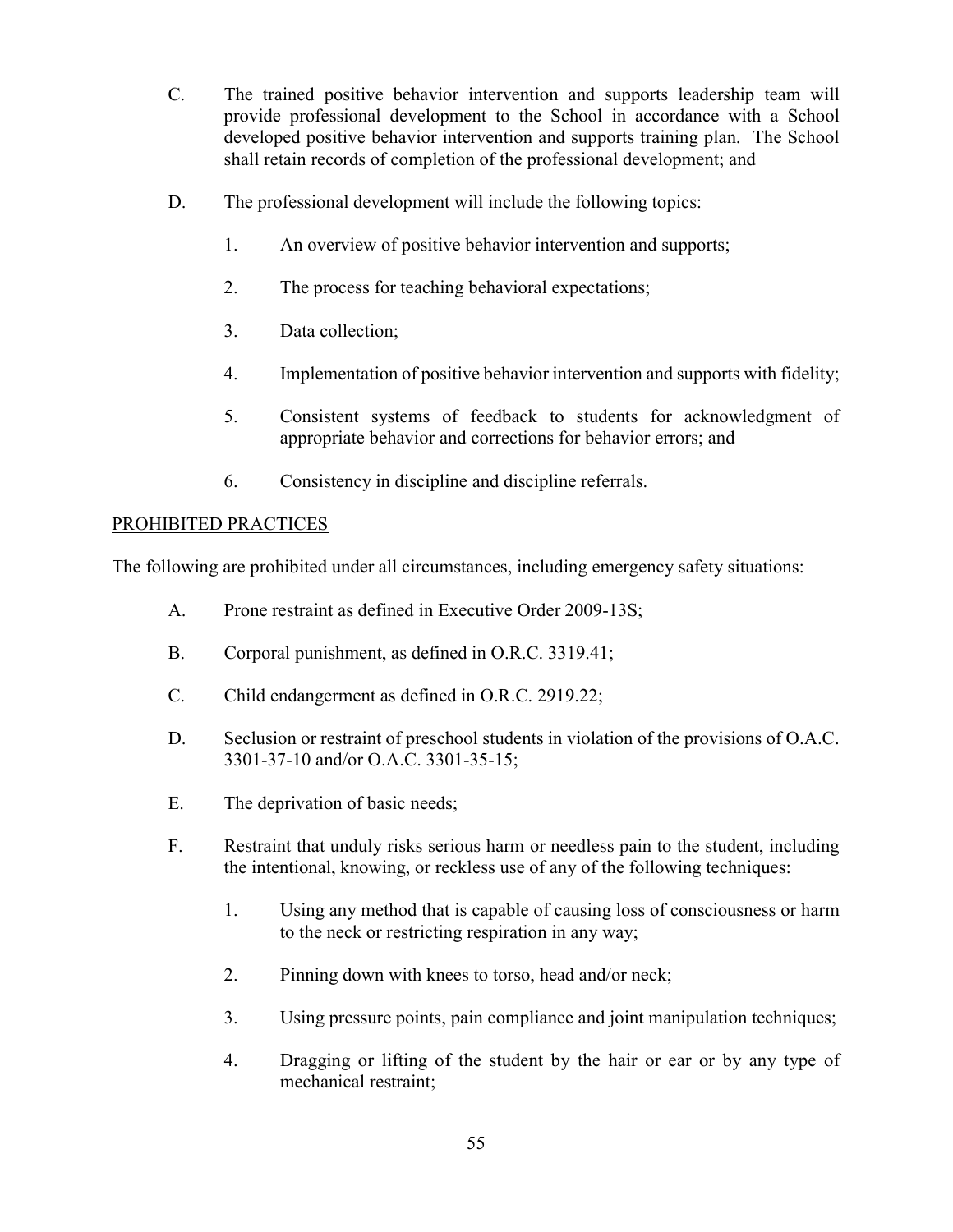C. The trained positive behavior intervention and supports leadership team will provide professional development to the School in accordance with a School developed positive behavior intervention and supports training plan. The School shall retain records of completion of the professional development; and

D. The professional development will include the following topics:

1. An overview of positive behavior intervention and supports;

2. The process for teaching behavioral expectations;

3. Data collection;

4. Implementation of positive behavior intervention and supports with fidelity;

5. Consistent systems of feedback to students for acknowledgment of appropriate behavior and corrections for behavior errors; and

6. Consistency in discipline and discipline referrals.

<u>PROHIBITED PRACTICES</u>

The following are prohibited under all circumstances, including emergency safety situations:

A. Prone restraint as defined in Executive Order 2009-13S;

B. Corporal punishment, as defined in O.R.C. 3319.41;

C. Child endangerment as defined in O.R.C. 2919.22;

D. Seclusion or restraint of preschool students in violation of the provisions of O.A.C. 3301-37-10 and/or O.A.C. 3301-35-15;

E. The deprivation of basic needs;

F. Restraint that unduly risks serious harm or needless pain to the student, including the intentional, knowing, or reckless use of any of the following techniques:

1. Using any method that is capable of causing loss of consciousness or harm to the neck or restricting respiration in any way;

2. Pinning down with knees to torso, head and/or neck;

3. Using pressure points, pain compliance and joint manipulation techniques;

4. Dragging or lifting of the student by the hair or ear or by any type of mechanical restraint;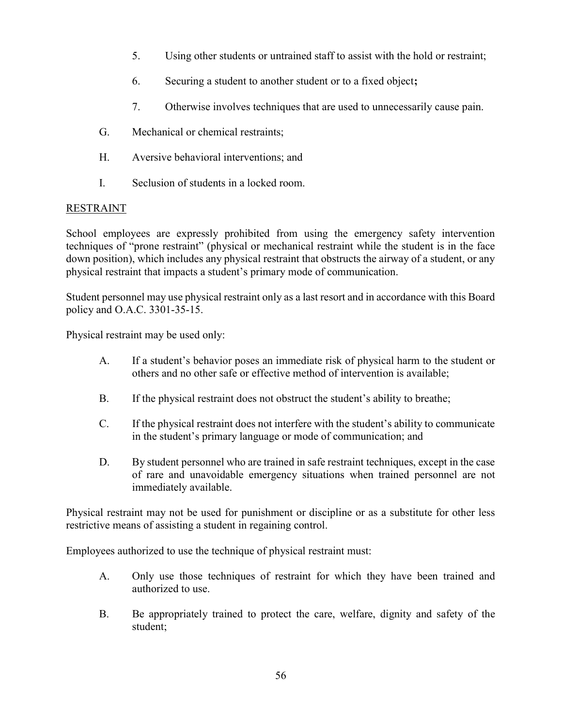5. Using other students or untrained staff to assist with the hold or restraint;

6. Securing a student to another student or to a fixed object**;**

7. Otherwise involves techniques that are used to unnecessarily cause pain.

G. Mechanical or chemical restraints;

H. Aversive behavioral interventions; and

I. Seclusion of students in a locked room.

<u>RESTRAINT</u>

School employees are expressly prohibited from using the emergency safety intervention techniques of "prone restraint" (physical or mechanical restraint while the student is in the face down position), which includes any physical restraint that obstructs the airway of a student, or any physical restraint that impacts a student's primary mode of communication.

Student personnel may use physical restraint only as a last resort and in accordance with this Board policy and O.A.C. 3301-35-15.

Physical restraint may be used only:

A. If a student's behavior poses an immediate risk of physical harm to the student or others and no other safe or effective method of intervention is available;

B. If the physical restraint does not obstruct the student's ability to breathe;

C. If the physical restraint does not interfere with the student's ability to communicate in the student's primary language or mode of communication; and

D. By student personnel who are trained in safe restraint techniques, except in the case of rare and unavoidable emergency situations when trained personnel are not immediately available.

Physical restraint may not be used for punishment or discipline or as a substitute for other less restrictive means of assisting a student in regaining control.

Employees authorized to use the technique of physical restraint must:

A. Only use those techniques of restraint for which they have been trained and authorized to use.

B. Be appropriately trained to protect the care, welfare, dignity and safety of the student;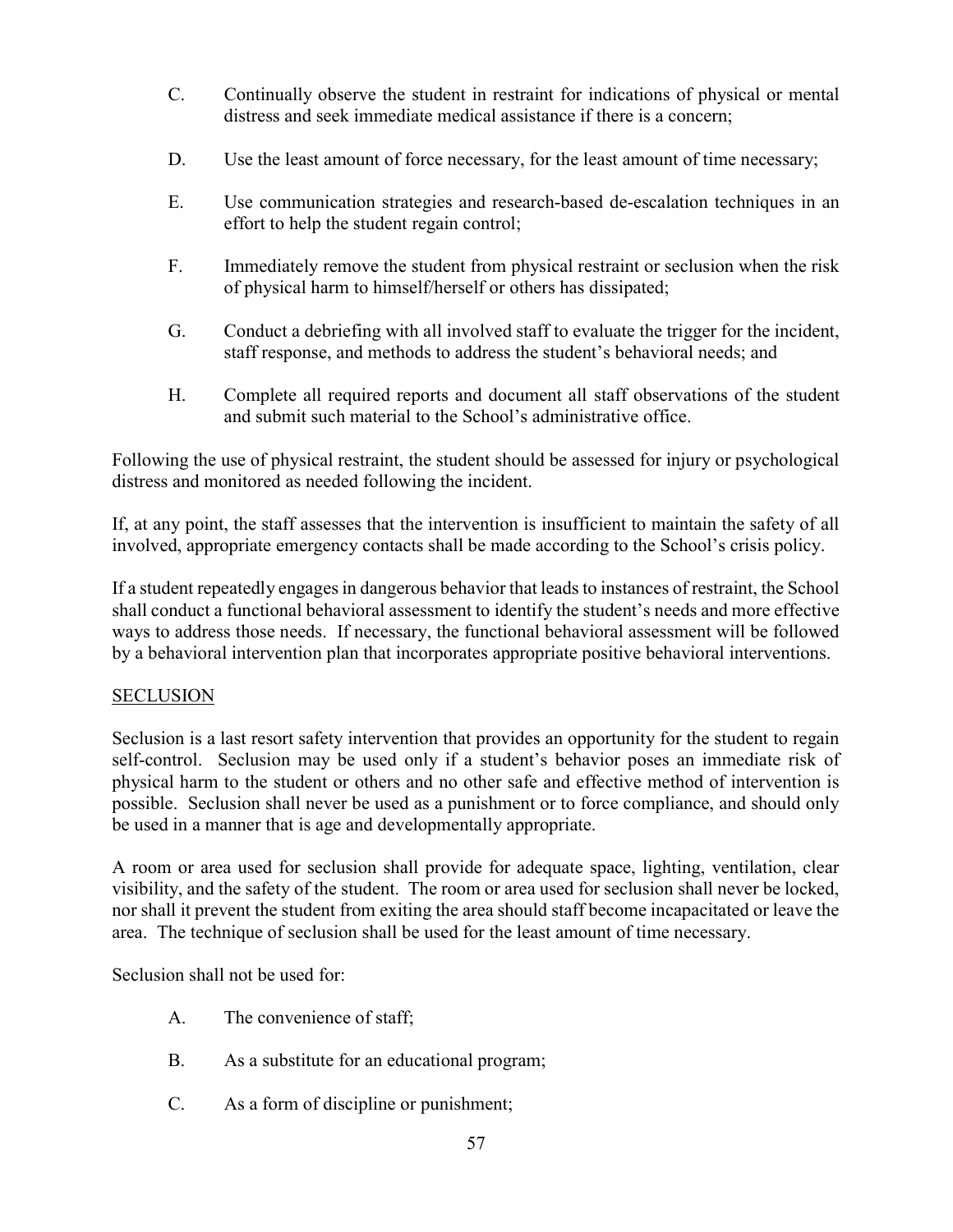C. Continually observe the student in restraint for indications of physical or mental distress and seek immediate medical assistance if there is a concern;

D. Use the least amount of force necessary, for the least amount of time necessary;

E. Use communication strategies and research-based de-escalation techniques in an effort to help the student regain control;

F. Immediately remove the student from physical restraint or seclusion when the risk of physical harm to himself/herself or others has dissipated;

G. Conduct a debriefing with all involved staff to evaluate the trigger for the incident, staff response, and methods to address the student's behavioral needs; and

H. Complete all required reports and document all staff observations of the student and submit such material to the School's administrative office.

Following the use of physical restraint, the student should be assessed for injury or psychological distress and monitored as needed following the incident.

If, at any point, the staff assesses that the intervention is insufficient to maintain the safety of all involved, appropriate emergency contacts shall be made according to the School's crisis policy.

If a student repeatedly engages in dangerous behavior that leads to instances of restraint, the School shall conduct a functional behavioral assessment to identify the student's needs and more effective ways to address those needs. If necessary, the functional behavioral assessment will be followed by a behavioral intervention plan that incorporates appropriate positive behavioral interventions.

## SECLUSION

Seclusion is a last resort safety intervention that provides an opportunity for the student to regain self-control. Seclusion may be used only if a student's behavior poses an immediate risk of physical harm to the student or others and no other safe and effective method of intervention is possible. Seclusion shall never be used as a punishment or to force compliance, and should only be used in a manner that is age and developmentally appropriate.

A room or area used for seclusion shall provide for adequate space, lighting, ventilation, clear visibility, and the safety of the student. The room or area used for seclusion shall never be locked, nor shall it prevent the student from exiting the area should staff become incapacitated or leave the area. The technique of seclusion shall be used for the least amount of time necessary.

Seclusion shall not be used for:

A. The convenience of staff;

B. As a substitute for an educational program;

C. As a form of discipline or punishment;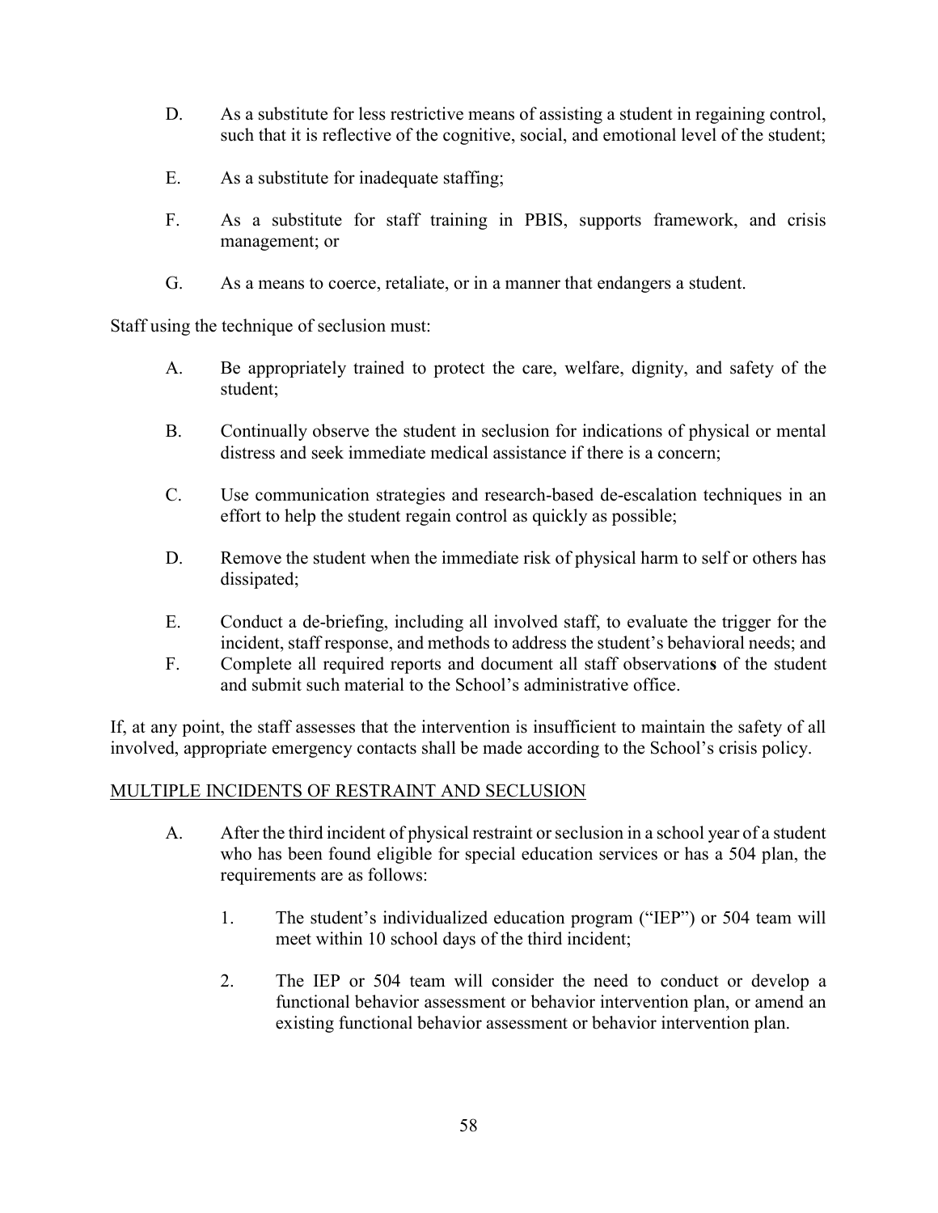D. As a substitute for less restrictive means of assisting a student in regaining control, such that it is reflective of the cognitive, social, and emotional level of the student;

E. As a substitute for inadequate staffing;

F. As a substitute for staff training in PBIS, supports framework, and crisis management; or

G. As a means to coerce, retaliate, or in a manner that endangers a student.

Staff using the technique of seclusion must:

A. Be appropriately trained to protect the care, welfare, dignity, and safety of the student;

B. Continually observe the student in seclusion for indications of physical or mental distress and seek immediate medical assistance if there is a concern;

C. Use communication strategies and research-based de-escalation techniques in an effort to help the student regain control as quickly as possible;

D. Remove the student when the immediate risk of physical harm to self or others has dissipated;

E. Conduct a de-briefing, including all involved staff, to evaluate the trigger for the incident, staff response, and methods to address the student's behavioral needs; and

F. Complete all required reports and document all staff observations of the student and submit such material to the School's administrative office.

If, at any point, the staff assesses that the intervention is insufficient to maintain the safety of all involved, appropriate emergency contacts shall be made according to the School's crisis policy.

MULTIPLE INCIDENTS OF RESTRAINT AND SECLUSION

A. After the third incident of physical restraint or seclusion in a school year of a student who has been found eligible for special education services or has a 504 plan, the requirements are as follows:

   1. The student's individualized education program ("IEP") or 504 team will meet within 10 school days of the third incident;

   2. The IEP or 504 team will consider the need to conduct or develop a functional behavior assessment or behavior intervention plan, or amend an existing functional behavior assessment or behavior intervention plan.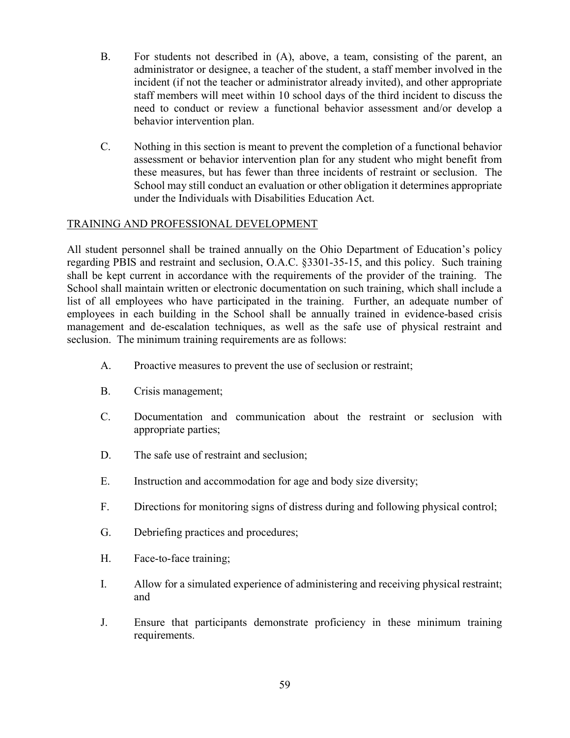B. For students not described in (A), above, a team, consisting of the parent, an administrator or designee, a teacher of the student, a staff member involved in the incident (if not the teacher or administrator already invited), and other appropriate staff members will meet within 10 school days of the third incident to discuss the need to conduct or review a functional behavior assessment and/or develop a behavior intervention plan.

C. Nothing in this section is meant to prevent the completion of a functional behavior assessment or behavior intervention plan for any student who might benefit from these measures, but has fewer than three incidents of restraint or seclusion. The School may still conduct an evaluation or other obligation it determines appropriate under the Individuals with Disabilities Education Act.

## TRAINING AND PROFESSIONAL DEVELOPMENT

All student personnel shall be trained annually on the Ohio Department of Education's policy regarding PBIS and restraint and seclusion, O.A.C. §3301-35-15, and this policy. Such training shall be kept current in accordance with the requirements of the provider of the training. The School shall maintain written or electronic documentation on such training, which shall include a list of all employees who have participated in the training. Further, an adequate number of employees in each building in the School shall be annually trained in evidence-based crisis management and de-escalation techniques, as well as the safe use of physical restraint and seclusion. The minimum training requirements are as follows:

A. Proactive measures to prevent the use of seclusion or restraint;

B. Crisis management;

C. Documentation and communication about the restraint or seclusion with appropriate parties;

D. The safe use of restraint and seclusion;

E. Instruction and accommodation for age and body size diversity;

F. Directions for monitoring signs of distress during and following physical control;

G. Debriefing practices and procedures;

H. Face-to-face training;

I. Allow for a simulated experience of administering and receiving physical restraint; and

J. Ensure that participants demonstrate proficiency in these minimum training requirements.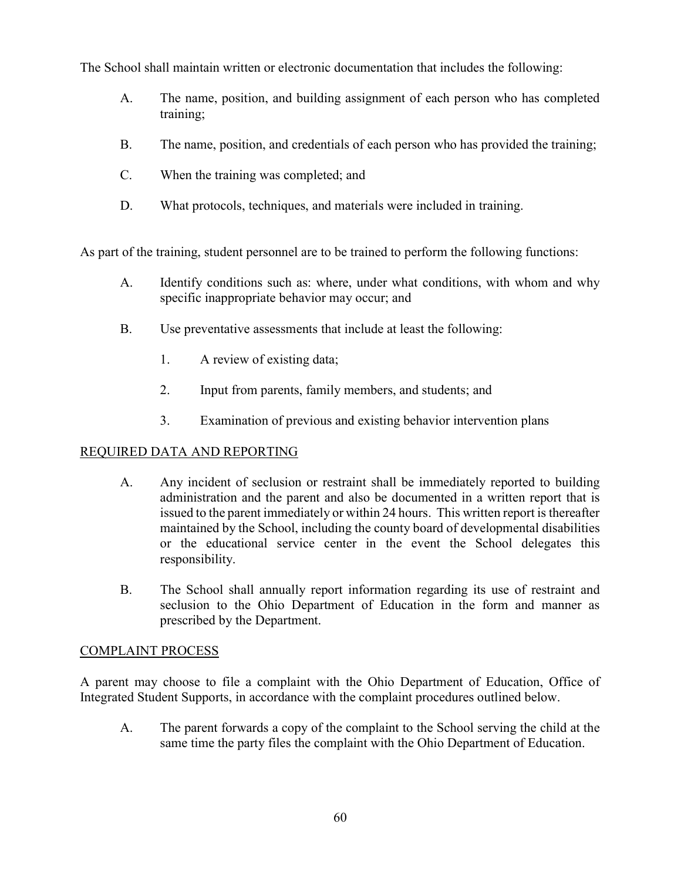The School shall maintain written or electronic documentation that includes the following:

A. The name, position, and building assignment of each person who has completed training;

B. The name, position, and credentials of each person who has provided the training;

C. When the training was completed; and

D. What protocols, techniques, and materials were included in training.

As part of the training, student personnel are to be trained to perform the following functions:

A. Identify conditions such as: where, under what conditions, with whom and why specific inappropriate behavior may occur; and

B. Use preventative assessments that include at least the following:

   1. A review of existing data;

   2. Input from parents, family members, and students; and

   3. Examination of previous and existing behavior intervention plans

<u>REQUIRED DATA AND REPORTING</u>

A. Any incident of seclusion or restraint shall be immediately reported to building administration and the parent and also be documented in a written report that is issued to the parent immediately or within 24 hours. This written report is thereafter maintained by the School, including the county board of developmental disabilities or the educational service center in the event the School delegates this responsibility.

B. The School shall annually report information regarding its use of restraint and seclusion to the Ohio Department of Education in the form and manner as prescribed by the Department.

<u>COMPLAINT PROCESS</u>

A parent may choose to file a complaint with the Ohio Department of Education, Office of Integrated Student Supports, in accordance with the complaint procedures outlined below.

A. The parent forwards a copy of the complaint to the School serving the child at the same time the party files the complaint with the Ohio Department of Education.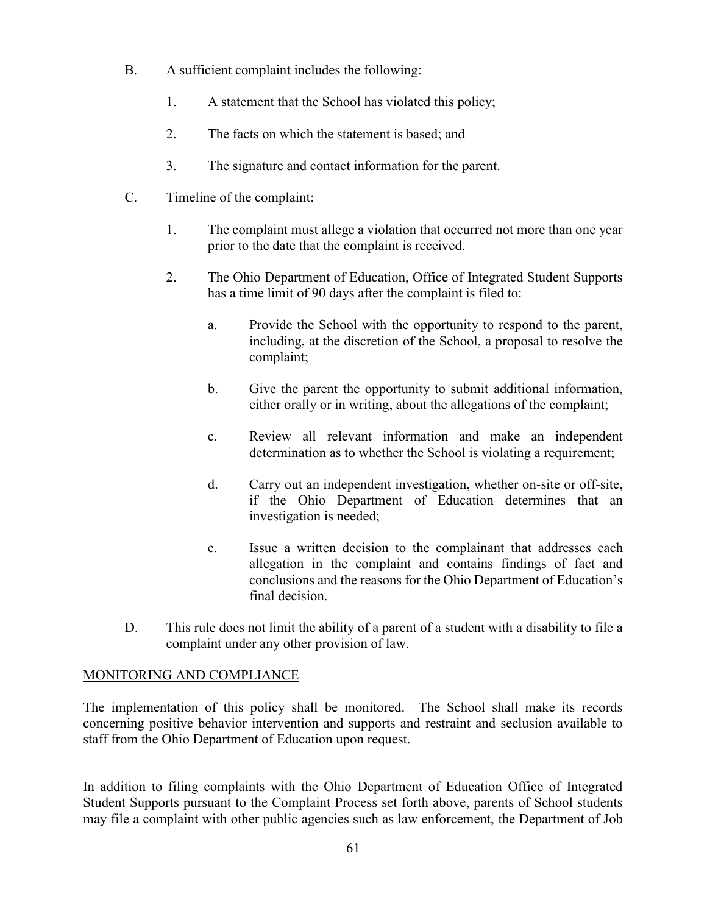B. A sufficient complaint includes the following:

   1. A statement that the School has violated this policy;

   2. The facts on which the statement is based; and

   3. The signature and contact information for the parent.

C. Timeline of the complaint:

   1. The complaint must allege a violation that occurred not more than one year prior to the date that the complaint is received.

   2. The Ohio Department of Education, Office of Integrated Student Supports has a time limit of 90 days after the complaint is filed to:

      a. Provide the School with the opportunity to respond to the parent, including, at the discretion of the School, a proposal to resolve the complaint;

      b. Give the parent the opportunity to submit additional information, either orally or in writing, about the allegations of the complaint;

      c. Review all relevant information and make an independent determination as to whether the School is violating a requirement;

      d. Carry out an independent investigation, whether on-site or off-site, if the Ohio Department of Education determines that an investigation is needed;

      e. Issue a written decision to the complainant that addresses each allegation in the complaint and contains findings of fact and conclusions and the reasons for the Ohio Department of Education's final decision.

D. This rule does not limit the ability of a parent of a student with a disability to file a complaint under any other provision of law.

MONITORING AND COMPLIANCE

The implementation of this policy shall be monitored. The School shall make its records concerning positive behavior intervention and supports and restraint and seclusion available to staff from the Ohio Department of Education upon request.

In addition to filing complaints with the Ohio Department of Education Office of Integrated Student Supports pursuant to the Complaint Process set forth above, parents of School students may file a complaint with other public agencies such as law enforcement, the Department of Job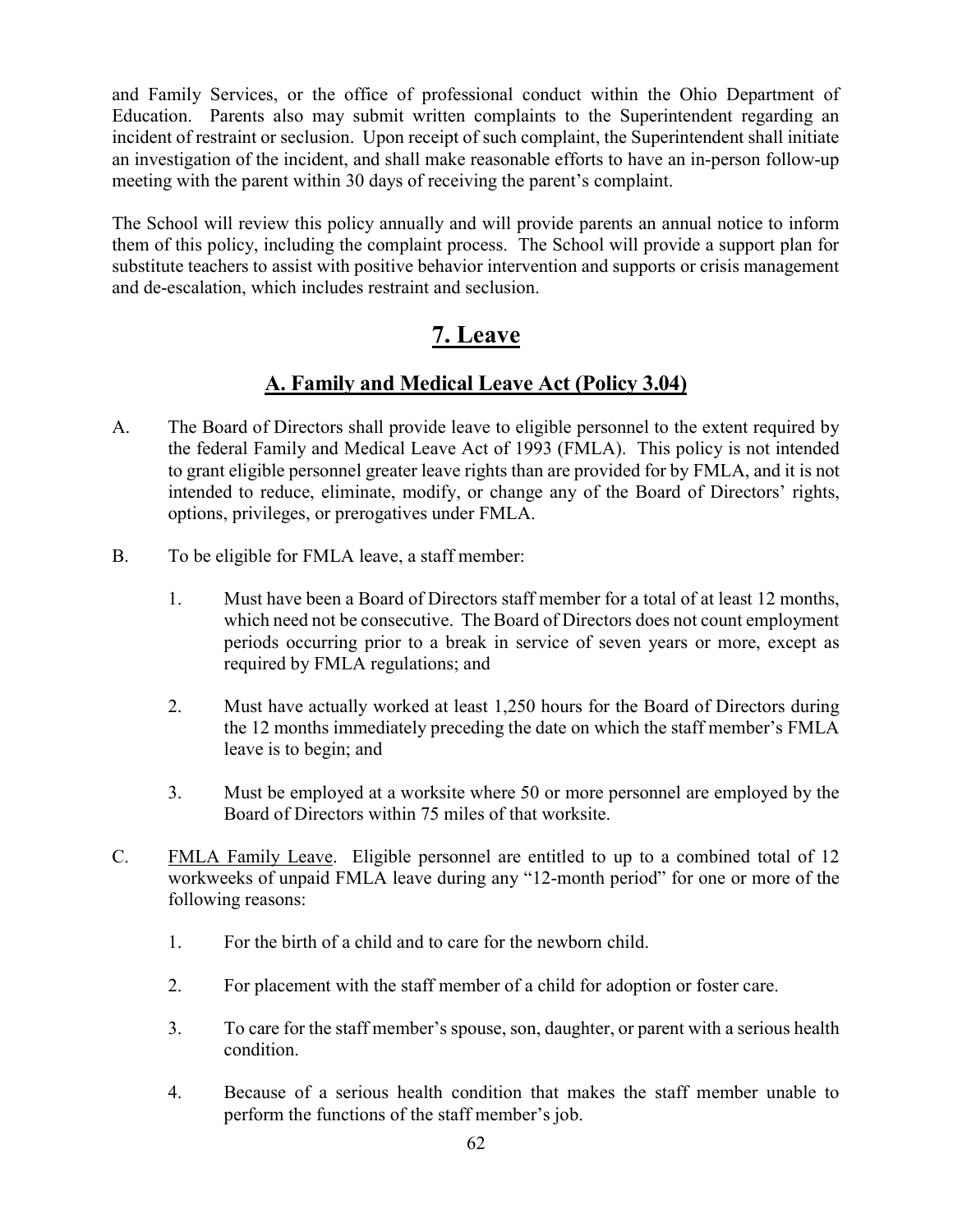and Family Services, or the office of professional conduct within the Ohio Department of Education. Parents also may submit written complaints to the Superintendent regarding an incident of restraint or seclusion. Upon receipt of such complaint, the Superintendent shall initiate an investigation of the incident, and shall make reasonable efforts to have an in-person follow-up meeting with the parent within 30 days of receiving the parent's complaint.

The School will review this policy annually and will provide parents an annual notice to inform them of this policy, including the complaint process. The School will provide a support plan for substitute teachers to assist with positive behavior intervention and supports or crisis management and de-escalation, which includes restraint and seclusion.

# 7. Leave

## A. Family and Medical Leave Act (Policy 3.04)

A. The Board of Directors shall provide leave to eligible personnel to the extent required by the federal Family and Medical Leave Act of 1993 (FMLA). This policy is not intended to grant eligible personnel greater leave rights than are provided for by FMLA, and it is not intended to reduce, eliminate, modify, or change any of the Board of Directors' rights, options, privileges, or prerogatives under FMLA.

B. To be eligible for FMLA leave, a staff member:

1. Must have been a Board of Directors staff member for a total of at least 12 months, which need not be consecutive. The Board of Directors does not count employment periods occurring prior to a break in service of seven years or more, except as required by FMLA regulations; and

2. Must have actually worked at least 1,250 hours for the Board of Directors during the 12 months immediately preceding the date on which the staff member's FMLA leave is to begin; and

3. Must be employed at a worksite where 50 or more personnel are employed by the Board of Directors within 75 miles of that worksite.

C. <u>FMLA Family Leave</u>. Eligible personnel are entitled to up to a combined total of 12 workweeks of unpaid FMLA leave during any "12-month period" for one or more of the following reasons:

1. For the birth of a child and to care for the newborn child.

2. For placement with the staff member of a child for adoption or foster care.

3. To care for the staff member's spouse, son, daughter, or parent with a serious health condition.

4. Because of a serious health condition that makes the staff member unable to perform the functions of the staff member's job.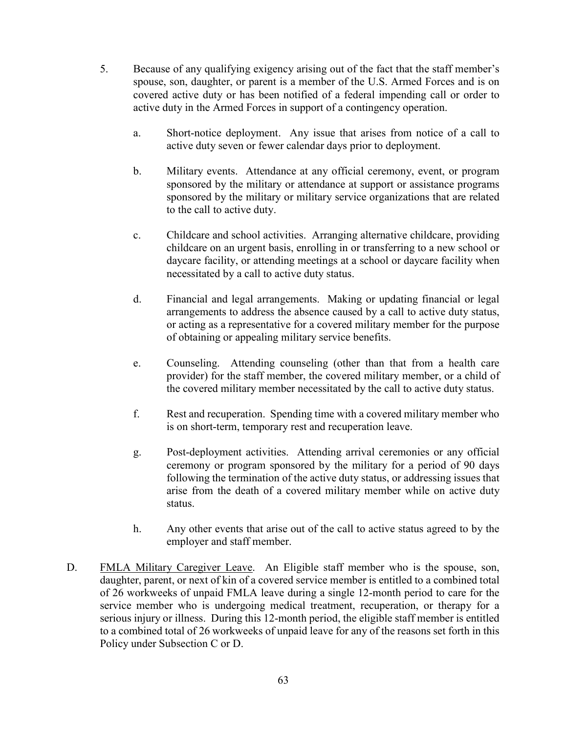5. Because of any qualifying exigency arising out of the fact that the staff member's spouse, son, daughter, or parent is a member of the U.S. Armed Forces and is on covered active duty or has been notified of a federal impending call or order to active duty in the Armed Forces in support of a contingency operation.

   a. Short-notice deployment. Any issue that arises from notice of a call to active duty seven or fewer calendar days prior to deployment.

   b. Military events. Attendance at any official ceremony, event, or program sponsored by the military or attendance at support or assistance programs sponsored by the military or military service organizations that are related to the call to active duty.

   c. Childcare and school activities. Arranging alternative childcare, providing childcare on an urgent basis, enrolling in or transferring to a new school or daycare facility, or attending meetings at a school or daycare facility when necessitated by a call to active duty status.

   d. Financial and legal arrangements. Making or updating financial or legal arrangements to address the absence caused by a call to active duty status, or acting as a representative for a covered military member for the purpose of obtaining or appealing military service benefits.

   e. Counseling. Attending counseling (other than that from a health care provider) for the staff member, the covered military member, or a child of the covered military member necessitated by the call to active duty status.

   f. Rest and recuperation. Spending time with a covered military member who is on short-term, temporary rest and recuperation leave.

   g. Post-deployment activities. Attending arrival ceremonies or any official ceremony or program sponsored by the military for a period of 90 days following the termination of the active duty status, or addressing issues that arise from the death of a covered military member while on active duty status.

   h. Any other events that arise out of the call to active status agreed to by the employer and staff member.

D. <u>FMLA Military Caregiver Leave</u>. An Eligible staff member who is the spouse, son, daughter, parent, or next of kin of a covered service member is entitled to a combined total of 26 workweeks of unpaid FMLA leave during a single 12-month period to care for the service member who is undergoing medical treatment, recuperation, or therapy for a serious injury or illness. During this 12-month period, the eligible staff member is entitled to a combined total of 26 workweeks of unpaid leave for any of the reasons set forth in this Policy under Subsection C or D.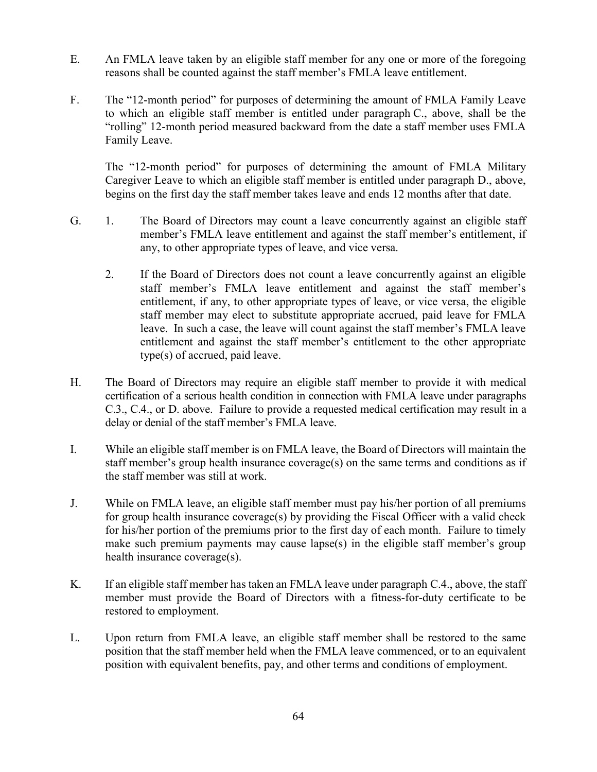E. An FMLA leave taken by an eligible staff member for any one or more of the foregoing reasons shall be counted against the staff member's FMLA leave entitlement.

F. The "12-month period" for purposes of determining the amount of FMLA Family Leave to which an eligible staff member is entitled under paragraph C., above, shall be the "rolling" 12-month period measured backward from the date a staff member uses FMLA Family Leave.

   The "12-month period" for purposes of determining the amount of FMLA Military Caregiver Leave to which an eligible staff member is entitled under paragraph D., above, begins on the first day the staff member takes leave and ends 12 months after that date.

G. 1. The Board of Directors may count a leave concurrently against an eligible staff member's FMLA leave entitlement and against the staff member's entitlement, if any, to other appropriate types of leave, and vice versa.

   2. If the Board of Directors does not count a leave concurrently against an eligible staff member's FMLA leave entitlement and against the staff member's entitlement, if any, to other appropriate types of leave, or vice versa, the eligible staff member may elect to substitute appropriate accrued, paid leave for FMLA leave. In such a case, the leave will count against the staff member's FMLA leave entitlement and against the staff member's entitlement to the other appropriate type(s) of accrued, paid leave.

H. The Board of Directors may require an eligible staff member to provide it with medical certification of a serious health condition in connection with FMLA leave under paragraphs C.3., C.4., or D. above. Failure to provide a requested medical certification may result in a delay or denial of the staff member's FMLA leave.

I. While an eligible staff member is on FMLA leave, the Board of Directors will maintain the staff member's group health insurance coverage(s) on the same terms and conditions as if the staff member was still at work.

J. While on FMLA leave, an eligible staff member must pay his/her portion of all premiums for group health insurance coverage(s) by providing the Fiscal Officer with a valid check for his/her portion of the premiums prior to the first day of each month. Failure to timely make such premium payments may cause lapse(s) in the eligible staff member's group health insurance coverage(s).

K. If an eligible staff member has taken an FMLA leave under paragraph C.4., above, the staff member must provide the Board of Directors with a fitness-for-duty certificate to be restored to employment.

L. Upon return from FMLA leave, an eligible staff member shall be restored to the same position that the staff member held when the FMLA leave commenced, or to an equivalent position with equivalent benefits, pay, and other terms and conditions of employment.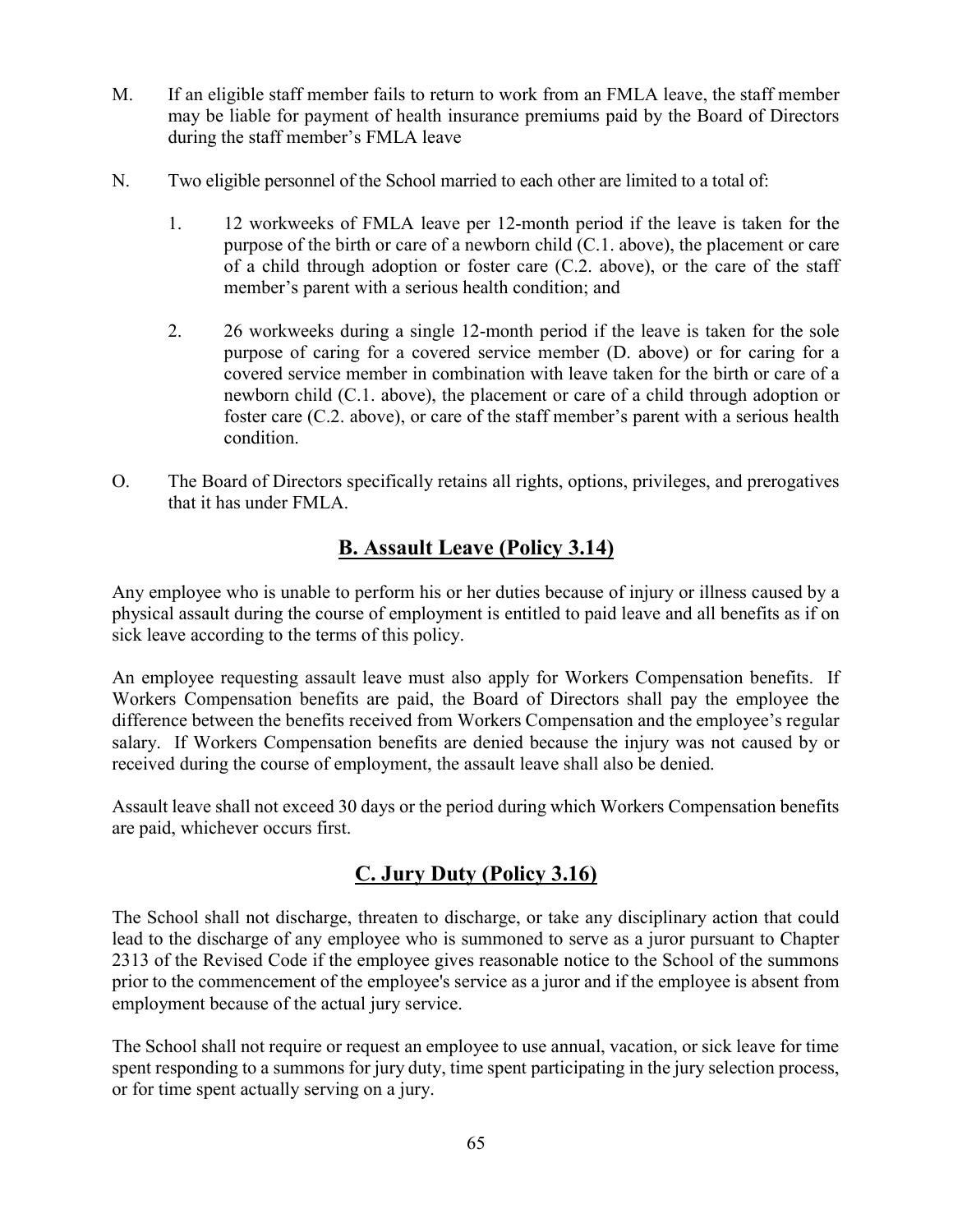M. If an eligible staff member fails to return to work from an FMLA leave, the staff member may be liable for payment of health insurance premiums paid by the Board of Directors during the staff member's FMLA leave

N. Two eligible personnel of the School married to each other are limited to a total of:

1. 12 workweeks of FMLA leave per 12-month period if the leave is taken for the purpose of the birth or care of a newborn child (C.1. above), the placement or care of a child through adoption or foster care (C.2. above), or the care of the staff member's parent with a serious health condition; and

2. 26 workweeks during a single 12-month period if the leave is taken for the sole purpose of caring for a covered service member (D. above) or for caring for a covered service member in combination with leave taken for the birth or care of a newborn child (C.1. above), the placement or care of a child through adoption or foster care (C.2. above), or care of the staff member's parent with a serious health condition.

O. The Board of Directors specifically retains all rights, options, privileges, and prerogatives that it has under FMLA.

## B. Assault Leave (Policy 3.14)

Any employee who is unable to perform his or her duties because of injury or illness caused by a physical assault during the course of employment is entitled to paid leave and all benefits as if on sick leave according to the terms of this policy.

An employee requesting assault leave must also apply for Workers Compensation benefits. If Workers Compensation benefits are paid, the Board of Directors shall pay the employee the difference between the benefits received from Workers Compensation and the employee's regular salary. If Workers Compensation benefits are denied because the injury was not caused by or received during the course of employment, the assault leave shall also be denied.

Assault leave shall not exceed 30 days or the period during which Workers Compensation benefits are paid, whichever occurs first.

## C. Jury Duty (Policy 3.16)

The School shall not discharge, threaten to discharge, or take any disciplinary action that could lead to the discharge of any employee who is summoned to serve as a juror pursuant to Chapter 2313 of the Revised Code if the employee gives reasonable notice to the School of the summons prior to the commencement of the employee's service as a juror and if the employee is absent from employment because of the actual jury service.

The School shall not require or request an employee to use annual, vacation, or sick leave for time spent responding to a summons for jury duty, time spent participating in the jury selection process, or for time spent actually serving on a jury.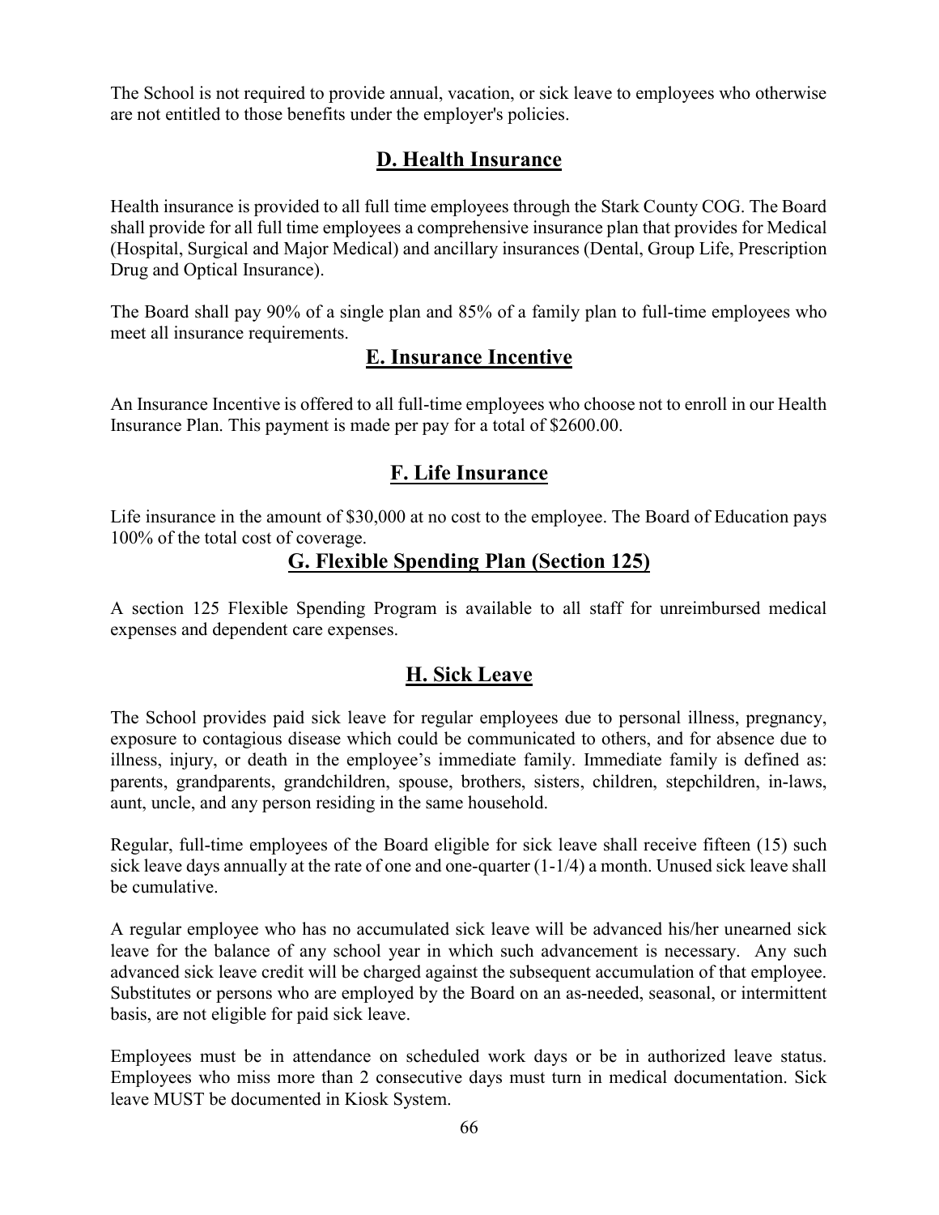The School is not required to provide annual, vacation, or sick leave to employees who otherwise are not entitled to those benefits under the employer's policies.

## D. Health Insurance

Health insurance is provided to all full time employees through the Stark County COG. The Board shall provide for all full time employees a comprehensive insurance plan that provides for Medical (Hospital, Surgical and Major Medical) and ancillary insurances (Dental, Group Life, Prescription Drug and Optical Insurance).

The Board shall pay 90% of a single plan and 85% of a family plan to full-time employees who meet all insurance requirements.

## E. Insurance Incentive

An Insurance Incentive is offered to all full-time employees who choose not to enroll in our Health Insurance Plan. This payment is made per pay for a total of $2600.00.

## F. Life Insurance

Life insurance in the amount of $30,000 at no cost to the employee. The Board of Education pays 100% of the total cost of coverage.

## G. Flexible Spending Plan (Section 125)

A section 125 Flexible Spending Program is available to all staff for unreimbursed medical expenses and dependent care expenses.

## H. Sick Leave

The School provides paid sick leave for regular employees due to personal illness, pregnancy, exposure to contagious disease which could be communicated to others, and for absence due to illness, injury, or death in the employee's immediate family. Immediate family is defined as: parents, grandparents, grandchildren, spouse, brothers, sisters, children, stepchildren, in-laws, aunt, uncle, and any person residing in the same household.

Regular, full-time employees of the Board eligible for sick leave shall receive fifteen (15) such sick leave days annually at the rate of one and one-quarter (1-1/4) a month. Unused sick leave shall be cumulative.

A regular employee who has no accumulated sick leave will be advanced his/her unearned sick leave for the balance of any school year in which such advancement is necessary. Any such advanced sick leave credit will be charged against the subsequent accumulation of that employee. Substitutes or persons who are employed by the Board on an as-needed, seasonal, or intermittent basis, are not eligible for paid sick leave.

Employees must be in attendance on scheduled work days or be in authorized leave status. Employees who miss more than 2 consecutive days must turn in medical documentation. Sick leave MUST be documented in Kiosk System.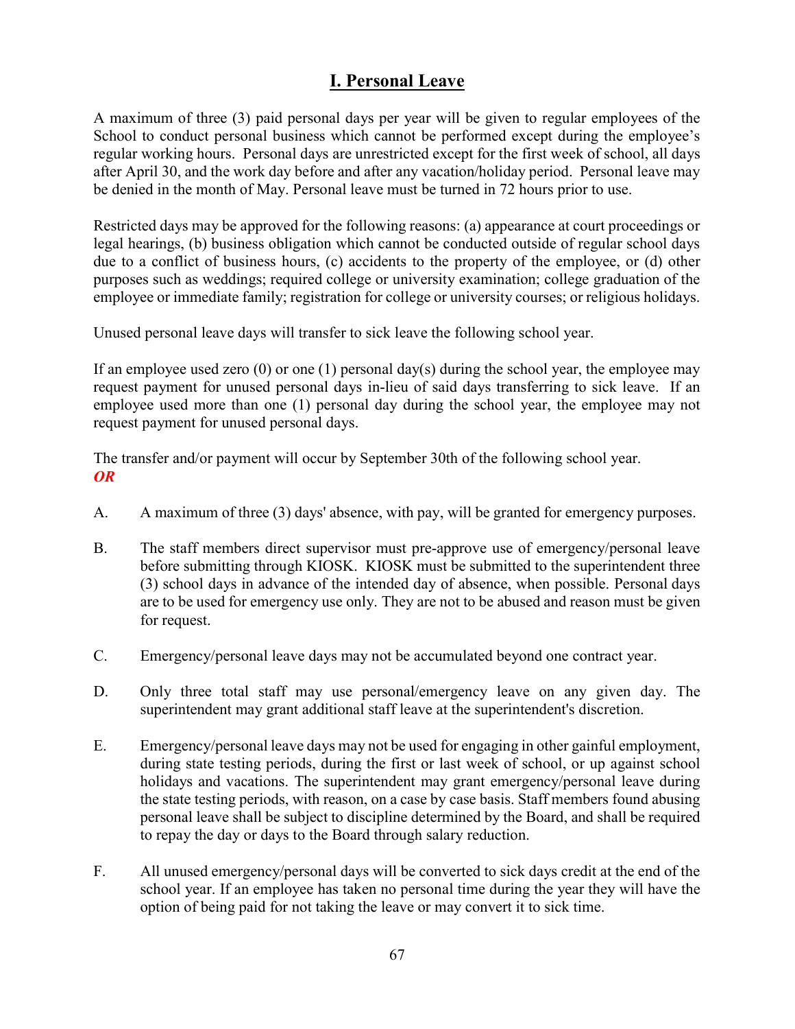# I. Personal Leave

A maximum of three (3) paid personal days per year will be given to regular employees of the School to conduct personal business which cannot be performed except during the employee's regular working hours. Personal days are unrestricted except for the first week of school, all days after April 30, and the work day before and after any vacation/holiday period. Personal leave may be denied in the month of May. Personal leave must be turned in 72 hours prior to use.

Restricted days may be approved for the following reasons: (a) appearance at court proceedings or legal hearings, (b) business obligation which cannot be conducted outside of regular school days due to a conflict of business hours, (c) accidents to the property of the employee, or (d) other purposes such as weddings; required college or university examination; college graduation of the employee or immediate family; registration for college or university courses; or religious holidays.

Unused personal leave days will transfer to sick leave the following school year.

If an employee used zero (0) or one (1) personal day(s) during the school year, the employee may request payment for unused personal days in-lieu of said days transferring to sick leave. If an employee used more than one (1) personal day during the school year, the employee may not request payment for unused personal days.

The transfer and/or payment will occur by September 30th of the following school year.

***OR***

A. A maximum of three (3) days' absence, with pay, will be granted for emergency purposes.

B. The staff members direct supervisor must pre-approve use of emergency/personal leave before submitting through KIOSK. KIOSK must be submitted to the superintendent three (3) school days in advance of the intended day of absence, when possible. Personal days are to be used for emergency use only. They are not to be abused and reason must be given for request.

C. Emergency/personal leave days may not be accumulated beyond one contract year.

D. Only three total staff may use personal/emergency leave on any given day. The superintendent may grant additional staff leave at the superintendent's discretion.

E. Emergency/personal leave days may not be used for engaging in other gainful employment, during state testing periods, during the first or last week of school, or up against school holidays and vacations. The superintendent may grant emergency/personal leave during the state testing periods, with reason, on a case by case basis. Staff members found abusing personal leave shall be subject to discipline determined by the Board, and shall be required to repay the day or days to the Board through salary reduction.

F. All unused emergency/personal days will be converted to sick days credit at the end of the school year. If an employee has taken no personal time during the year they will have the option of being paid for not taking the leave or may convert it to sick time.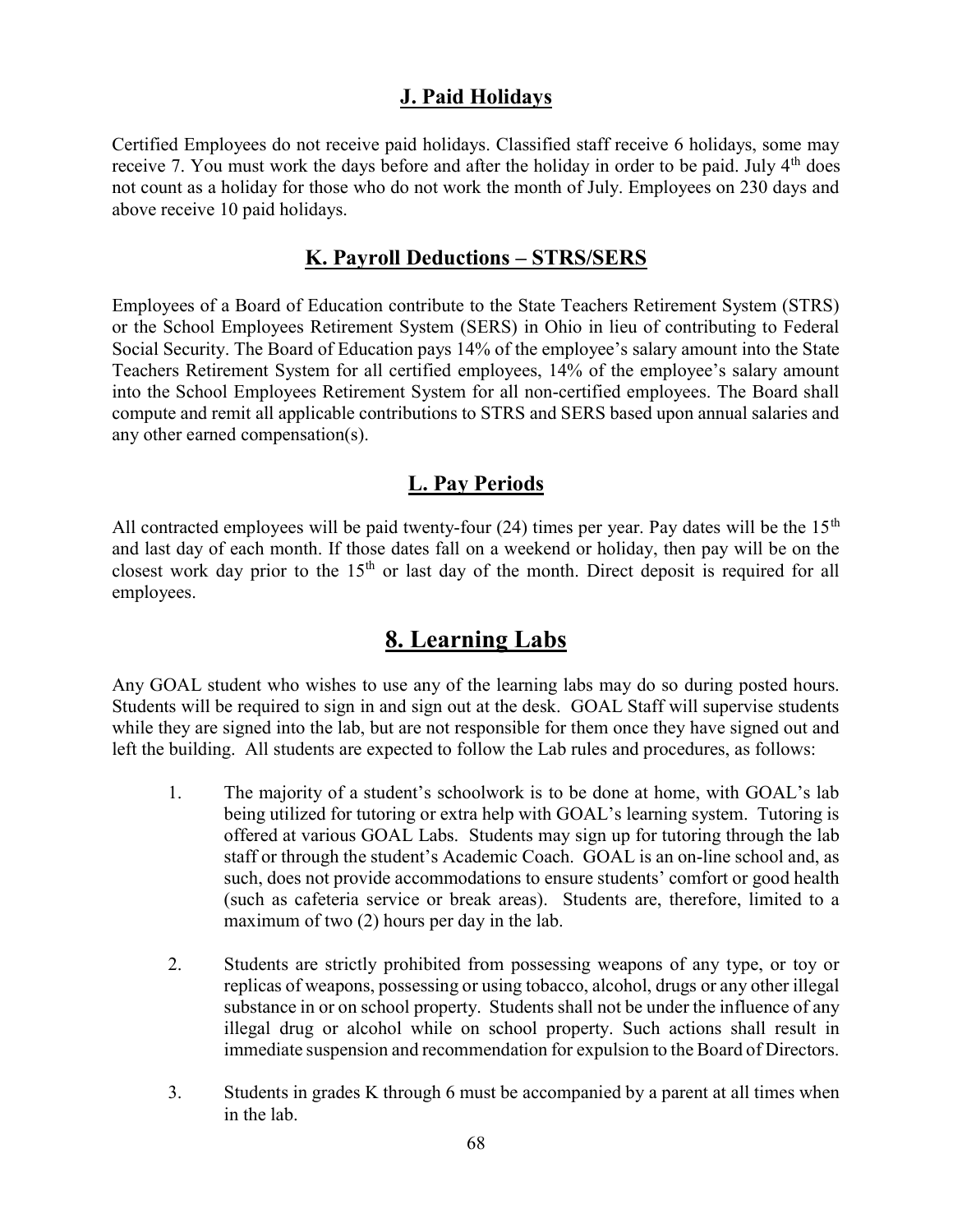### J. Paid Holidays

Certified Employees do not receive paid holidays. Classified staff receive 6 holidays, some may receive 7. You must work the days before and after the holiday in order to be paid. July 4th does not count as a holiday for those who do not work the month of July. Employees on 230 days and above receive 10 paid holidays.

### K. Payroll Deductions – STRS/SERS

Employees of a Board of Education contribute to the State Teachers Retirement System (STRS) or the School Employees Retirement System (SERS) in Ohio in lieu of contributing to Federal Social Security. The Board of Education pays 14% of the employee's salary amount into the State Teachers Retirement System for all certified employees, 14% of the employee's salary amount into the School Employees Retirement System for all non-certified employees. The Board shall compute and remit all applicable contributions to STRS and SERS based upon annual salaries and any other earned compensation(s).

### L. Pay Periods

All contracted employees will be paid twenty-four (24) times per year. Pay dates will be the 15th and last day of each month. If those dates fall on a weekend or holiday, then pay will be on the closest work day prior to the 15th or last day of the month. Direct deposit is required for all employees.

## 8. Learning Labs

Any GOAL student who wishes to use any of the learning labs may do so during posted hours. Students will be required to sign in and sign out at the desk. GOAL Staff will supervise students while they are signed into the lab, but are not responsible for them once they have signed out and left the building. All students are expected to follow the Lab rules and procedures, as follows:

1. The majority of a student's schoolwork is to be done at home, with GOAL's lab being utilized for tutoring or extra help with GOAL's learning system. Tutoring is offered at various GOAL Labs. Students may sign up for tutoring through the lab staff or through the student's Academic Coach. GOAL is an on-line school and, as such, does not provide accommodations to ensure students' comfort or good health (such as cafeteria service or break areas). Students are, therefore, limited to a maximum of two (2) hours per day in the lab.

2. Students are strictly prohibited from possessing weapons of any type, or toy or replicas of weapons, possessing or using tobacco, alcohol, drugs or any other illegal substance in or on school property. Students shall not be under the influence of any illegal drug or alcohol while on school property. Such actions shall result in immediate suspension and recommendation for expulsion to the Board of Directors.

3. Students in grades K through 6 must be accompanied by a parent at all times when in the lab.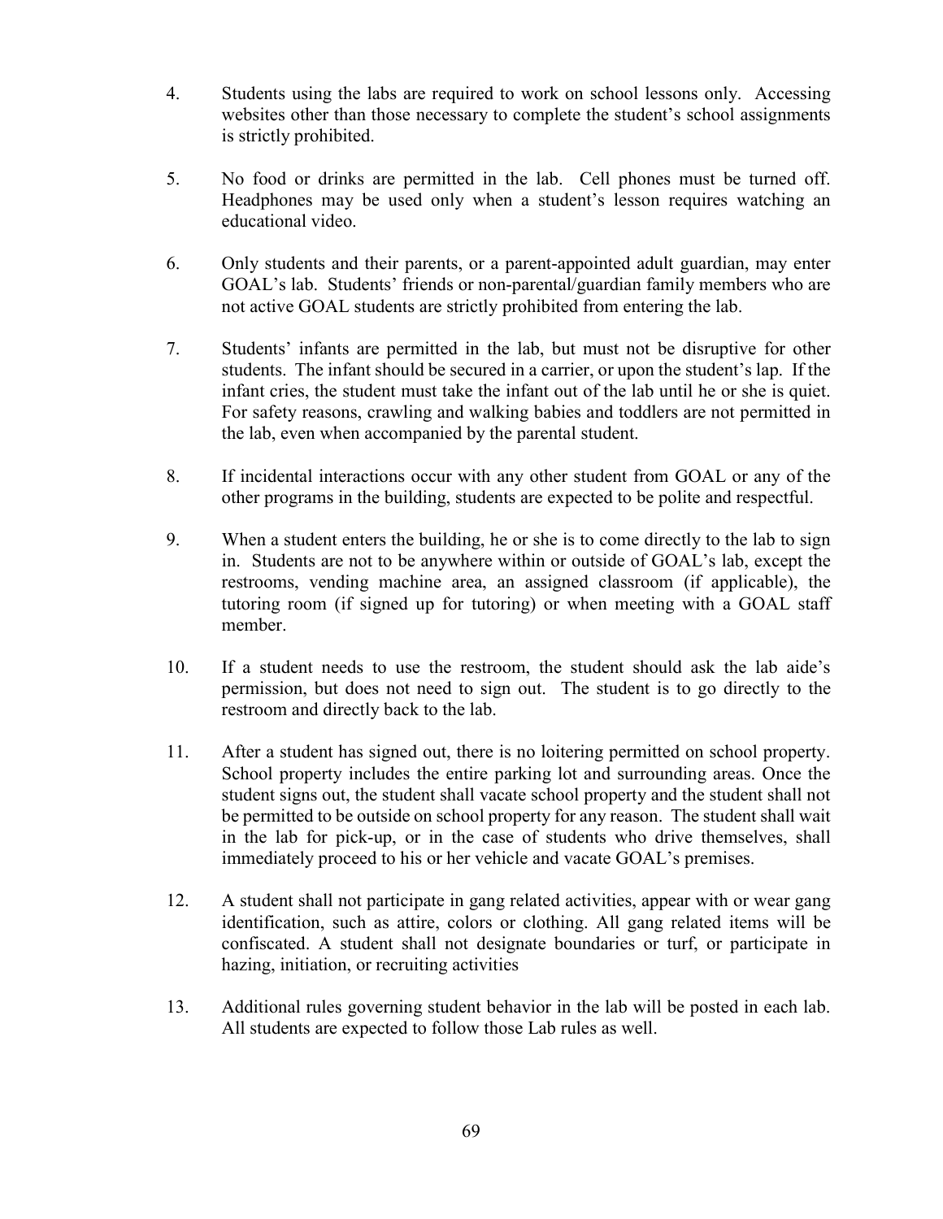4. Students using the labs are required to work on school lessons only. Accessing websites other than those necessary to complete the student's school assignments is strictly prohibited.

5. No food or drinks are permitted in the lab. Cell phones must be turned off. Headphones may be used only when a student's lesson requires watching an educational video.

6. Only students and their parents, or a parent-appointed adult guardian, may enter GOAL's lab. Students' friends or non-parental/guardian family members who are not active GOAL students are strictly prohibited from entering the lab.

7. Students' infants are permitted in the lab, but must not be disruptive for other students. The infant should be secured in a carrier, or upon the student's lap. If the infant cries, the student must take the infant out of the lab until he or she is quiet. For safety reasons, crawling and walking babies and toddlers are not permitted in the lab, even when accompanied by the parental student.

8. If incidental interactions occur with any other student from GOAL or any of the other programs in the building, students are expected to be polite and respectful.

9. When a student enters the building, he or she is to come directly to the lab to sign in. Students are not to be anywhere within or outside of GOAL's lab, except the restrooms, vending machine area, an assigned classroom (if applicable), the tutoring room (if signed up for tutoring) or when meeting with a GOAL staff member.

10. If a student needs to use the restroom, the student should ask the lab aide's permission, but does not need to sign out. The student is to go directly to the restroom and directly back to the lab.

11. After a student has signed out, there is no loitering permitted on school property. School property includes the entire parking lot and surrounding areas. Once the student signs out, the student shall vacate school property and the student shall not be permitted to be outside on school property for any reason. The student shall wait in the lab for pick-up, or in the case of students who drive themselves, shall immediately proceed to his or her vehicle and vacate GOAL's premises.

12. A student shall not participate in gang related activities, appear with or wear gang identification, such as attire, colors or clothing. All gang related items will be confiscated. A student shall not designate boundaries or turf, or participate in hazing, initiation, or recruiting activities

13. Additional rules governing student behavior in the lab will be posted in each lab. All students are expected to follow those Lab rules as well.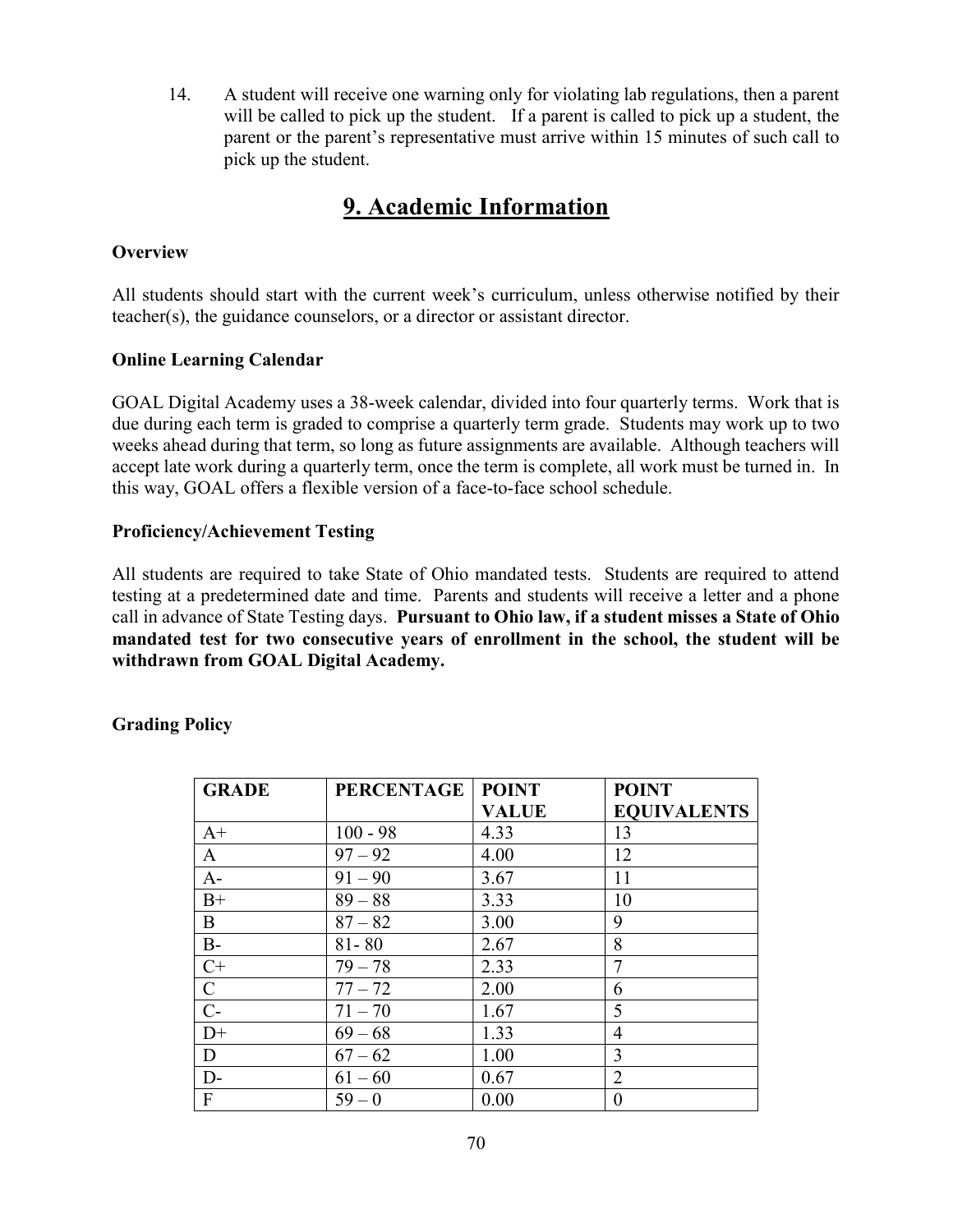14. A student will receive one warning only for violating lab regulations, then a parent will be called to pick up the student. If a parent is called to pick up a student, the parent or the parent's representative must arrive within 15 minutes of such call to pick up the student.

# 9. Academic Information

**Overview**

All students should start with the current week's curriculum, unless otherwise notified by their teacher(s), the guidance counselors, or a director or assistant director.

**Online Learning Calendar**

GOAL Digital Academy uses a 38-week calendar, divided into four quarterly terms. Work that is due during each term is graded to comprise a quarterly term grade. Students may work up to two weeks ahead during that term, so long as future assignments are available. Although teachers will accept late work during a quarterly term, once the term is complete, all work must be turned in. In this way, GOAL offers a flexible version of a face-to-face school schedule.

**Proficiency/Achievement Testing**

All students are required to take State of Ohio mandated tests. Students are required to attend testing at a predetermined date and time. Parents and students will receive a letter and a phone call in advance of State Testing days. **Pursuant to Ohio law, if a student misses a State of Ohio mandated test for two consecutive years of enrollment in the school, the student will be withdrawn from GOAL Digital Academy.**

**Grading Policy**

| GRADE | PERCENTAGE | POINT VALUE | POINT EQUIVALENTS |
|---|---|---|---|
| A+ | 100 - 98 | 4.33 | 13 |
| A | 97 – 92 | 4.00 | 12 |
| A- | 91 – 90 | 3.67 | 11 |
| B+ | 89 – 88 | 3.33 | 10 |
| B | 87 – 82 | 3.00 | 9 |
| B- | 81- 80 | 2.67 | 8 |
| C+ | 79 – 78 | 2.33 | 7 |
| C | 77 – 72 | 2.00 | 6 |
| C- | 71 – 70 | 1.67 | 5 |
| D+ | 69 – 68 | 1.33 | 4 |
| D | 67 – 62 | 1.00 | 3 |
| D- | 61 – 60 | 0.67 | 2 |
| F | 59 – 0 | 0.00 | 0 |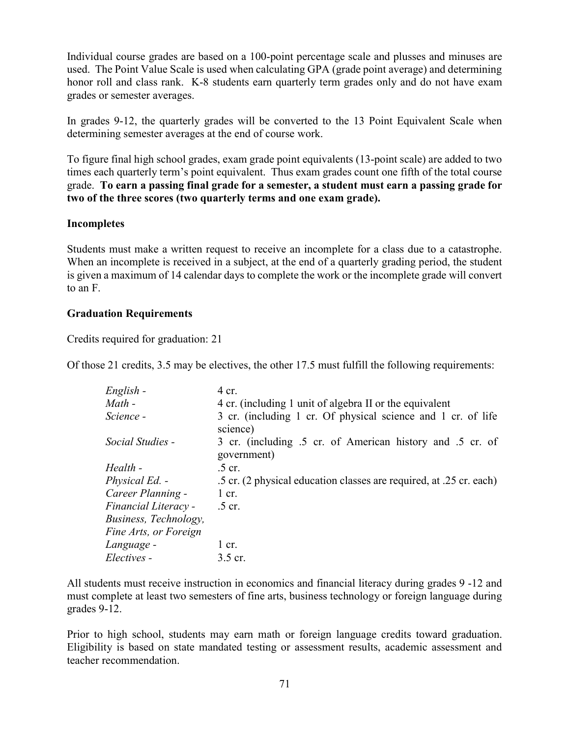Individual course grades are based on a 100-point percentage scale and plusses and minuses are used. The Point Value Scale is used when calculating GPA (grade point average) and determining honor roll and class rank. K-8 students earn quarterly term grades only and do not have exam grades or semester averages.

In grades 9-12, the quarterly grades will be converted to the 13 Point Equivalent Scale when determining semester averages at the end of course work.

To figure final high school grades, exam grade point equivalents (13-point scale) are added to two times each quarterly term's point equivalent. Thus exam grades count one fifth of the total course grade. **To earn a passing final grade for a semester, a student must earn a passing grade for two of the three scores (two quarterly terms and one exam grade).**

**Incompletes**

Students must make a written request to receive an incomplete for a class due to a catastrophe. When an incomplete is received in a subject, at the end of a quarterly grading period, the student is given a maximum of 14 calendar days to complete the work or the incomplete grade will convert to an F.

**Graduation Requirements**

Credits required for graduation: 21

Of those 21 credits, 3.5 may be electives, the other 17.5 must fulfill the following requirements:

| | |
|---|---|
| *English -* | 4 cr. |
| *Math -* | 4 cr. (including 1 unit of algebra II or the equivalent |
| *Science -* | 3 cr. (including 1 cr. Of physical science and 1 cr. of life science) |
| *Social Studies -* | 3 cr. (including .5 cr. of American history and .5 cr. of government) |
| *Health -* | .5 cr. |
| *Physical Ed. -* | .5 cr. (2 physical education classes are required, at .25 cr. each) |
| *Career Planning -* | 1 cr. |
| *Financial Literacy -* | .5 cr. |
| *Business, Technology, Fine Arts, or Foreign Language -* | 1 cr. |
| *Electives -* | 3.5 cr. |

All students must receive instruction in economics and financial literacy during grades 9 -12 and must complete at least two semesters of fine arts, business technology or foreign language during grades 9-12.

Prior to high school, students may earn math or foreign language credits toward graduation. Eligibility is based on state mandated testing or assessment results, academic assessment and teacher recommendation.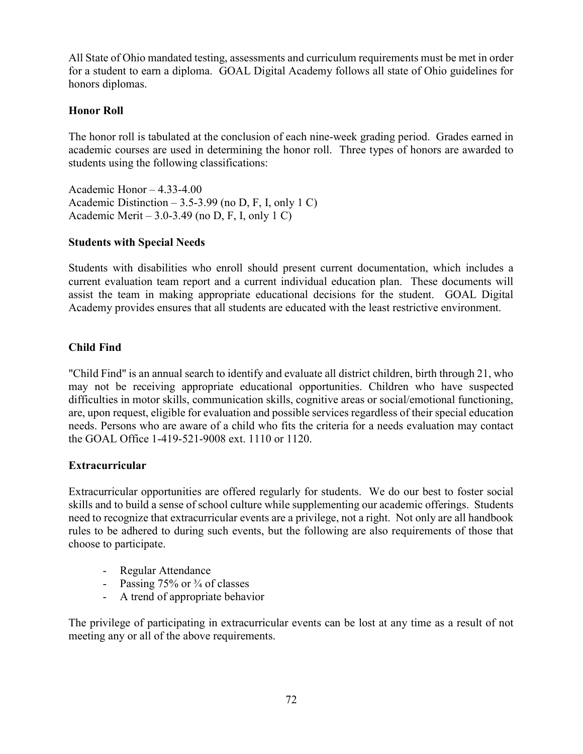All State of Ohio mandated testing, assessments and curriculum requirements must be met in order for a student to earn a diploma. GOAL Digital Academy follows all state of Ohio guidelines for honors diplomas.

**Honor Roll**

The honor roll is tabulated at the conclusion of each nine-week grading period. Grades earned in academic courses are used in determining the honor roll. Three types of honors are awarded to students using the following classifications:

Academic Honor – 4.33-4.00
Academic Distinction – 3.5-3.99 (no D, F, I, only 1 C)
Academic Merit – 3.0-3.49 (no D, F, I, only 1 C)

**Students with Special Needs**

Students with disabilities who enroll should present current documentation, which includes a current evaluation team report and a current individual education plan. These documents will assist the team in making appropriate educational decisions for the student. GOAL Digital Academy provides ensures that all students are educated with the least restrictive environment.

**Child Find**

"Child Find" is an annual search to identify and evaluate all district children, birth through 21, who may not be receiving appropriate educational opportunities. Children who have suspected difficulties in motor skills, communication skills, cognitive areas or social/emotional functioning, are, upon request, eligible for evaluation and possible services regardless of their special education needs. Persons who are aware of a child who fits the criteria for a needs evaluation may contact the GOAL Office 1-419-521-9008 ext. 1110 or 1120.

**Extracurricular**

Extracurricular opportunities are offered regularly for students. We do our best to foster social skills and to build a sense of school culture while supplementing our academic offerings. Students need to recognize that extracurricular events are a privilege, not a right. Not only are all handbook rules to be adhered to during such events, but the following are also requirements of those that choose to participate.

- Regular Attendance
- Passing 75% or ¾ of classes
- A trend of appropriate behavior

The privilege of participating in extracurricular events can be lost at any time as a result of not meeting any or all of the above requirements.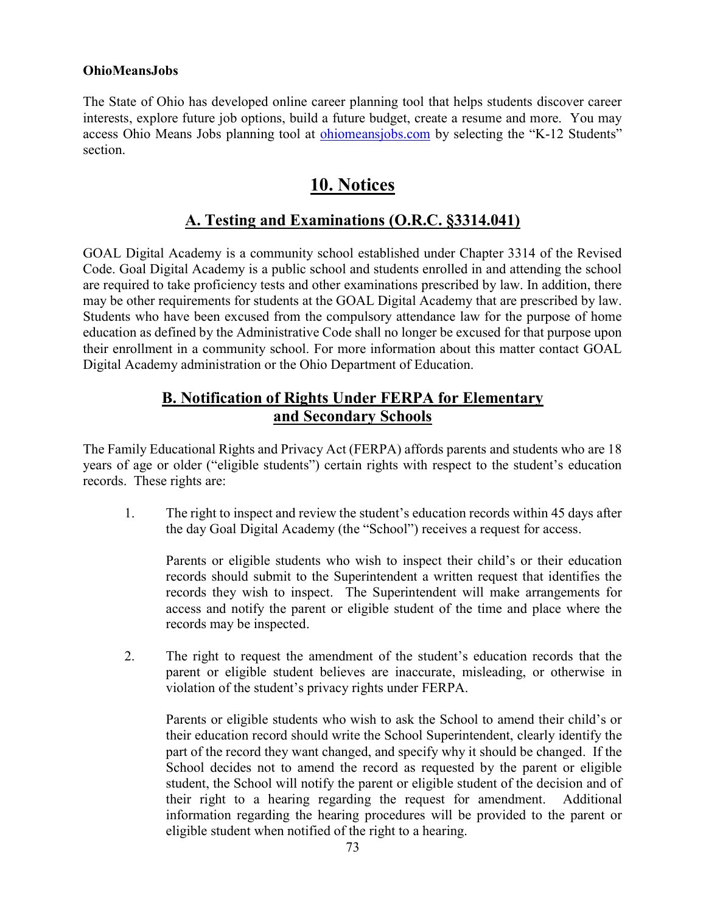**OhioMeansJobs**

The State of Ohio has developed online career planning tool that helps students discover career interests, explore future job options, build a future budget, create a resume and more. You may access Ohio Means Jobs planning tool at ohiomeansjobs.com by selecting the "K-12 Students" section.

# 10. Notices

## A. Testing and Examinations (O.R.C. §3314.041)

GOAL Digital Academy is a community school established under Chapter 3314 of the Revised Code. Goal Digital Academy is a public school and students enrolled in and attending the school are required to take proficiency tests and other examinations prescribed by law. In addition, there may be other requirements for students at the GOAL Digital Academy that are prescribed by law. Students who have been excused from the compulsory attendance law for the purpose of home education as defined by the Administrative Code shall no longer be excused for that purpose upon their enrollment in a community school. For more information about this matter contact GOAL Digital Academy administration or the Ohio Department of Education.

## B. Notification of Rights Under FERPA for Elementary and Secondary Schools

The Family Educational Rights and Privacy Act (FERPA) affords parents and students who are 18 years of age or older ("eligible students") certain rights with respect to the student's education records. These rights are:

1. The right to inspect and review the student's education records within 45 days after the day Goal Digital Academy (the "School") receives a request for access.

   Parents or eligible students who wish to inspect their child's or their education records should submit to the Superintendent a written request that identifies the records they wish to inspect. The Superintendent will make arrangements for access and notify the parent or eligible student of the time and place where the records may be inspected.

2. The right to request the amendment of the student's education records that the parent or eligible student believes are inaccurate, misleading, or otherwise in violation of the student's privacy rights under FERPA.

   Parents or eligible students who wish to ask the School to amend their child's or their education record should write the School Superintendent, clearly identify the part of the record they want changed, and specify why it should be changed. If the School decides not to amend the record as requested by the parent or eligible student, the School will notify the parent or eligible student of the decision and of their right to a hearing regarding the request for amendment. Additional information regarding the hearing procedures will be provided to the parent or eligible student when notified of the right to a hearing.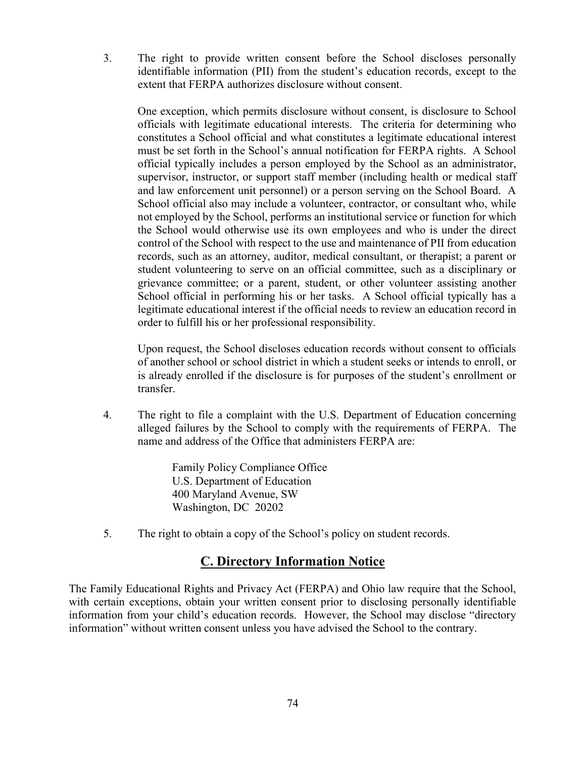3. The right to provide written consent before the School discloses personally identifiable information (PII) from the student's education records, except to the extent that FERPA authorizes disclosure without consent.

   One exception, which permits disclosure without consent, is disclosure to School officials with legitimate educational interests. The criteria for determining who constitutes a School official and what constitutes a legitimate educational interest must be set forth in the School's annual notification for FERPA rights. A School official typically includes a person employed by the School as an administrator, supervisor, instructor, or support staff member (including health or medical staff and law enforcement unit personnel) or a person serving on the School Board. A School official also may include a volunteer, contractor, or consultant who, while not employed by the School, performs an institutional service or function for which the School would otherwise use its own employees and who is under the direct control of the School with respect to the use and maintenance of PII from education records, such as an attorney, auditor, medical consultant, or therapist; a parent or student volunteering to serve on an official committee, such as a disciplinary or grievance committee; or a parent, student, or other volunteer assisting another School official in performing his or her tasks. A School official typically has a legitimate educational interest if the official needs to review an education record in order to fulfill his or her professional responsibility.

   Upon request, the School discloses education records without consent to officials of another school or school district in which a student seeks or intends to enroll, or is already enrolled if the disclosure is for purposes of the student's enrollment or transfer.

4. The right to file a complaint with the U.S. Department of Education concerning alleged failures by the School to comply with the requirements of FERPA. The name and address of the Office that administers FERPA are:

   Family Policy Compliance Office
   U.S. Department of Education
   400 Maryland Avenue, SW
   Washington, DC 20202

5. The right to obtain a copy of the School's policy on student records.

## C. Directory Information Notice

The Family Educational Rights and Privacy Act (FERPA) and Ohio law require that the School, with certain exceptions, obtain your written consent prior to disclosing personally identifiable information from your child's education records. However, the School may disclose "directory information" without written consent unless you have advised the School to the contrary.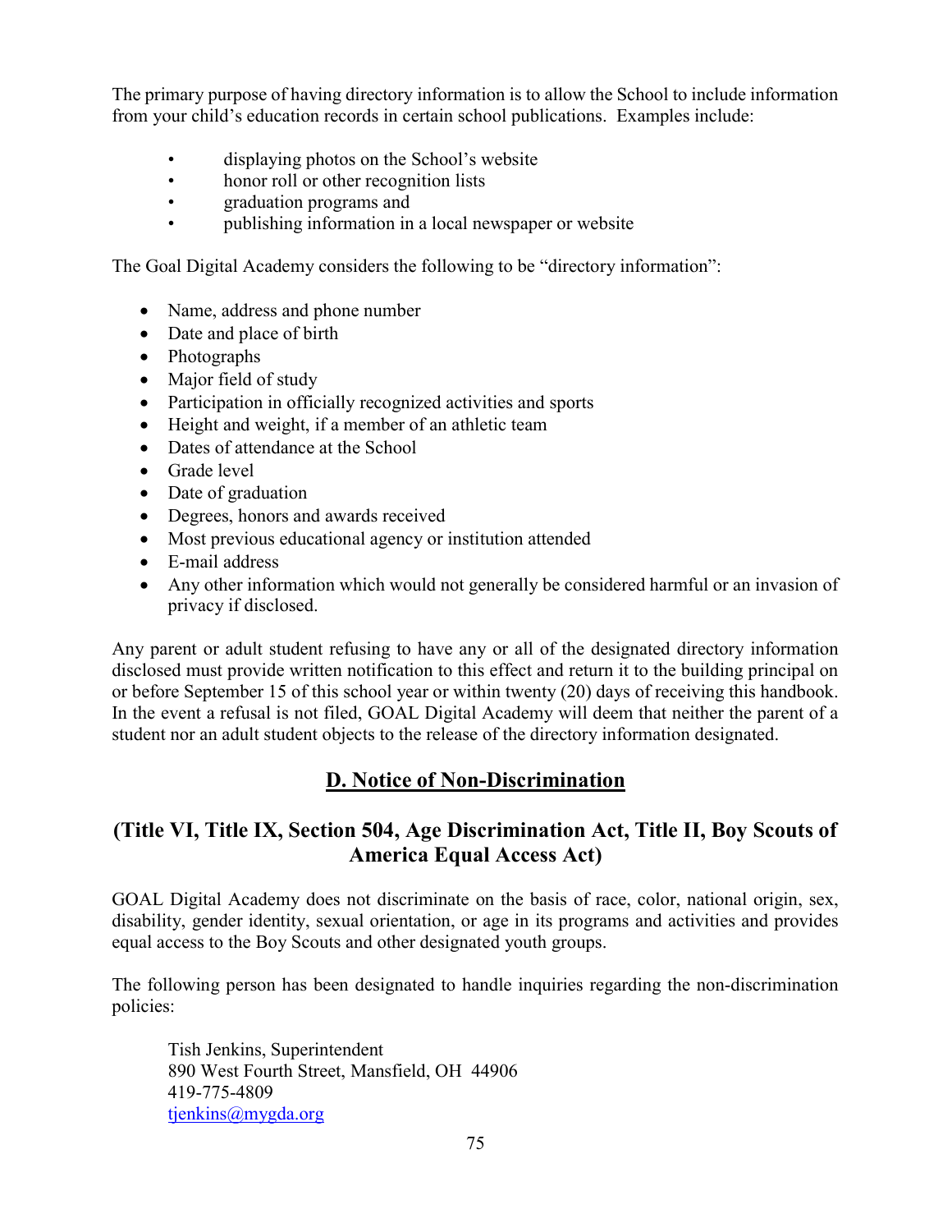The primary purpose of having directory information is to allow the School to include information from your child's education records in certain school publications. Examples include:

- displaying photos on the School's website
- honor roll or other recognition lists
- graduation programs and
- publishing information in a local newspaper or website

The Goal Digital Academy considers the following to be "directory information":

- Name, address and phone number
- Date and place of birth
- Photographs
- Major field of study
- Participation in officially recognized activities and sports
- Height and weight, if a member of an athletic team
- Dates of attendance at the School
- Grade level
- Date of graduation
- Degrees, honors and awards received
- Most previous educational agency or institution attended
- E-mail address
- Any other information which would not generally be considered harmful or an invasion of privacy if disclosed.

Any parent or adult student refusing to have any or all of the designated directory information disclosed must provide written notification to this effect and return it to the building principal on or before September 15 of this school year or within twenty (20) days of receiving this handbook. In the event a refusal is not filed, GOAL Digital Academy will deem that neither the parent of a student nor an adult student objects to the release of the directory information designated.

## D. Notice of Non-Discrimination

### (Title VI, Title IX, Section 504, Age Discrimination Act, Title II, Boy Scouts of America Equal Access Act)

GOAL Digital Academy does not discriminate on the basis of race, color, national origin, sex, disability, gender identity, sexual orientation, or age in its programs and activities and provides equal access to the Boy Scouts and other designated youth groups.

The following person has been designated to handle inquiries regarding the non-discrimination policies:

Tish Jenkins, Superintendent
890 West Fourth Street, Mansfield, OH 44906
419-775-4809
tjenkins@mygda.org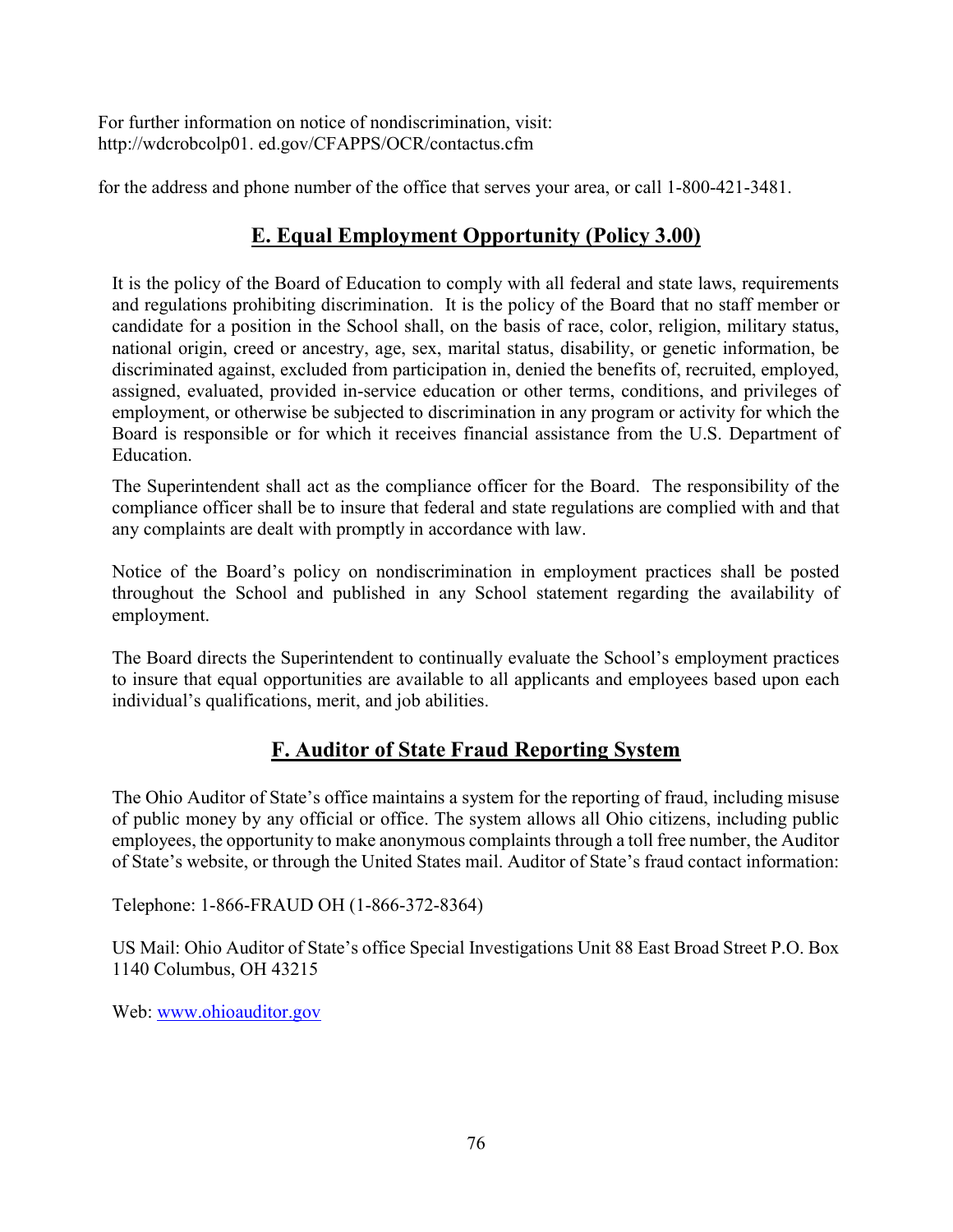For further information on notice of nondiscrimination, visit:
http://wdcrobcolp01. ed.gov/CFAPPS/OCR/contactus.cfm

for the address and phone number of the office that serves your area, or call 1-800-421-3481.

## E. Equal Employment Opportunity (Policy 3.00)

It is the policy of the Board of Education to comply with all federal and state laws, requirements and regulations prohibiting discrimination. It is the policy of the Board that no staff member or candidate for a position in the School shall, on the basis of race, color, religion, military status, national origin, creed or ancestry, age, sex, marital status, disability, or genetic information, be discriminated against, excluded from participation in, denied the benefits of, recruited, employed, assigned, evaluated, provided in-service education or other terms, conditions, and privileges of employment, or otherwise be subjected to discrimination in any program or activity for which the Board is responsible or for which it receives financial assistance from the U.S. Department of Education.

The Superintendent shall act as the compliance officer for the Board. The responsibility of the compliance officer shall be to insure that federal and state regulations are complied with and that any complaints are dealt with promptly in accordance with law.

Notice of the Board's policy on nondiscrimination in employment practices shall be posted throughout the School and published in any School statement regarding the availability of employment.

The Board directs the Superintendent to continually evaluate the School's employment practices to insure that equal opportunities are available to all applicants and employees based upon each individual's qualifications, merit, and job abilities.

## F. Auditor of State Fraud Reporting System

The Ohio Auditor of State's office maintains a system for the reporting of fraud, including misuse of public money by any official or office. The system allows all Ohio citizens, including public employees, the opportunity to make anonymous complaints through a toll free number, the Auditor of State's website, or through the United States mail. Auditor of State's fraud contact information:

Telephone: 1-866-FRAUD OH (1-866-372-8364)

US Mail: Ohio Auditor of State's office Special Investigations Unit 88 East Broad Street P.O. Box 1140 Columbus, OH 43215

Web: www.ohioauditor.gov